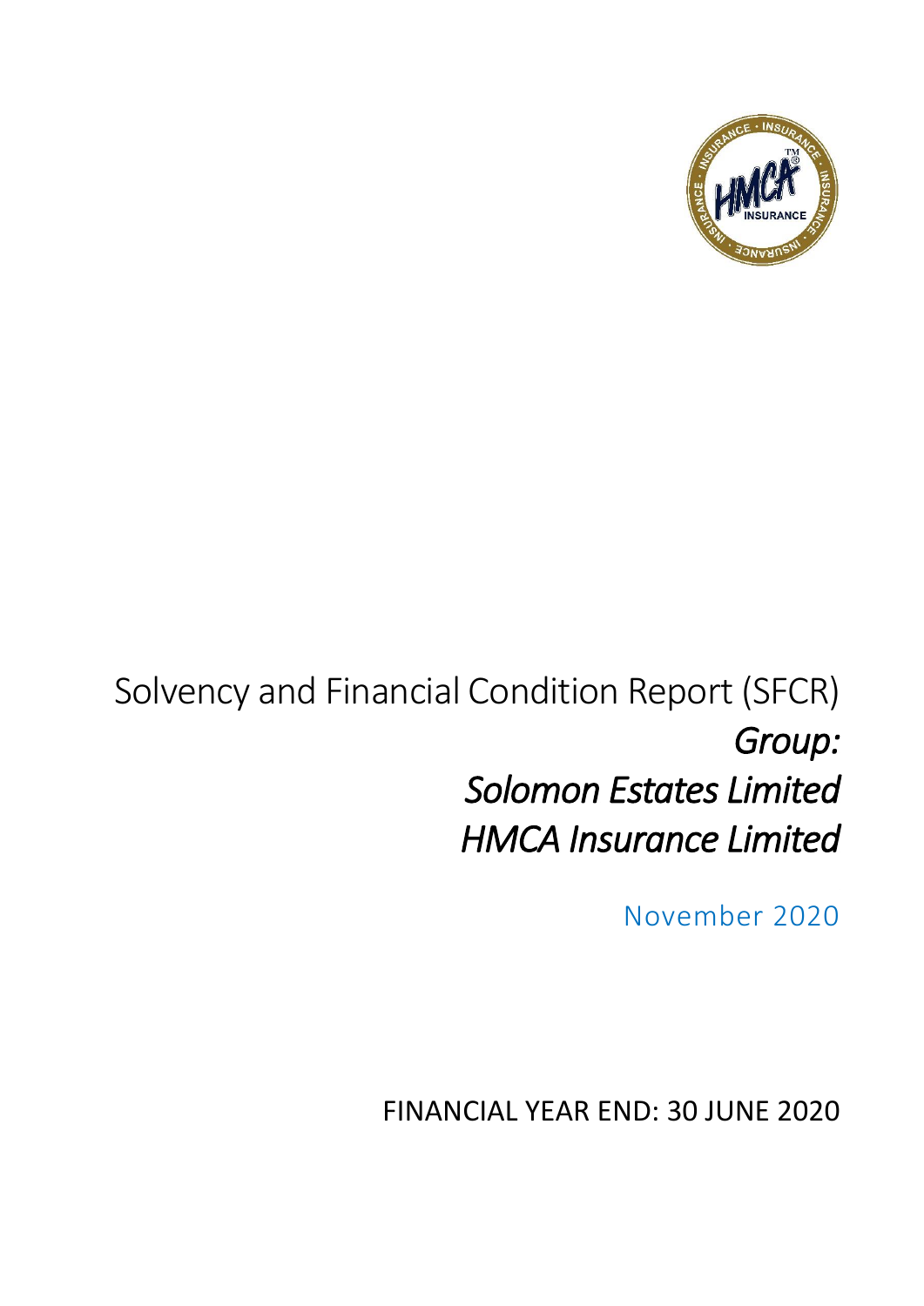# Solvency and Financial Condition Report (SFCR)

*Group:*

*Solomon Estates Limited*

*HMCA Insurance Limited*

November 2020

FINANCIAL YEAR END: 30 JUNE 2020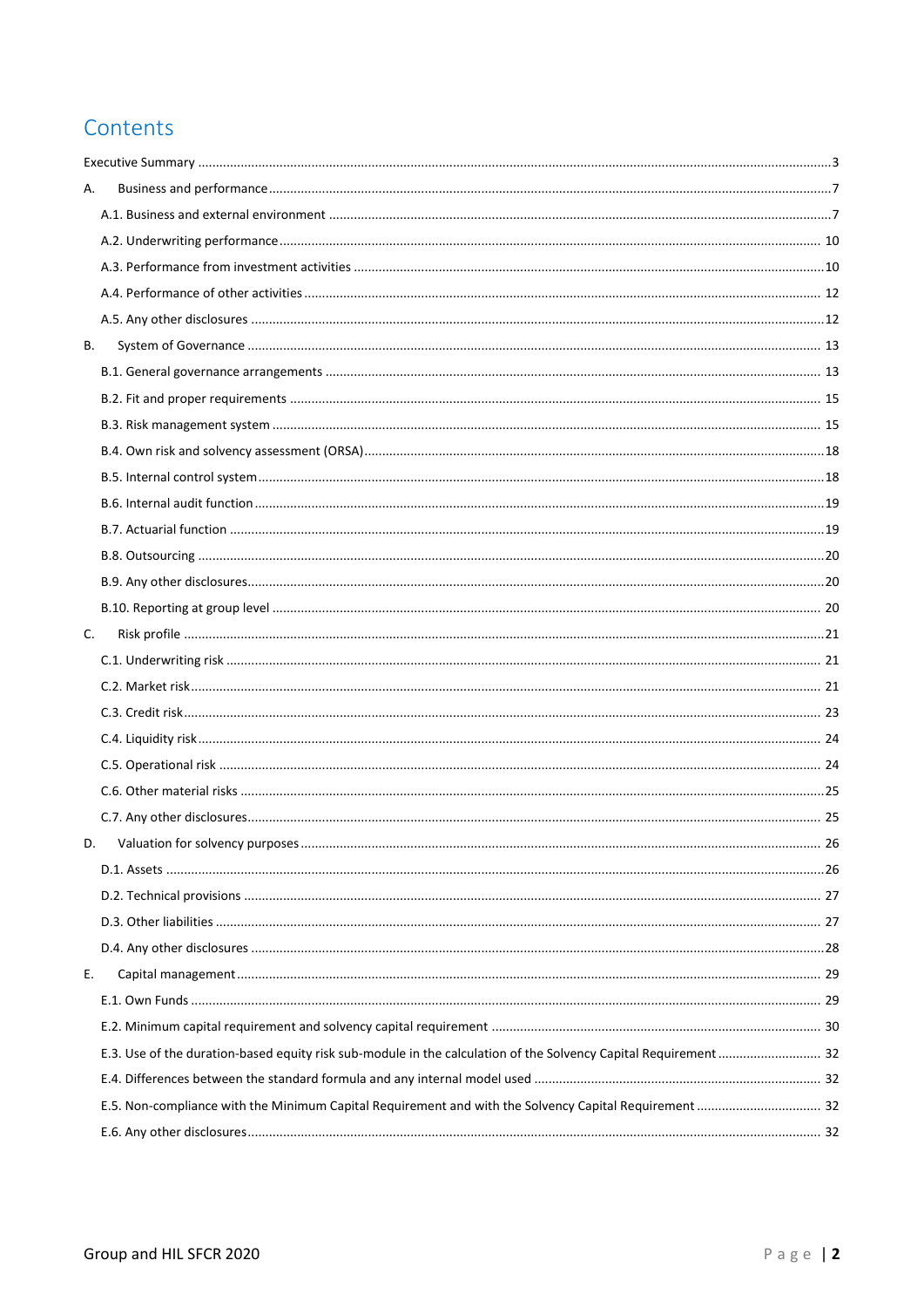# Contents

Executive Summary ........................................................................................................ 3

A. Business and performance ........................................................................................ 7

- A.1. Business and external environment ........................................................................ 7
- A.2. Underwriting performance ..................................................................................... 10
- A.3. Performance from investment activities ................................................................ 10
- A.4. Performance of other activities ............................................................................. 12
- A.5. Any other disclosures ............................................................................................ 12

B. System of Governance ................................................................................................ 13

- B.1. General governance arrangements ........................................................................ 13
- B.2. Fit and proper requirements ................................................................................... 15
- B.3. Risk management system ....................................................................................... 15
- B.4. Own risk and solvency assessment (ORSA) ............................................................. 18
- B.5. Internal control system .......................................................................................... 18
- B.6. Internal audit function ........................................................................................... 19
- B.7. Actuarial function ................................................................................................... 19
- B.8. Outsourcing ............................................................................................................ 20
- B.9. Any other disclosures .............................................................................................. 20
- B.10. Reporting at group level ........................................................................................ 20

C. Risk profile ................................................................................................................. 21

- C.1. Underwriting risk .................................................................................................... 21
- C.2. Market risk .............................................................................................................. 21
- C.3. Credit risk ............................................................................................................... 23
- C.4. Liquidity risk ........................................................................................................... 24
- C.5. Operational risk ...................................................................................................... 24
- C.6. Other material risks ................................................................................................ 25
- C.7. Any other disclosures ............................................................................................. 25

D. Valuation for solvency purposes ................................................................................ 26

- D.1. Assets ...................................................................................................................... 26
- D.2. Technical provisions ................................................................................................ 27
- D.3. Other liabilities ........................................................................................................ 27
- D.4. Any other disclosures .............................................................................................. 28

E. Capital management .................................................................................................. 29

- E.1. Own Funds ............................................................................................................... 29
- E.2. Minimum capital requirement and solvency capital requirement ........................... 30
- E.3. Use of the duration-based equity risk sub-module in the calculation of the Solvency Capital Requirement ........ 32
- E.4. Differences between the standard formula and any internal model used ............... 32
- E.5. Non-compliance with the Minimum Capital Requirement and with the Solvency Capital Requirement ........ 32
- E.6. Any other disclosures ............................................................................................... 32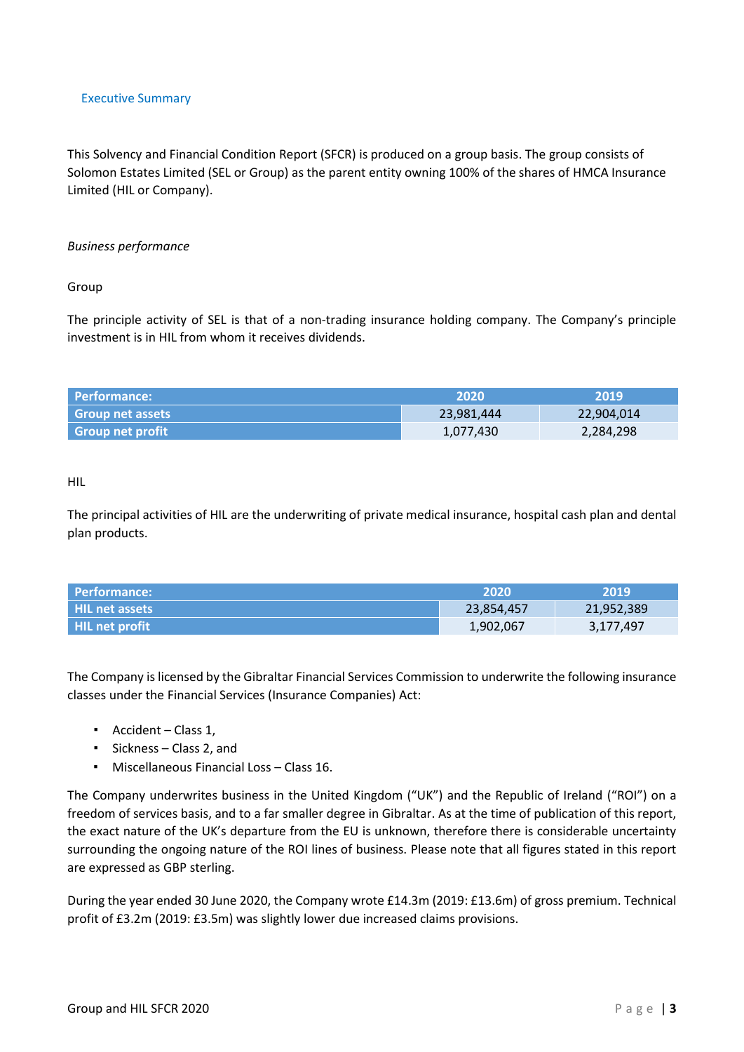## Executive Summary

This Solvency and Financial Condition Report (SFCR) is produced on a group basis. The group consists of Solomon Estates Limited (SEL or Group) as the parent entity owning 100% of the shares of HMCA Insurance Limited (HIL or Company).

*Business performance*

Group

The principle activity of SEL is that of a non-trading insurance holding company. The Company's principle investment is in HIL from whom it receives dividends.

| Performance: | 2020 | 2019 |
|---|---|---|
| Group net assets | 23,981,444 | 22,904,014 |
| Group net profit | 1,077,430 | 2,284,298 |

HIL

The principal activities of HIL are the underwriting of private medical insurance, hospital cash plan and dental plan products.

| Performance: | 2020 | 2019 |
|---|---|---|
| HIL net assets | 23,854,457 | 21,952,389 |
| HIL net profit | 1,902,067 | 3,177,497 |

The Company is licensed by the Gibraltar Financial Services Commission to underwrite the following insurance classes under the Financial Services (Insurance Companies) Act:

- Accident – Class 1,
- Sickness – Class 2, and
- Miscellaneous Financial Loss – Class 16.

The Company underwrites business in the United Kingdom ("UK") and the Republic of Ireland ("ROI") on a freedom of services basis, and to a far smaller degree in Gibraltar. As at the time of publication of this report, the exact nature of the UK's departure from the EU is unknown, therefore there is considerable uncertainty surrounding the ongoing nature of the ROI lines of business. Please note that all figures stated in this report are expressed as GBP sterling.

During the year ended 30 June 2020, the Company wrote £14.3m (2019: £13.6m) of gross premium. Technical profit of £3.2m (2019: £3.5m) was slightly lower due increased claims provisions.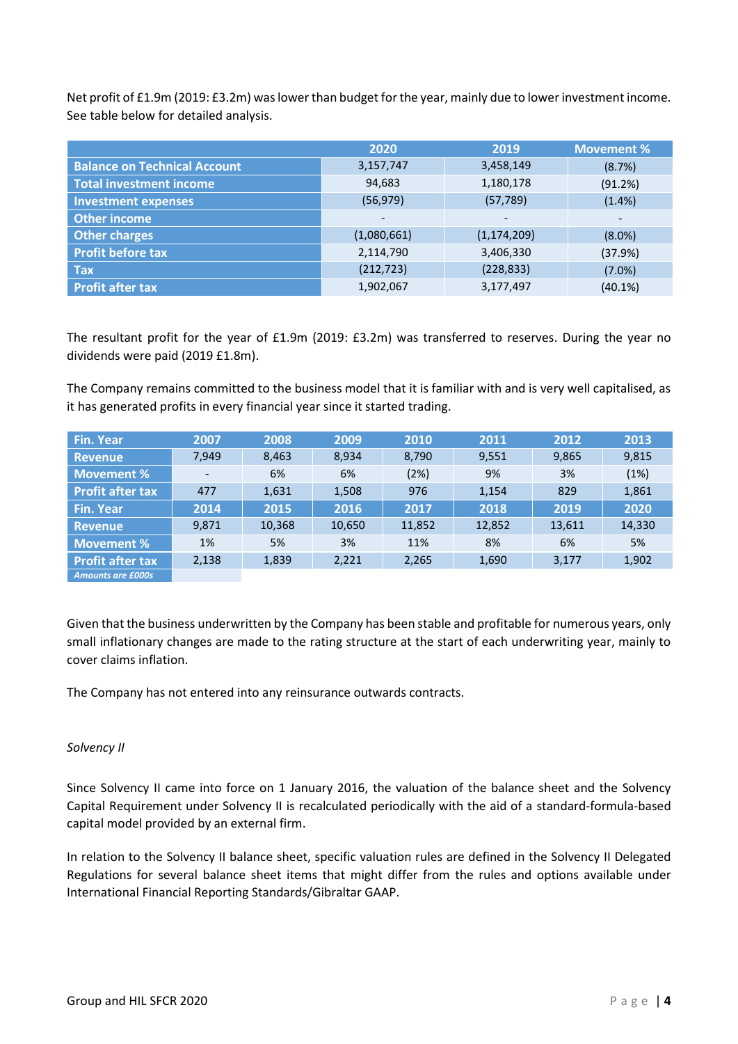Net profit of £1.9m (2019: £3.2m) was lower than budget for the year, mainly due to lower investment income. See table below for detailed analysis.

| | 2020 | 2019 | Movement % |
|---|---|---|---|
| **Balance on Technical Account** | 3,157,747 | 3,458,149 | (8.7%) |
| **Total investment income** | 94,683 | 1,180,178 | (91.2%) |
| **Investment expenses** | (56,979) | (57,789) | (1.4%) |
| **Other income** | - | - | - |
| **Other charges** | (1,080,661) | (1,174,209) | (8.0%) |
| **Profit before tax** | 2,114,790 | 3,406,330 | (37.9%) |
| **Tax** | (212,723) | (228,833) | (7.0%) |
| **Profit after tax** | 1,902,067 | 3,177,497 | (40.1%) |

The resultant profit for the year of £1.9m (2019: £3.2m) was transferred to reserves. During the year no dividends were paid (2019 £1.8m).

The Company remains committed to the business model that it is familiar with and is very well capitalised, as it has generated profits in every financial year since it started trading.

| **Fin. Year** | **2007** | **2008** | **2009** | **2010** | **2011** | **2012** | **2013** |
|---|---|---|---|---|---|---|---|
| **Revenue** | 7,949 | 8,463 | 8,934 | 8,790 | 9,551 | 9,865 | 9,815 |
| **Movement %** | - | 6% | 6% | (2%) | 9% | 3% | (1%) |
| **Profit after tax** | 477 | 1,631 | 1,508 | 976 | 1,154 | 829 | 1,861 |
| **Fin. Year** | **2014** | **2015** | **2016** | **2017** | **2018** | **2019** | **2020** |
| **Revenue** | 9,871 | 10,368 | 10,650 | 11,852 | 12,852 | 13,611 | 14,330 |
| **Movement %** | 1% | 5% | 3% | 11% | 8% | 6% | 5% |
| **Profit after tax** | 2,138 | 1,839 | 2,221 | 2,265 | 1,690 | 3,177 | 1,902 |

*Amounts are £000s*

Given that the business underwritten by the Company has been stable and profitable for numerous years, only small inflationary changes are made to the rating structure at the start of each underwriting year, mainly to cover claims inflation.

The Company has not entered into any reinsurance outwards contracts.

*Solvency II*

Since Solvency II came into force on 1 January 2016, the valuation of the balance sheet and the Solvency Capital Requirement under Solvency II is recalculated periodically with the aid of a standard-formula-based capital model provided by an external firm.

In relation to the Solvency II balance sheet, specific valuation rules are defined in the Solvency II Delegated Regulations for several balance sheet items that might differ from the rules and options available under International Financial Reporting Standards/Gibraltar GAAP.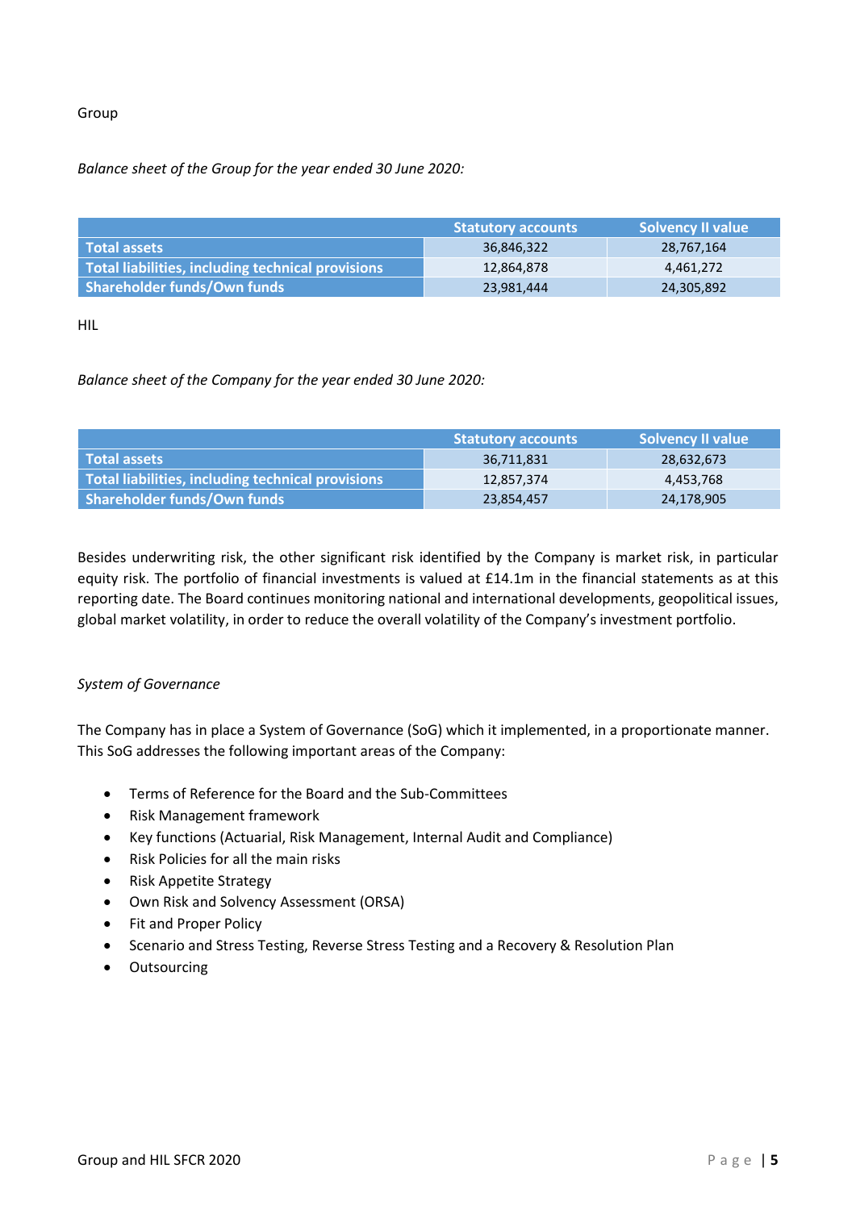Group

*Balance sheet of the Group for the year ended 30 June 2020:*

| | Statutory accounts | Solvency II value |
|---|---|---|
| **Total assets** | 36,846,322 | 28,767,164 |
| **Total liabilities, including technical provisions** | 12,864,878 | 4,461,272 |
| **Shareholder funds/Own funds** | 23,981,444 | 24,305,892 |

HIL

*Balance sheet of the Company for the year ended 30 June 2020:*

| | Statutory accounts | Solvency II value |
|---|---|---|
| **Total assets** | 36,711,831 | 28,632,673 |
| **Total liabilities, including technical provisions** | 12,857,374 | 4,453,768 |
| **Shareholder funds/Own funds** | 23,854,457 | 24,178,905 |

Besides underwriting risk, the other significant risk identified by the Company is market risk, in particular equity risk. The portfolio of financial investments is valued at £14.1m in the financial statements as at this reporting date. The Board continues monitoring national and international developments, geopolitical issues, global market volatility, in order to reduce the overall volatility of the Company's investment portfolio.

*System of Governance*

The Company has in place a System of Governance (SoG) which it implemented, in a proportionate manner. This SoG addresses the following important areas of the Company:

- Terms of Reference for the Board and the Sub-Committees
- Risk Management framework
- Key functions (Actuarial, Risk Management, Internal Audit and Compliance)
- Risk Policies for all the main risks
- Risk Appetite Strategy
- Own Risk and Solvency Assessment (ORSA)
- Fit and Proper Policy
- Scenario and Stress Testing, Reverse Stress Testing and a Recovery & Resolution Plan
- Outsourcing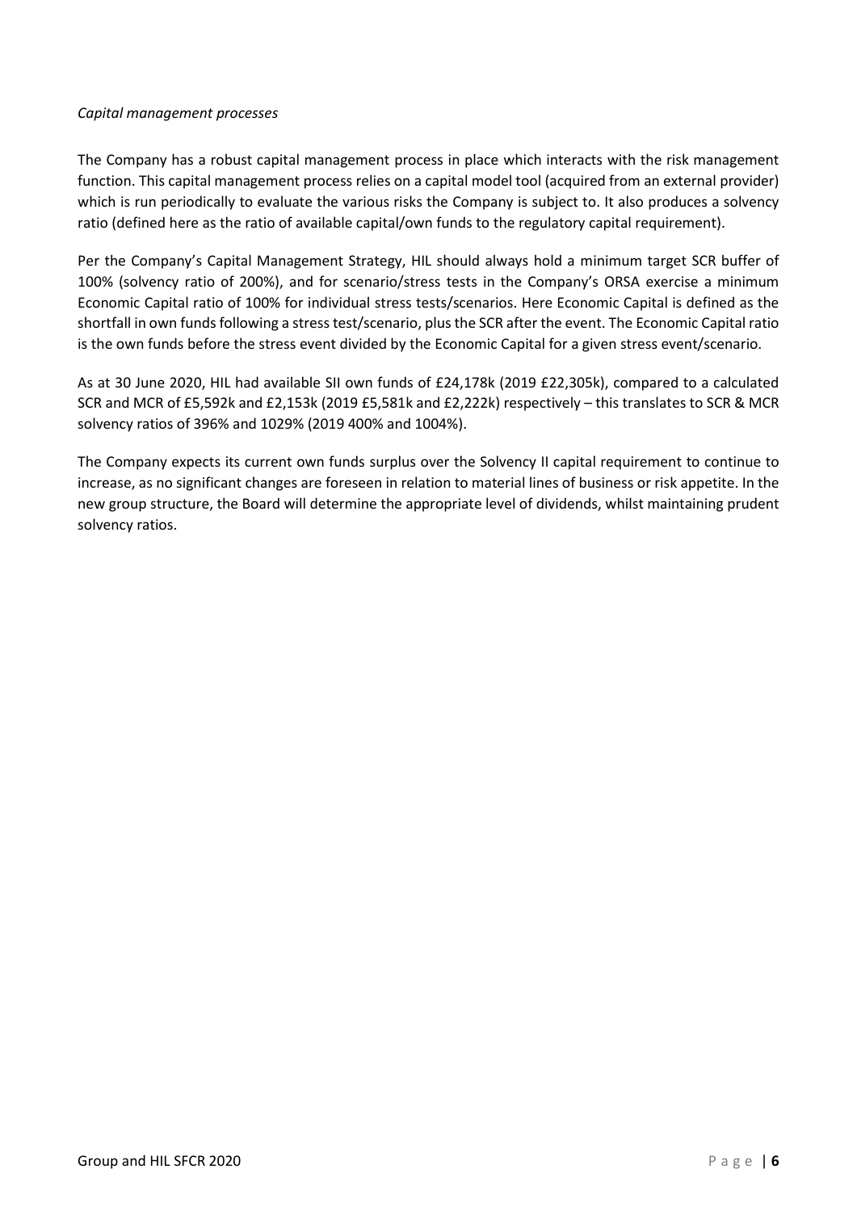*Capital management processes*

The Company has a robust capital management process in place which interacts with the risk management function. This capital management process relies on a capital model tool (acquired from an external provider) which is run periodically to evaluate the various risks the Company is subject to. It also produces a solvency ratio (defined here as the ratio of available capital/own funds to the regulatory capital requirement).

Per the Company's Capital Management Strategy, HIL should always hold a minimum target SCR buffer of 100% (solvency ratio of 200%), and for scenario/stress tests in the Company's ORSA exercise a minimum Economic Capital ratio of 100% for individual stress tests/scenarios. Here Economic Capital is defined as the shortfall in own funds following a stress test/scenario, plus the SCR after the event. The Economic Capital ratio is the own funds before the stress event divided by the Economic Capital for a given stress event/scenario.

As at 30 June 2020, HIL had available SII own funds of £24,178k (2019 £22,305k), compared to a calculated SCR and MCR of £5,592k and £2,153k (2019 £5,581k and £2,222k) respectively – this translates to SCR & MCR solvency ratios of 396% and 1029% (2019 400% and 1004%).

The Company expects its current own funds surplus over the Solvency II capital requirement to continue to increase, as no significant changes are foreseen in relation to material lines of business or risk appetite. In the new group structure, the Board will determine the appropriate level of dividends, whilst maintaining prudent solvency ratios.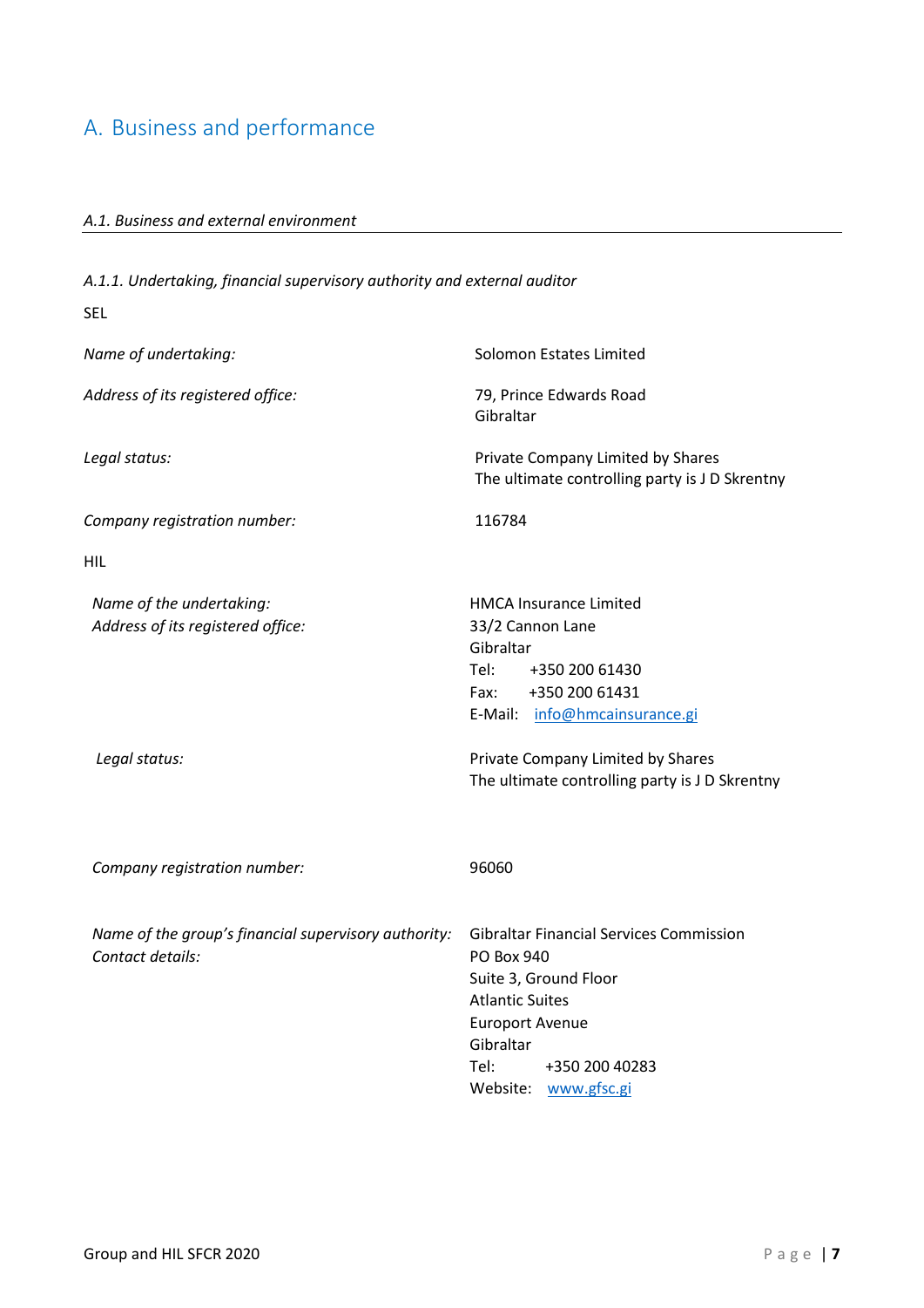# A. Business and performance

*A.1. Business and external environment*

*A.1.1. Undertaking, financial supervisory authority and external auditor*

SEL

| | |
|---|---|
| *Name of undertaking:* | Solomon Estates Limited |
| *Address of its registered office:* | 79, Prince Edwards Road<br>Gibraltar |
| *Legal status:* | Private Company Limited by Shares<br>The ultimate controlling party is J D Skrentny |
| *Company registration number:* | 116784 |

HIL

| | |
|---|---|
| *Name of the undertaking:*<br>*Address of its registered office:* | HMCA Insurance Limited<br>33/2 Cannon Lane<br>Gibraltar<br>Tel: +350 200 61430<br>Fax: +350 200 61431<br>E-Mail: info@hmcainsurance.gi |
| *Legal status:* | Private Company Limited by Shares<br>The ultimate controlling party is J D Skrentny |
| *Company registration number:* | 96060 |
| *Name of the group's financial supervisory authority:*<br>*Contact details:* | Gibraltar Financial Services Commission<br>PO Box 940<br>Suite 3, Ground Floor<br>Atlantic Suites<br>Europort Avenue<br>Gibraltar<br>Tel: +350 200 40283<br>Website: www.gfsc.gi |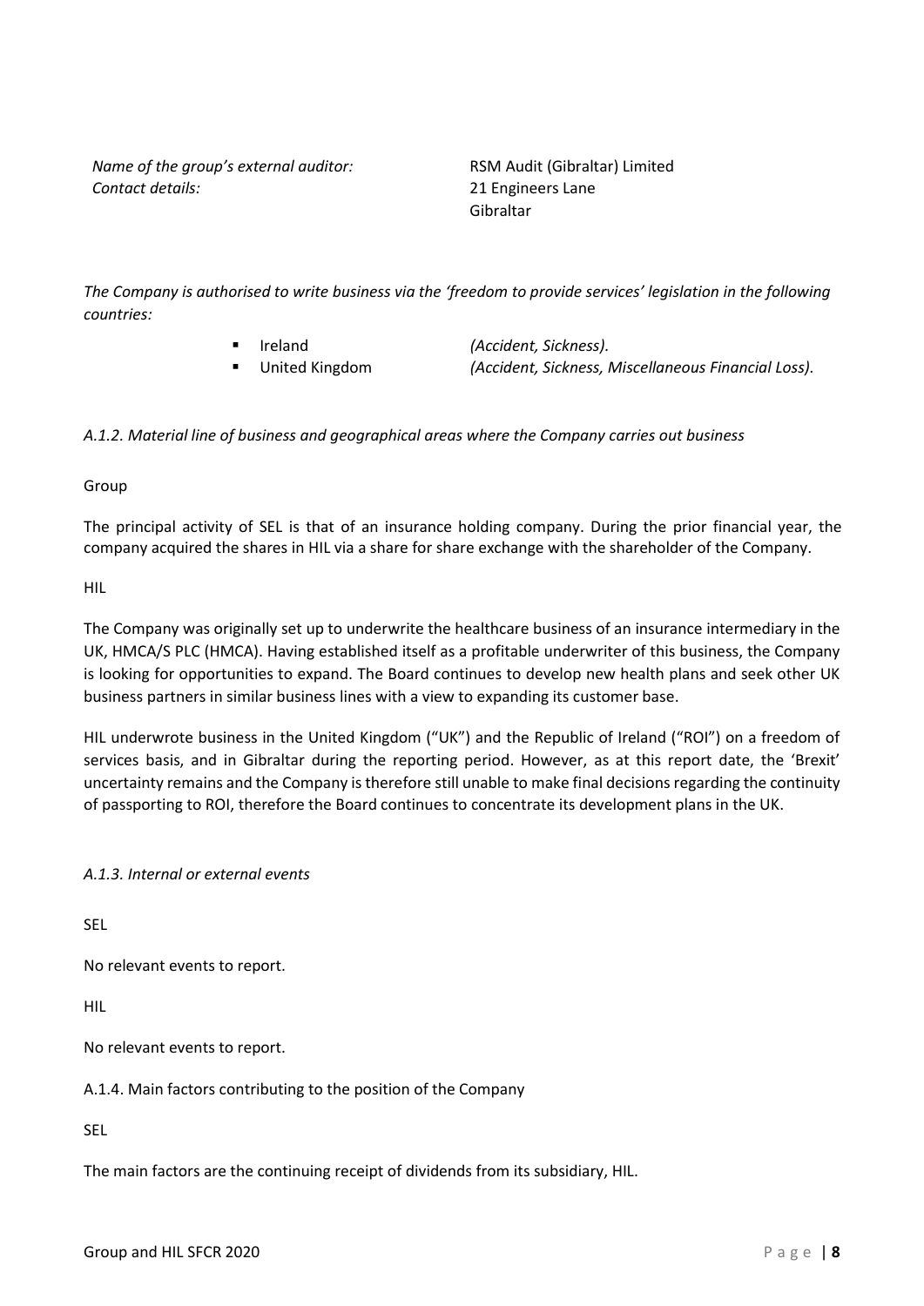*Name of the group's external auditor:* RSM Audit (Gibraltar) Limited
*Contact details:* 21 Engineers Lane
Gibraltar

*The Company is authorised to write business via the 'freedom to provide services' legislation in the following countries:*

- Ireland *(Accident, Sickness).*
- United Kingdom *(Accident, Sickness, Miscellaneous Financial Loss).*

*A.1.2. Material line of business and geographical areas where the Company carries out business*

Group

The principal activity of SEL is that of an insurance holding company. During the prior financial year, the company acquired the shares in HIL via a share for share exchange with the shareholder of the Company.

HIL

The Company was originally set up to underwrite the healthcare business of an insurance intermediary in the UK, HMCA/S PLC (HMCA). Having established itself as a profitable underwriter of this business, the Company is looking for opportunities to expand. The Board continues to develop new health plans and seek other UK business partners in similar business lines with a view to expanding its customer base.

HIL underwrote business in the United Kingdom ("UK") and the Republic of Ireland ("ROI") on a freedom of services basis, and in Gibraltar during the reporting period. However, as at this report date, the 'Brexit' uncertainty remains and the Company is therefore still unable to make final decisions regarding the continuity of passporting to ROI, therefore the Board continues to concentrate its development plans in the UK.

*A.1.3. Internal or external events*

SEL

No relevant events to report.

HIL

No relevant events to report.

A.1.4. Main factors contributing to the position of the Company

SEL

The main factors are the continuing receipt of dividends from its subsidiary, HIL.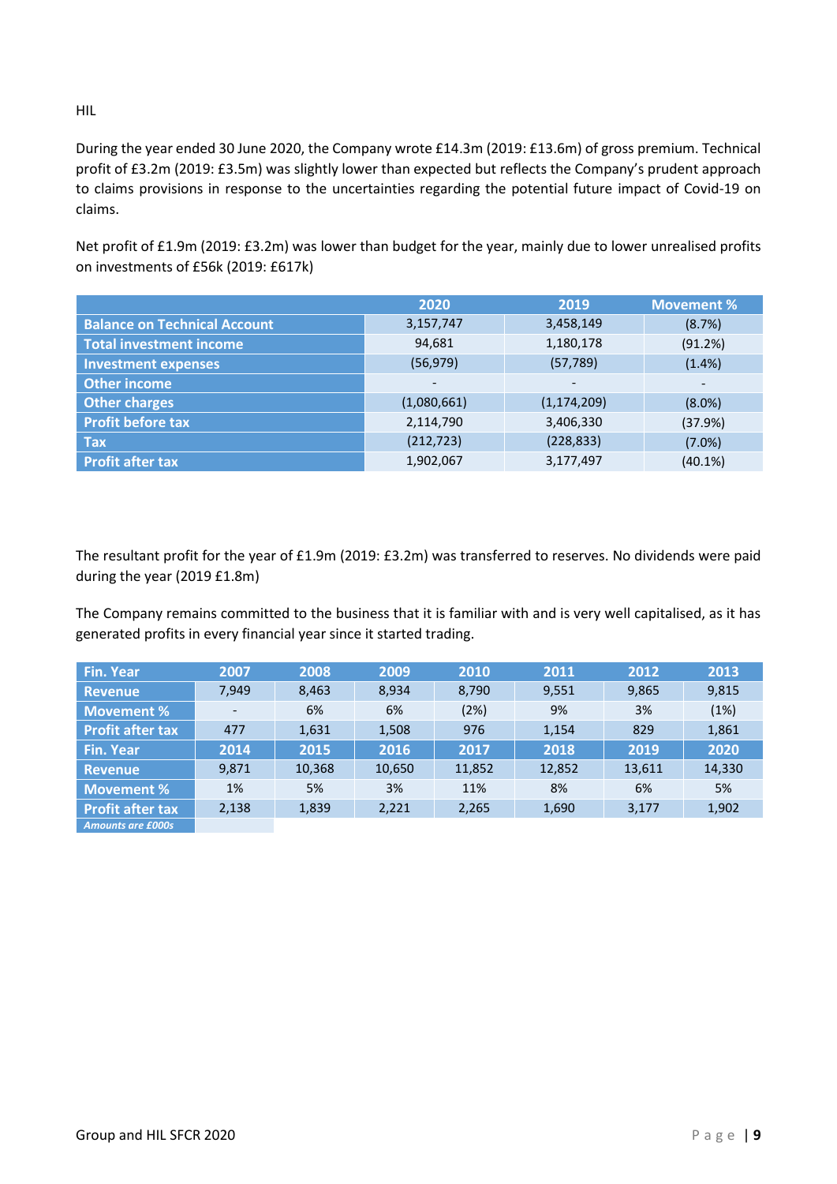HIL

During the year ended 30 June 2020, the Company wrote £14.3m (2019: £13.6m) of gross premium. Technical profit of £3.2m (2019: £3.5m) was slightly lower than expected but reflects the Company's prudent approach to claims provisions in response to the uncertainties regarding the potential future impact of Covid-19 on claims.

Net profit of £1.9m (2019: £3.2m) was lower than budget for the year, mainly due to lower unrealised profits on investments of £56k (2019: £617k)

| | 2020 | 2019 | Movement % |
|---|---|---|---|
| Balance on Technical Account | 3,157,747 | 3,458,149 | (8.7%) |
| Total investment income | 94,681 | 1,180,178 | (91.2%) |
| Investment expenses | (56,979) | (57,789) | (1.4%) |
| Other income | - | - | - |
| Other charges | (1,080,661) | (1,174,209) | (8.0%) |
| Profit before tax | 2,114,790 | 3,406,330 | (37.9%) |
| Tax | (212,723) | (228,833) | (7.0%) |
| Profit after tax | 1,902,067 | 3,177,497 | (40.1%) |

The resultant profit for the year of £1.9m (2019: £3.2m) was transferred to reserves. No dividends were paid during the year (2019 £1.8m)

The Company remains committed to the business that it is familiar with and is very well capitalised, as it has generated profits in every financial year since it started trading.

| Fin. Year | 2007 | 2008 | 2009 | 2010 | 2011 | 2012 | 2013 |
|---|---|---|---|---|---|---|---|
| Revenue | 7,949 | 8,463 | 8,934 | 8,790 | 9,551 | 9,865 | 9,815 |
| Movement % | - | 6% | 6% | (2%) | 9% | 3% | (1%) |
| Profit after tax | 477 | 1,631 | 1,508 | 976 | 1,154 | 829 | 1,861 |
| **Fin. Year** | **2014** | **2015** | **2016** | **2017** | **2018** | **2019** | **2020** |
| Revenue | 9,871 | 10,368 | 10,650 | 11,852 | 12,852 | 13,611 | 14,330 |
| Movement % | 1% | 5% | 3% | 11% | 8% | 6% | 5% |
| Profit after tax | 2,138 | 1,839 | 2,221 | 2,265 | 1,690 | 3,177 | 1,902 |

*Amounts are £000s*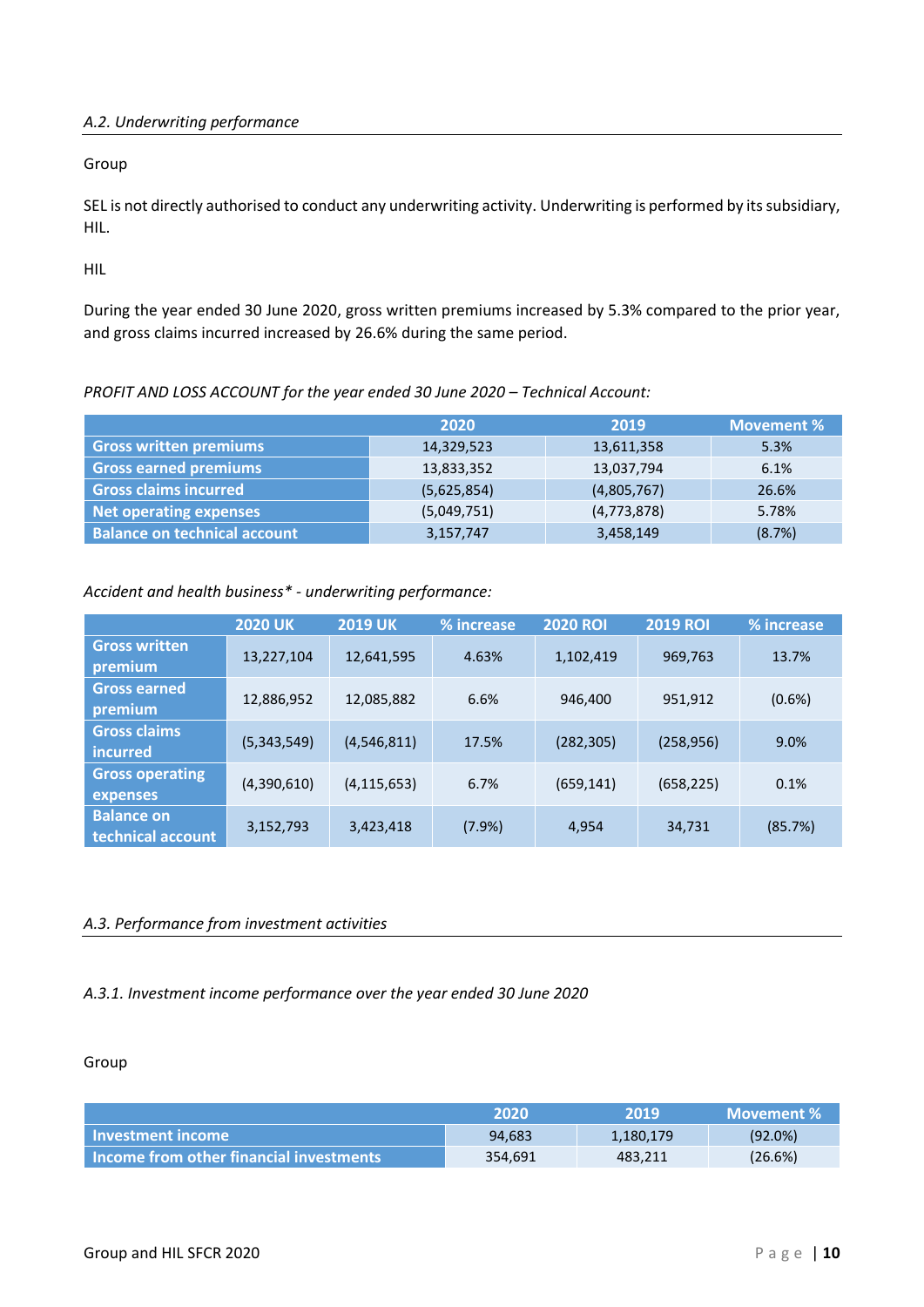## *A.2. Underwriting performance*

Group

SEL is not directly authorised to conduct any underwriting activity. Underwriting is performed by its subsidiary, HIL.

HIL

During the year ended 30 June 2020, gross written premiums increased by 5.3% compared to the prior year, and gross claims incurred increased by 26.6% during the same period.

*PROFIT AND LOSS ACCOUNT for the year ended 30 June 2020 – Technical Account:*

| | 2020 | 2019 | Movement % |
|---|---|---|---|
| Gross written premiums | 14,329,523 | 13,611,358 | 5.3% |
| Gross earned premiums | 13,833,352 | 13,037,794 | 6.1% |
| Gross claims incurred | (5,625,854) | (4,805,767) | 26.6% |
| Net operating expenses | (5,049,751) | (4,773,878) | 5.78% |
| Balance on technical account | 3,157,747 | 3,458,149 | (8.7%) |

*Accident and health business\* - underwriting performance:*

| | 2020 UK | 2019 UK | % increase | 2020 ROI | 2019 ROI | % increase |
|---|---|---|---|---|---|---|
| Gross written premium | 13,227,104 | 12,641,595 | 4.63% | 1,102,419 | 969,763 | 13.7% |
| Gross earned premium | 12,886,952 | 12,085,882 | 6.6% | 946,400 | 951,912 | (0.6%) |
| Gross claims incurred | (5,343,549) | (4,546,811) | 17.5% | (282,305) | (258,956) | 9.0% |
| Gross operating expenses | (4,390,610) | (4,115,653) | 6.7% | (659,141) | (658,225) | 0.1% |
| Balance on technical account | 3,152,793 | 3,423,418 | (7.9%) | 4,954 | 34,731 | (85.7%) |

## *A.3. Performance from investment activities*

### *A.3.1. Investment income performance over the year ended 30 June 2020*

Group

| | 2020 | 2019 | Movement % |
|---|---|---|---|
| Investment income | 94,683 | 1,180,179 | (92.0%) |
| Income from other financial investments | 354,691 | 483,211 | (26.6%) |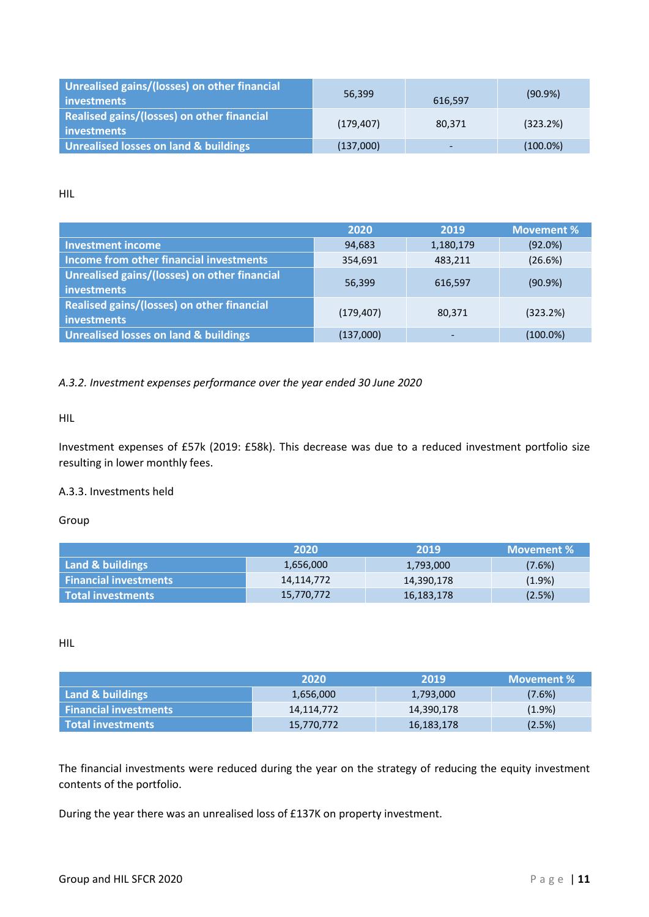| | | | |
|---|---|---|---|
| **Unrealised gains/(losses) on other financial investments** | 56,399 | 616,597 | (90.9%) |
| **Realised gains/(losses) on other financial investments** | (179,407) | 80,371 | (323.2%) |
| **Unrealised losses on land & buildings** | (137,000) | - | (100.0%) |

HIL

| | 2020 | 2019 | Movement % |
|---|---|---|---|
| **Investment income** | 94,683 | 1,180,179 | (92.0%) |
| **Income from other financial investments** | 354,691 | 483,211 | (26.6%) |
| **Unrealised gains/(losses) on other financial investments** | 56,399 | 616,597 | (90.9%) |
| **Realised gains/(losses) on other financial investments** | (179,407) | 80,371 | (323.2%) |
| **Unrealised losses on land & buildings** | (137,000) | - | (100.0%) |

*A.3.2. Investment expenses performance over the year ended 30 June 2020*

HIL

Investment expenses of £57k (2019: £58k). This decrease was due to a reduced investment portfolio size resulting in lower monthly fees.

A.3.3. Investments held

Group

| | 2020 | 2019 | Movement % |
|---|---|---|---|
| **Land & buildings** | 1,656,000 | 1,793,000 | (7.6%) |
| **Financial investments** | 14,114,772 | 14,390,178 | (1.9%) |
| **Total investments** | 15,770,772 | 16,183,178 | (2.5%) |

HIL

| | 2020 | 2019 | Movement % |
|---|---|---|---|
| **Land & buildings** | 1,656,000 | 1,793,000 | (7.6%) |
| **Financial investments** | 14,114,772 | 14,390,178 | (1.9%) |
| **Total investments** | 15,770,772 | 16,183,178 | (2.5%) |

The financial investments were reduced during the year on the strategy of reducing the equity investment contents of the portfolio.

During the year there was an unrealised loss of £137K on property investment.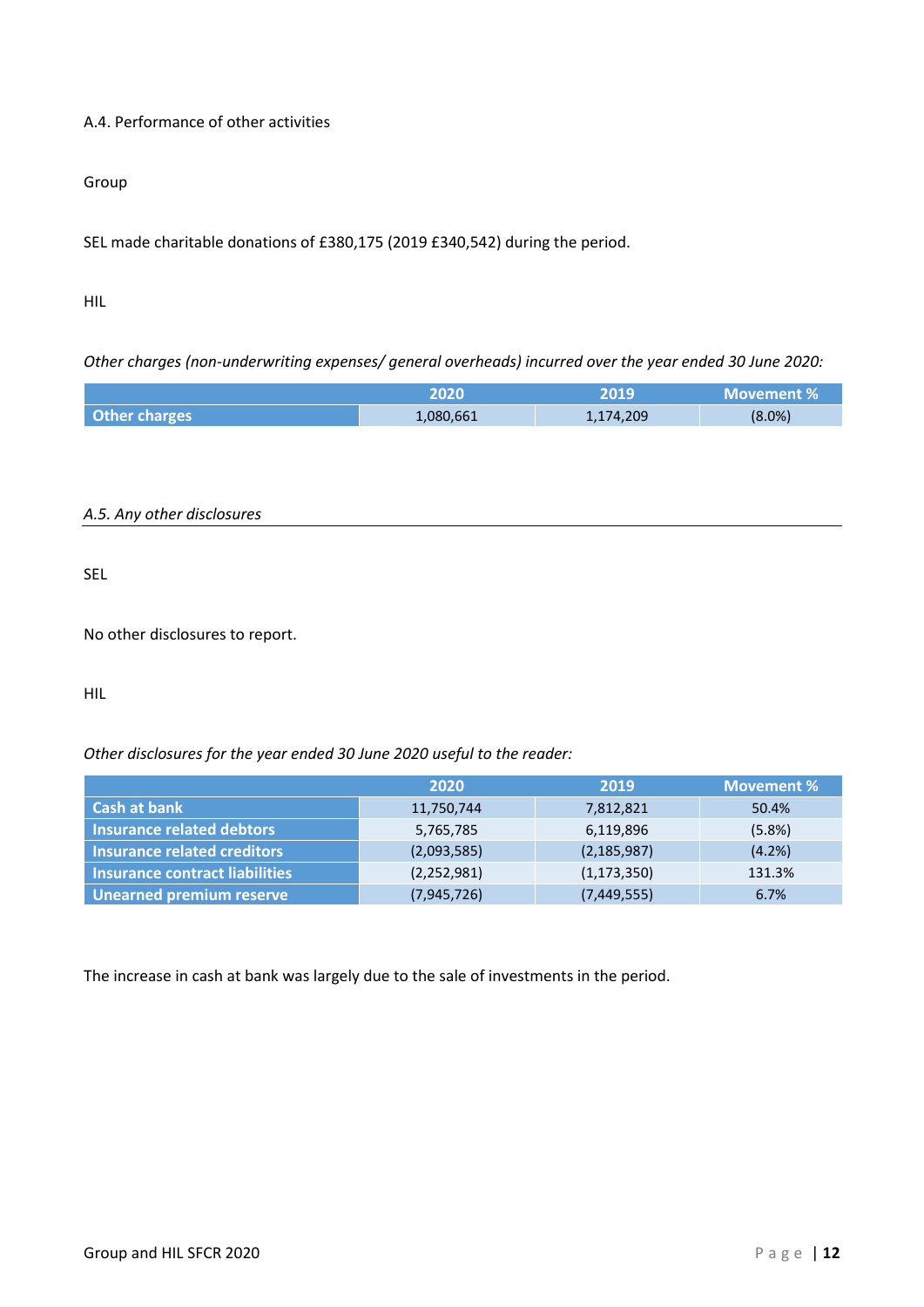A.4. Performance of other activities

Group

SEL made charitable donations of £380,175 (2019 £340,542) during the period.

HIL

*Other charges (non-underwriting expenses/ general overheads) incurred over the year ended 30 June 2020:*

| | 2020 | 2019 | Movement % |
|---|---|---|---|
| **Other charges** | 1,080,661 | 1,174,209 | (8.0%) |

## *A.5. Any other disclosures*

SEL

No other disclosures to report.

HIL

*Other disclosures for the year ended 30 June 2020 useful to the reader:*

| | 2020 | 2019 | Movement % |
|---|---|---|---|
| **Cash at bank** | 11,750,744 | 7,812,821 | 50.4% |
| **Insurance related debtors** | 5,765,785 | 6,119,896 | (5.8%) |
| **Insurance related creditors** | (2,093,585) | (2,185,987) | (4.2%) |
| **Insurance contract liabilities** | (2,252,981) | (1,173,350) | 131.3% |
| **Unearned premium reserve** | (7,945,726) | (7,449,555) | 6.7% |

The increase in cash at bank was largely due to the sale of investments in the period.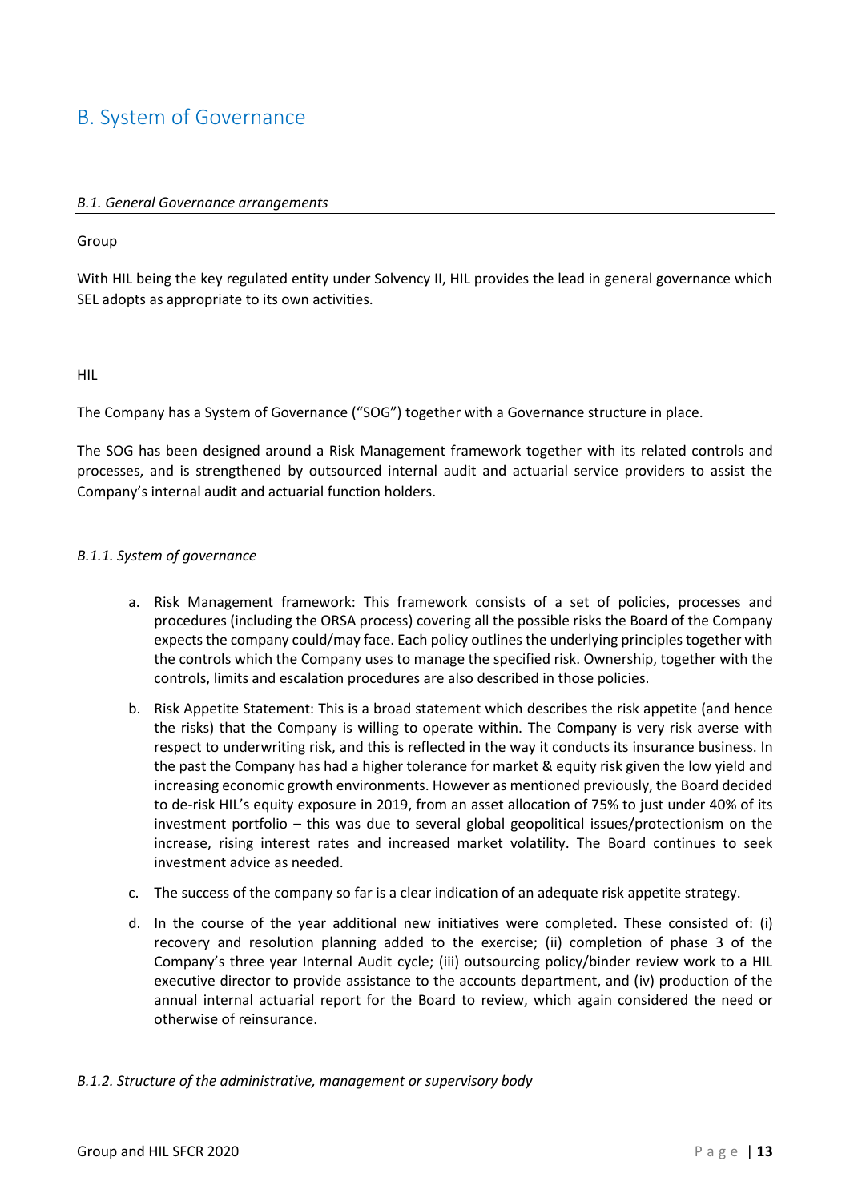# B. System of Governance

## *B.1. General Governance arrangements*

Group

With HIL being the key regulated entity under Solvency II, HIL provides the lead in general governance which SEL adopts as appropriate to its own activities.

HIL

The Company has a System of Governance ("SOG") together with a Governance structure in place.

The SOG has been designed around a Risk Management framework together with its related controls and processes, and is strengthened by outsourced internal audit and actuarial service providers to assist the Company's internal audit and actuarial function holders.

### *B.1.1. System of governance*

a. Risk Management framework: This framework consists of a set of policies, processes and procedures (including the ORSA process) covering all the possible risks the Board of the Company expects the company could/may face. Each policy outlines the underlying principles together with the controls which the Company uses to manage the specified risk. Ownership, together with the controls, limits and escalation procedures are also described in those policies.

b. Risk Appetite Statement: This is a broad statement which describes the risk appetite (and hence the risks) that the Company is willing to operate within. The Company is very risk averse with respect to underwriting risk, and this is reflected in the way it conducts its insurance business. In the past the Company has had a higher tolerance for market & equity risk given the low yield and increasing economic growth environments. However as mentioned previously, the Board decided to de-risk HIL's equity exposure in 2019, from an asset allocation of 75% to just under 40% of its investment portfolio – this was due to several global geopolitical issues/protectionism on the increase, rising interest rates and increased market volatility. The Board continues to seek investment advice as needed.

c. The success of the company so far is a clear indication of an adequate risk appetite strategy.

d. In the course of the year additional new initiatives were completed. These consisted of: (i) recovery and resolution planning added to the exercise; (ii) completion of phase 3 of the Company's three year Internal Audit cycle; (iii) outsourcing policy/binder review work to a HIL executive director to provide assistance to the accounts department, and (iv) production of the annual internal actuarial report for the Board to review, which again considered the need or otherwise of reinsurance.

### *B.1.2. Structure of the administrative, management or supervisory body*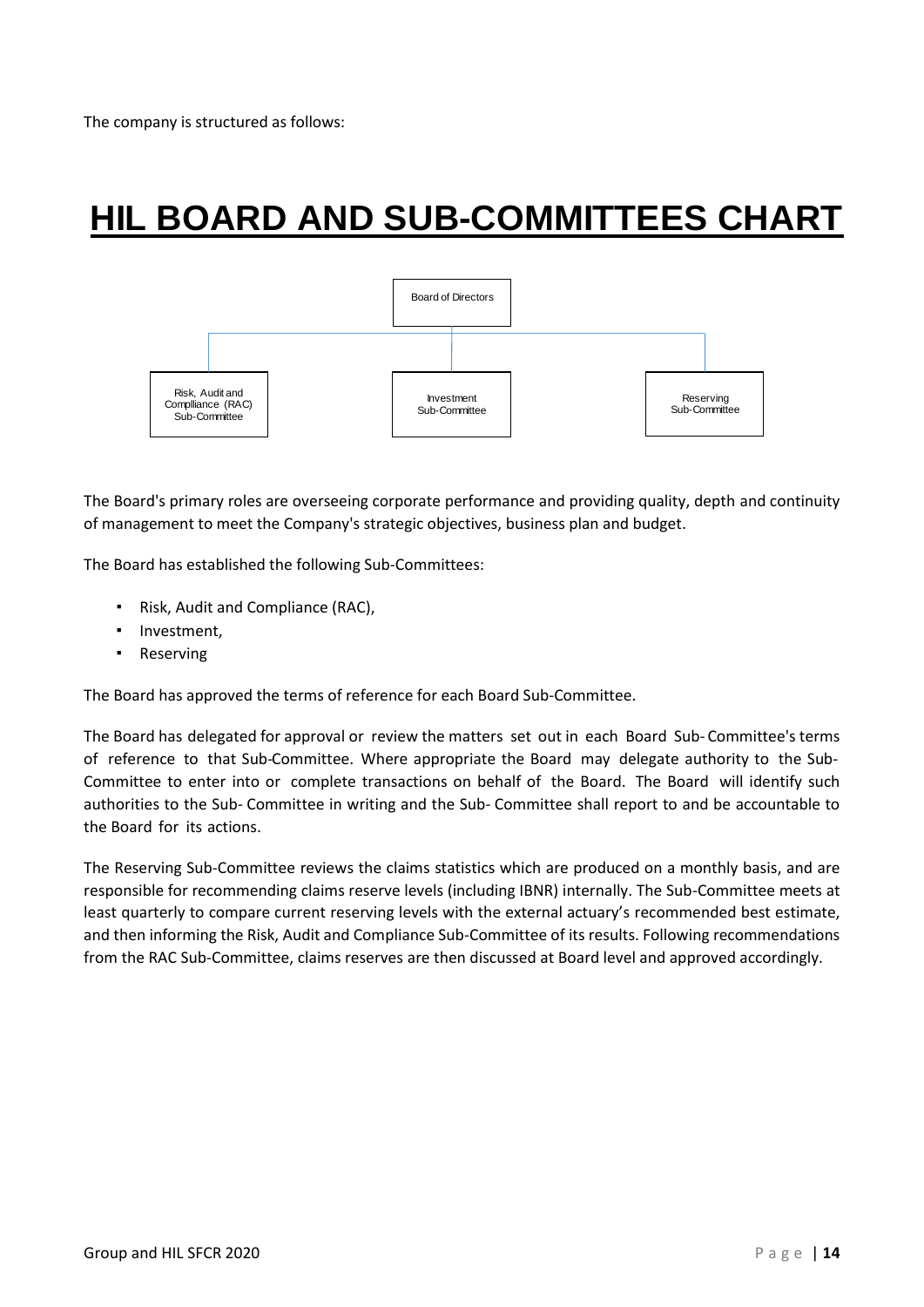The company is structured as follows:

# HIL BOARD AND SUB-COMMITTEES CHART

Board of Directors

Risk, Audit and Complliance (RAC) Sub-Committee

Investment Sub-Committee

Reserving Sub-Committee

The Board's primary roles are overseeing corporate performance and providing quality, depth and continuity of management to meet the Company's strategic objectives, business plan and budget.

The Board has established the following Sub-Committees:

- Risk, Audit and Compliance (RAC),
- Investment,
- Reserving

The Board has approved the terms of reference for each Board Sub-Committee.

The Board has delegated for approval or review the matters set out in each Board Sub- Committee's terms of reference to that Sub-Committee. Where appropriate the Board may delegate authority to the Sub-Committee to enter into or complete transactions on behalf of the Board. The Board will identify such authorities to the Sub- Committee in writing and the Sub- Committee shall report to and be accountable to the Board for its actions.

The Reserving Sub-Committee reviews the claims statistics which are produced on a monthly basis, and are responsible for recommending claims reserve levels (including IBNR) internally. The Sub-Committee meets at least quarterly to compare current reserving levels with the external actuary's recommended best estimate, and then informing the Risk, Audit and Compliance Sub-Committee of its results. Following recommendations from the RAC Sub-Committee, claims reserves are then discussed at Board level and approved accordingly.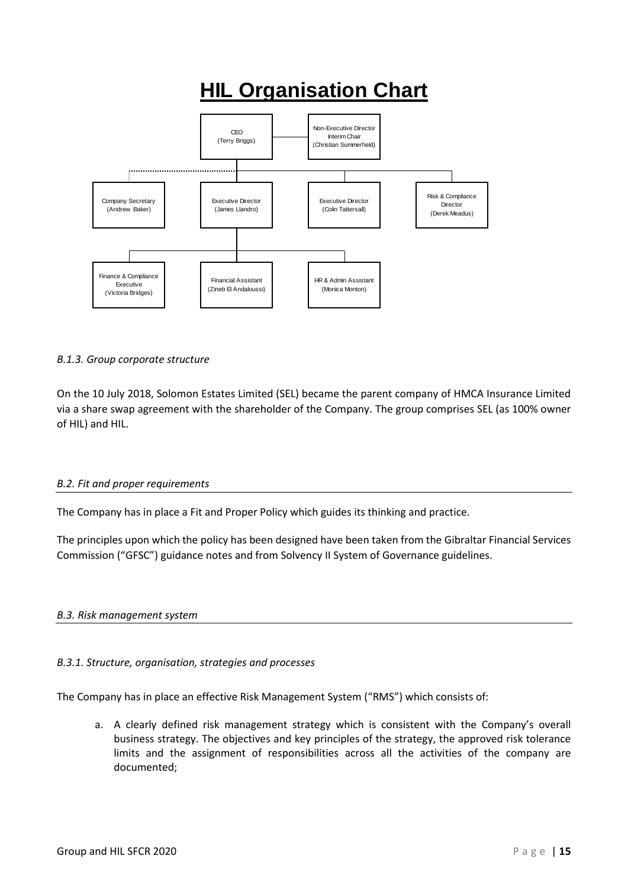# HIL Organisation Chart

- CEO (Terry Briggs)
  - Non-Executive Director Interim Chair (Christian Summerfield)
  - Company Secretary (Andrew Baker)
  - Executive Director (James Llandro)
    - Finance & Compliance Executive (Victoria Bridges)
    - Financial Assistant (Zineb El Andaloussi)
    - HR & Admin Assistant (Monica Monton)
  - Executive Director (Colin Tattersall)
  - Risk & Compliance Director (Derek Meadus)

*B.1.3. Group corporate structure*

On the 10 July 2018, Solomon Estates Limited (SEL) became the parent company of HMCA Insurance Limited via a share swap agreement with the shareholder of the Company. The group comprises SEL (as 100% owner of HIL) and HIL.

## *B.2. Fit and proper requirements*

The Company has in place a Fit and Proper Policy which guides its thinking and practice.

The principles upon which the policy has been designed have been taken from the Gibraltar Financial Services Commission ("GFSC") guidance notes and from Solvency II System of Governance guidelines.

## *B.3. Risk management system*

*B.3.1. Structure, organisation, strategies and processes*

The Company has in place an effective Risk Management System ("RMS") which consists of:

a. A clearly defined risk management strategy which is consistent with the Company's overall business strategy. The objectives and key principles of the strategy, the approved risk tolerance limits and the assignment of responsibilities across all the activities of the company are documented;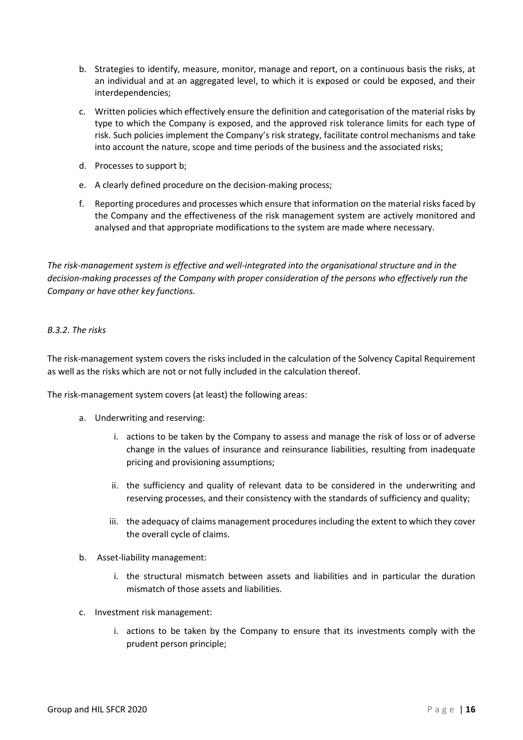b. Strategies to identify, measure, monitor, manage and report, on a continuous basis the risks, at an individual and at an aggregated level, to which it is exposed or could be exposed, and their interdependencies;

c. Written policies which effectively ensure the definition and categorisation of the material risks by type to which the Company is exposed, and the approved risk tolerance limits for each type of risk. Such policies implement the Company's risk strategy, facilitate control mechanisms and take into account the nature, scope and time periods of the business and the associated risks;

d. Processes to support b;

e. A clearly defined procedure on the decision-making process;

f. Reporting procedures and processes which ensure that information on the material risks faced by the Company and the effectiveness of the risk management system are actively monitored and analysed and that appropriate modifications to the system are made where necessary.

*The risk-management system is effective and well-integrated into the organisational structure and in the decision-making processes of the Company with proper consideration of the persons who effectively run the Company or have other key functions.*

*B.3.2. The risks*

The risk-management system covers the risks included in the calculation of the Solvency Capital Requirement as well as the risks which are not or not fully included in the calculation thereof.

The risk-management system covers (at least) the following areas:

a. Underwriting and reserving:

    i. actions to be taken by the Company to assess and manage the risk of loss or of adverse change in the values of insurance and reinsurance liabilities, resulting from inadequate pricing and provisioning assumptions;

    ii. the sufficiency and quality of relevant data to be considered in the underwriting and reserving processes, and their consistency with the standards of sufficiency and quality;

    iii. the adequacy of claims management procedures including the extent to which they cover the overall cycle of claims.

b. Asset-liability management:

    i. the structural mismatch between assets and liabilities and in particular the duration mismatch of those assets and liabilities.

c. Investment risk management:

    i. actions to be taken by the Company to ensure that its investments comply with the prudent person principle;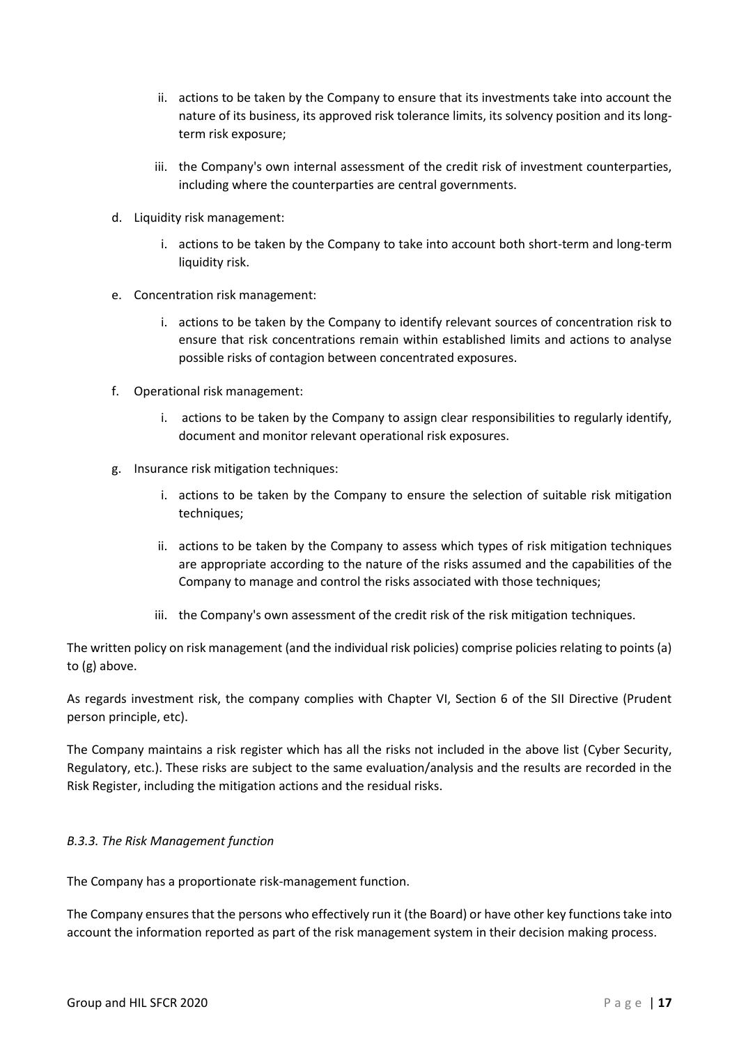ii. actions to be taken by the Company to ensure that its investments take into account the nature of its business, its approved risk tolerance limits, its solvency position and its long-term risk exposure;

   iii. the Company's own internal assessment of the credit risk of investment counterparties, including where the counterparties are central governments.

d. Liquidity risk management:

   i. actions to be taken by the Company to take into account both short-term and long-term liquidity risk.

e. Concentration risk management:

   i. actions to be taken by the Company to identify relevant sources of concentration risk to ensure that risk concentrations remain within established limits and actions to analyse possible risks of contagion between concentrated exposures.

f. Operational risk management:

   i. actions to be taken by the Company to assign clear responsibilities to regularly identify, document and monitor relevant operational risk exposures.

g. Insurance risk mitigation techniques:

   i. actions to be taken by the Company to ensure the selection of suitable risk mitigation techniques;

   ii. actions to be taken by the Company to assess which types of risk mitigation techniques are appropriate according to the nature of the risks assumed and the capabilities of the Company to manage and control the risks associated with those techniques;

   iii. the Company's own assessment of the credit risk of the risk mitigation techniques.

The written policy on risk management (and the individual risk policies) comprise policies relating to points (a) to (g) above.

As regards investment risk, the company complies with Chapter VI, Section 6 of the SII Directive (Prudent person principle, etc).

The Company maintains a risk register which has all the risks not included in the above list (Cyber Security, Regulatory, etc.). These risks are subject to the same evaluation/analysis and the results are recorded in the Risk Register, including the mitigation actions and the residual risks.

### *B.3.3. The Risk Management function*

The Company has a proportionate risk-management function.

The Company ensures that the persons who effectively run it (the Board) or have other key functions take into account the information reported as part of the risk management system in their decision making process.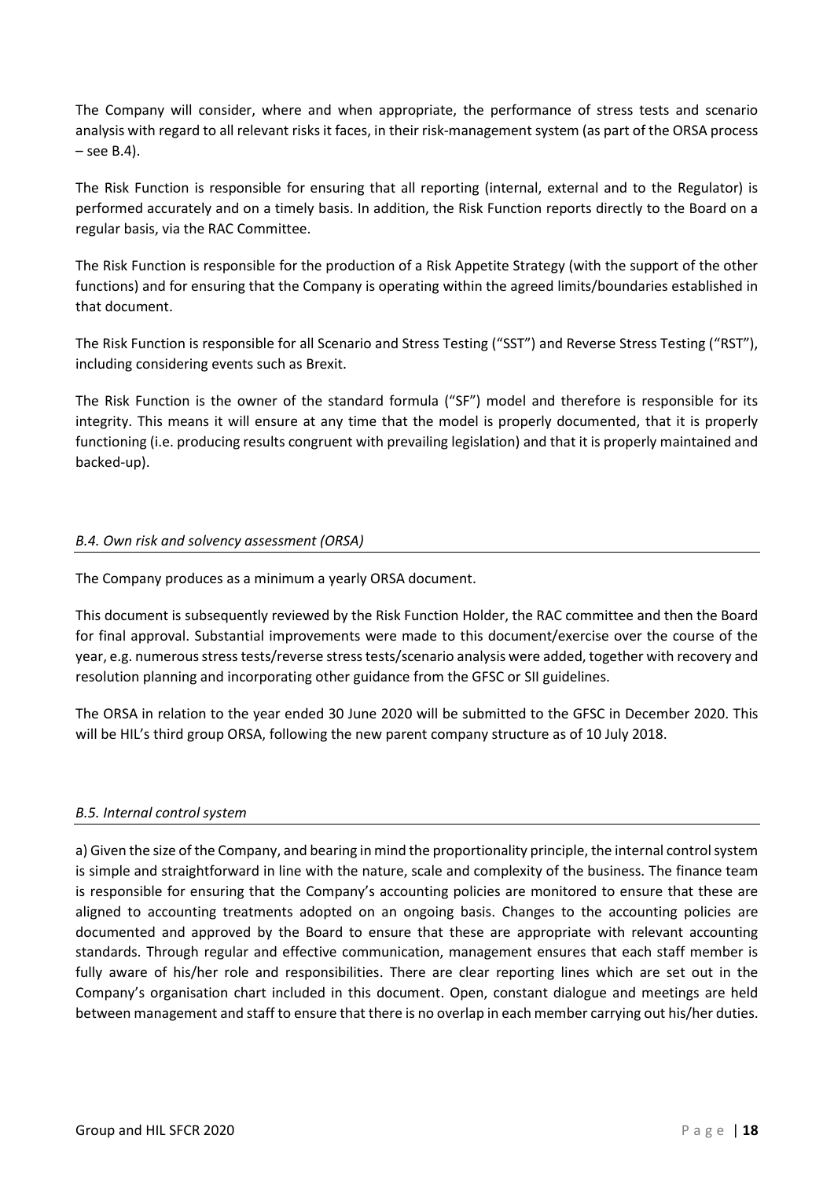The Company will consider, where and when appropriate, the performance of stress tests and scenario analysis with regard to all relevant risks it faces, in their risk-management system (as part of the ORSA process – see B.4).

The Risk Function is responsible for ensuring that all reporting (internal, external and to the Regulator) is performed accurately and on a timely basis. In addition, the Risk Function reports directly to the Board on a regular basis, via the RAC Committee.

The Risk Function is responsible for the production of a Risk Appetite Strategy (with the support of the other functions) and for ensuring that the Company is operating within the agreed limits/boundaries established in that document.

The Risk Function is responsible for all Scenario and Stress Testing ("SST") and Reverse Stress Testing ("RST"), including considering events such as Brexit.

The Risk Function is the owner of the standard formula ("SF") model and therefore is responsible for its integrity. This means it will ensure at any time that the model is properly documented, that it is properly functioning (i.e. producing results congruent with prevailing legislation) and that it is properly maintained and backed-up).

### *B.4. Own risk and solvency assessment (ORSA)*

The Company produces as a minimum a yearly ORSA document.

This document is subsequently reviewed by the Risk Function Holder, the RAC committee and then the Board for final approval. Substantial improvements were made to this document/exercise over the course of the year, e.g. numerous stress tests/reverse stress tests/scenario analysis were added, together with recovery and resolution planning and incorporating other guidance from the GFSC or SII guidelines.

The ORSA in relation to the year ended 30 June 2020 will be submitted to the GFSC in December 2020. This will be HIL's third group ORSA, following the new parent company structure as of 10 July 2018.

### *B.5. Internal control system*

a) Given the size of the Company, and bearing in mind the proportionality principle, the internal control system is simple and straightforward in line with the nature, scale and complexity of the business. The finance team is responsible for ensuring that the Company's accounting policies are monitored to ensure that these are aligned to accounting treatments adopted on an ongoing basis. Changes to the accounting policies are documented and approved by the Board to ensure that these are appropriate with relevant accounting standards. Through regular and effective communication, management ensures that each staff member is fully aware of his/her role and responsibilities. There are clear reporting lines which are set out in the Company's organisation chart included in this document. Open, constant dialogue and meetings are held between management and staff to ensure that there is no overlap in each member carrying out his/her duties.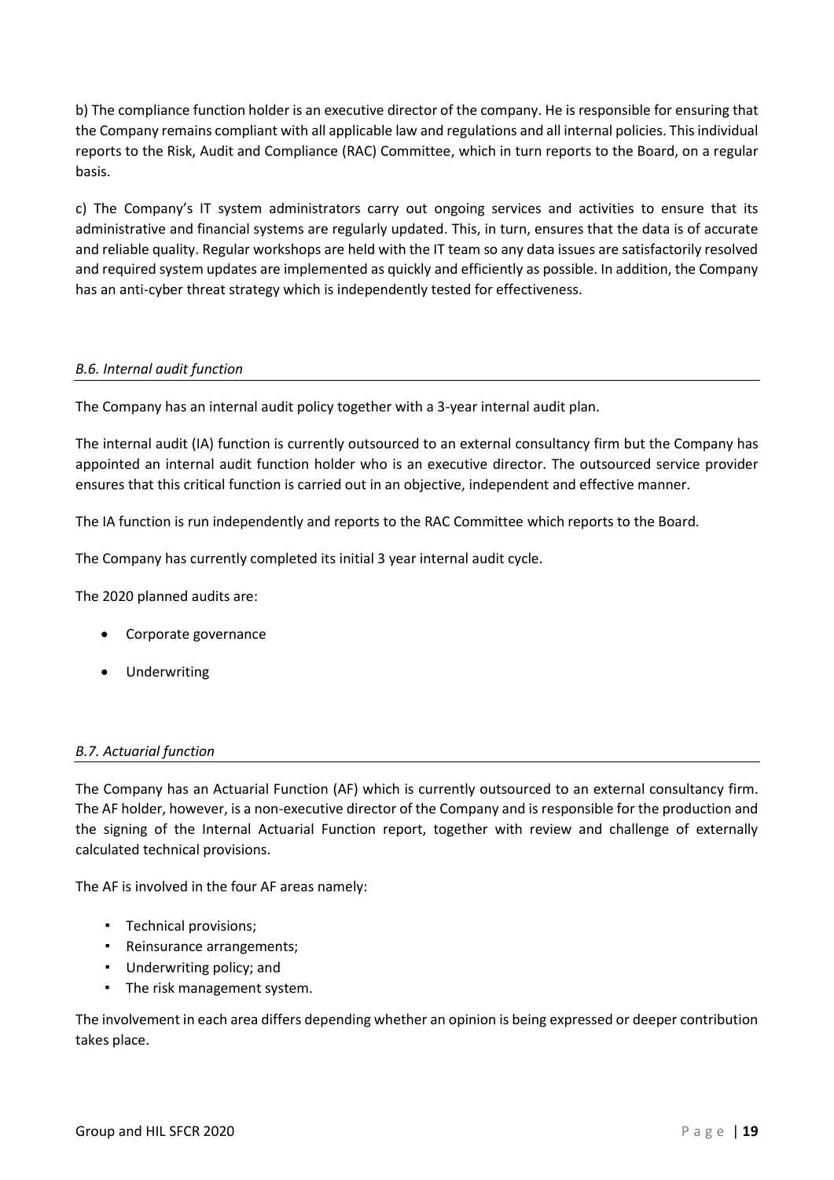b) The compliance function holder is an executive director of the company. He is responsible for ensuring that the Company remains compliant with all applicable law and regulations and all internal policies. This individual reports to the Risk, Audit and Compliance (RAC) Committee, which in turn reports to the Board, on a regular basis.

c) The Company's IT system administrators carry out ongoing services and activities to ensure that its administrative and financial systems are regularly updated. This, in turn, ensures that the data is of accurate and reliable quality. Regular workshops are held with the IT team so any data issues are satisfactorily resolved and required system updates are implemented as quickly and efficiently as possible. In addition, the Company has an anti-cyber threat strategy which is independently tested for effectiveness.

### *B.6. Internal audit function*

The Company has an internal audit policy together with a 3-year internal audit plan.

The internal audit (IA) function is currently outsourced to an external consultancy firm but the Company has appointed an internal audit function holder who is an executive director. The outsourced service provider ensures that this critical function is carried out in an objective, independent and effective manner.

The IA function is run independently and reports to the RAC Committee which reports to the Board.

The Company has currently completed its initial 3 year internal audit cycle.

The 2020 planned audits are:

- Corporate governance
- Underwriting

### *B.7. Actuarial function*

The Company has an Actuarial Function (AF) which is currently outsourced to an external consultancy firm. The AF holder, however, is a non-executive director of the Company and is responsible for the production and the signing of the Internal Actuarial Function report, together with review and challenge of externally calculated technical provisions.

The AF is involved in the four AF areas namely:

- Technical provisions;
- Reinsurance arrangements;
- Underwriting policy; and
- The risk management system.

The involvement in each area differs depending whether an opinion is being expressed or deeper contribution takes place.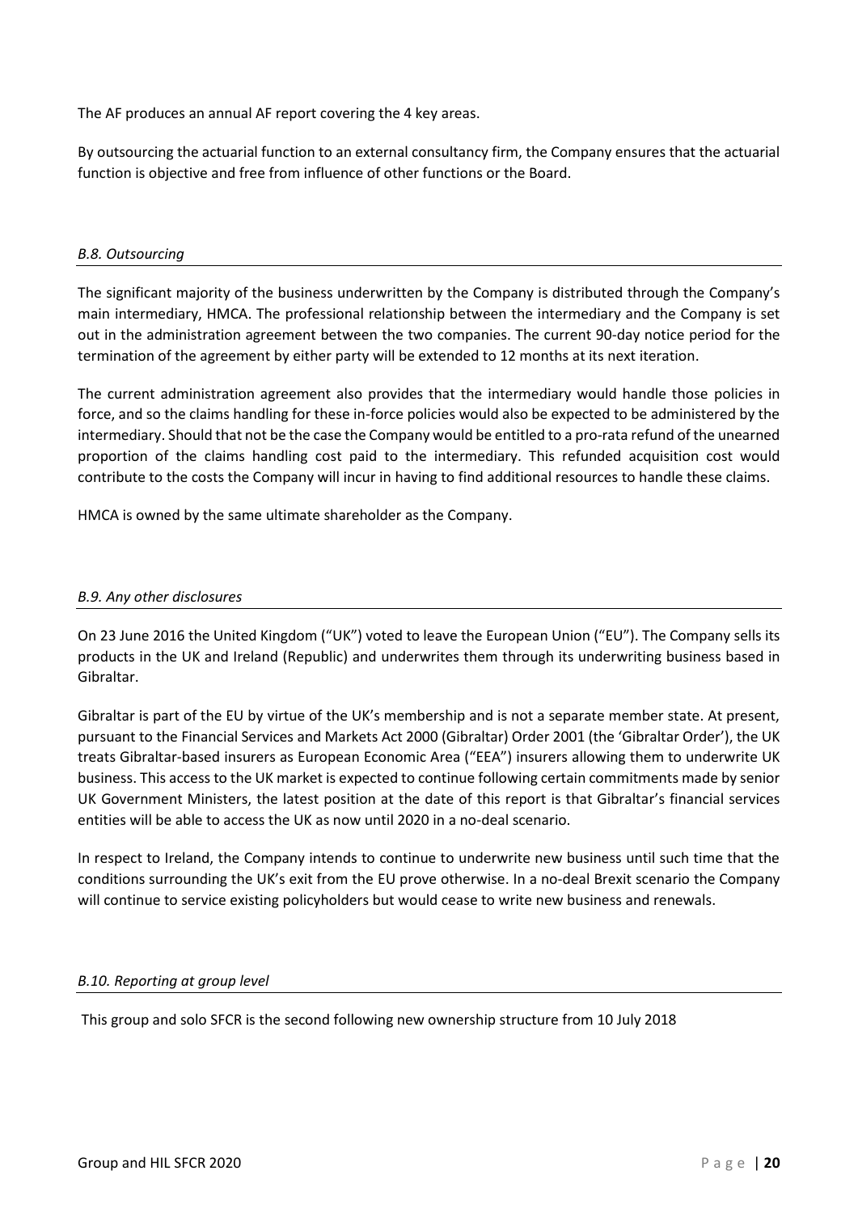The AF produces an annual AF report covering the 4 key areas.

By outsourcing the actuarial function to an external consultancy firm, the Company ensures that the actuarial function is objective and free from influence of other functions or the Board.

### *B.8. Outsourcing*

The significant majority of the business underwritten by the Company is distributed through the Company's main intermediary, HMCA. The professional relationship between the intermediary and the Company is set out in the administration agreement between the two companies. The current 90-day notice period for the termination of the agreement by either party will be extended to 12 months at its next iteration.

The current administration agreement also provides that the intermediary would handle those policies in force, and so the claims handling for these in-force policies would also be expected to be administered by the intermediary. Should that not be the case the Company would be entitled to a pro-rata refund of the unearned proportion of the claims handling cost paid to the intermediary. This refunded acquisition cost would contribute to the costs the Company will incur in having to find additional resources to handle these claims.

HMCA is owned by the same ultimate shareholder as the Company.

### *B.9. Any other disclosures*

On 23 June 2016 the United Kingdom ("UK") voted to leave the European Union ("EU"). The Company sells its products in the UK and Ireland (Republic) and underwrites them through its underwriting business based in Gibraltar.

Gibraltar is part of the EU by virtue of the UK's membership and is not a separate member state. At present, pursuant to the Financial Services and Markets Act 2000 (Gibraltar) Order 2001 (the 'Gibraltar Order'), the UK treats Gibraltar-based insurers as European Economic Area ("EEA") insurers allowing them to underwrite UK business. This access to the UK market is expected to continue following certain commitments made by senior UK Government Ministers, the latest position at the date of this report is that Gibraltar's financial services entities will be able to access the UK as now until 2020 in a no-deal scenario.

In respect to Ireland, the Company intends to continue to underwrite new business until such time that the conditions surrounding the UK's exit from the EU prove otherwise. In a no-deal Brexit scenario the Company will continue to service existing policyholders but would cease to write new business and renewals.

### *B.10. Reporting at group level*

This group and solo SFCR is the second following new ownership structure from 10 July 2018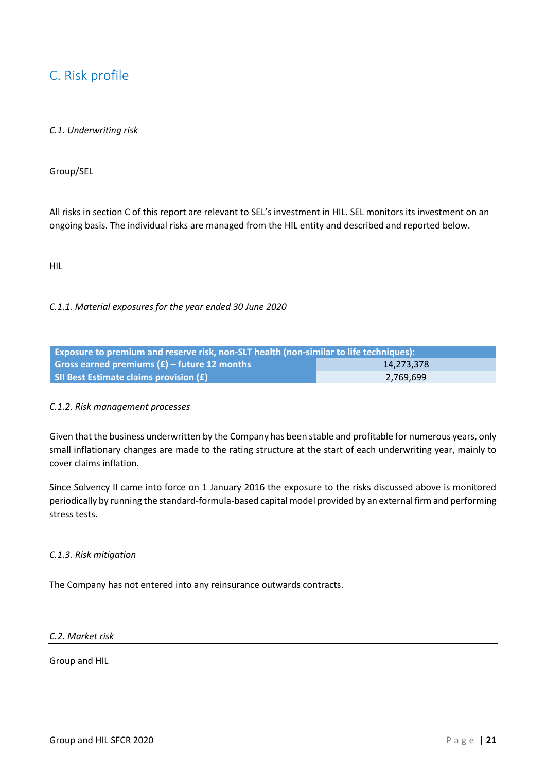# C. Risk profile

*C.1. Underwriting risk*

Group/SEL

All risks in section C of this report are relevant to SEL's investment in HIL. SEL monitors its investment on an ongoing basis. The individual risks are managed from the HIL entity and described and reported below.

HIL

*C.1.1. Material exposures for the year ended 30 June 2020*

| Exposure to premium and reserve risk, non-SLT health (non-similar to life techniques): | |
|---|---|
| Gross earned premiums (£) – future 12 months | 14,273,378 |
| SII Best Estimate claims provision (£) | 2,769,699 |

*C.1.2. Risk management processes*

Given that the business underwritten by the Company has been stable and profitable for numerous years, only small inflationary changes are made to the rating structure at the start of each underwriting year, mainly to cover claims inflation.

Since Solvency II came into force on 1 January 2016 the exposure to the risks discussed above is monitored periodically by running the standard-formula-based capital model provided by an external firm and performing stress tests.

*C.1.3. Risk mitigation*

The Company has not entered into any reinsurance outwards contracts.

*C.2. Market risk*

Group and HIL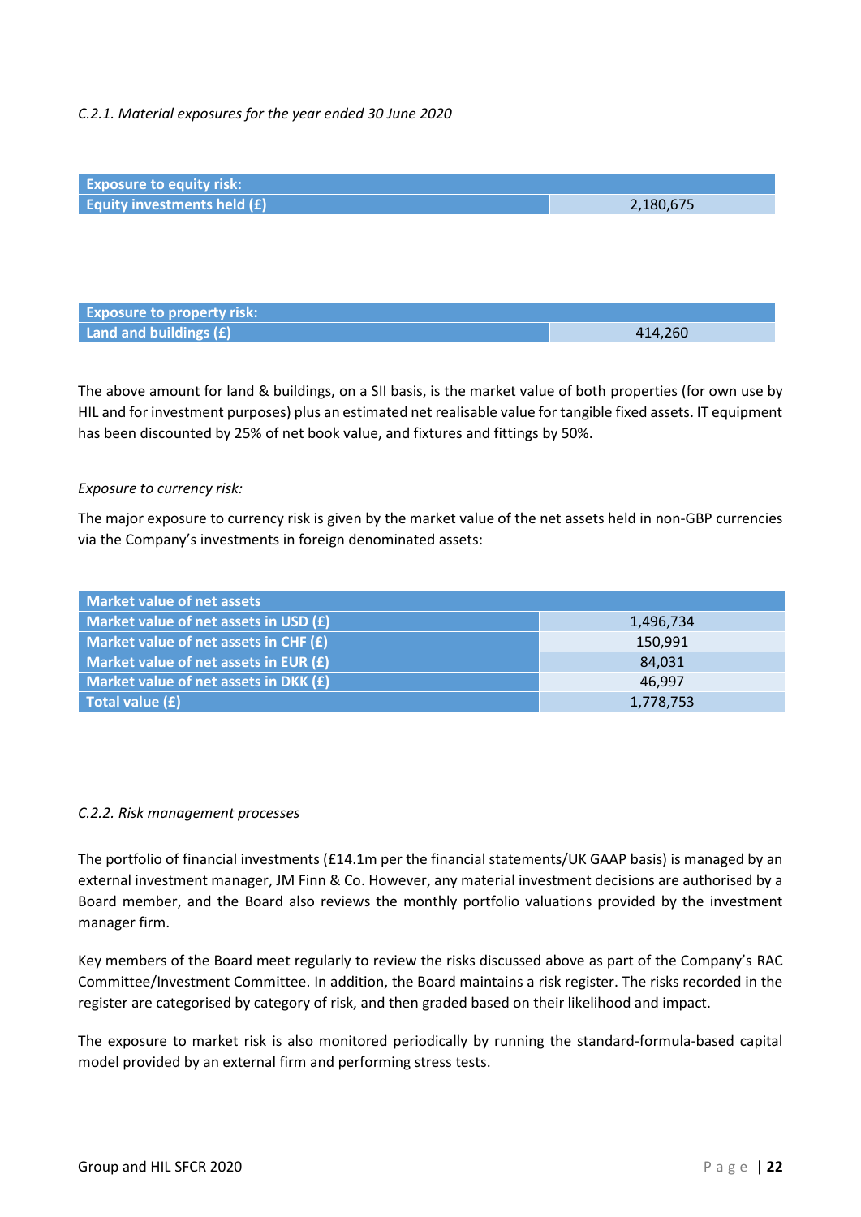*C.2.1. Material exposures for the year ended 30 June 2020*

| Exposure to equity risk: | |
|---|---|
| Equity investments held (£) | 2,180,675 |

| Exposure to property risk: | |
|---|---|
| Land and buildings (£) | 414,260 |

The above amount for land & buildings, on a SII basis, is the market value of both properties (for own use by HIL and for investment purposes) plus an estimated net realisable value for tangible fixed assets. IT equipment has been discounted by 25% of net book value, and fixtures and fittings by 50%.

*Exposure to currency risk:*

The major exposure to currency risk is given by the market value of the net assets held in non-GBP currencies via the Company's investments in foreign denominated assets:

| Market value of net assets | |
|---|---|
| Market value of net assets in USD (£) | 1,496,734 |
| Market value of net assets in CHF (£) | 150,991 |
| Market value of net assets in EUR (£) | 84,031 |
| Market value of net assets in DKK (£) | 46,997 |
| Total value (£) | 1,778,753 |

*C.2.2. Risk management processes*

The portfolio of financial investments (£14.1m per the financial statements/UK GAAP basis) is managed by an external investment manager, JM Finn & Co. However, any material investment decisions are authorised by a Board member, and the Board also reviews the monthly portfolio valuations provided by the investment manager firm.

Key members of the Board meet regularly to review the risks discussed above as part of the Company's RAC Committee/Investment Committee. In addition, the Board maintains a risk register. The risks recorded in the register are categorised by category of risk, and then graded based on their likelihood and impact.

The exposure to market risk is also monitored periodically by running the standard-formula-based capital model provided by an external firm and performing stress tests.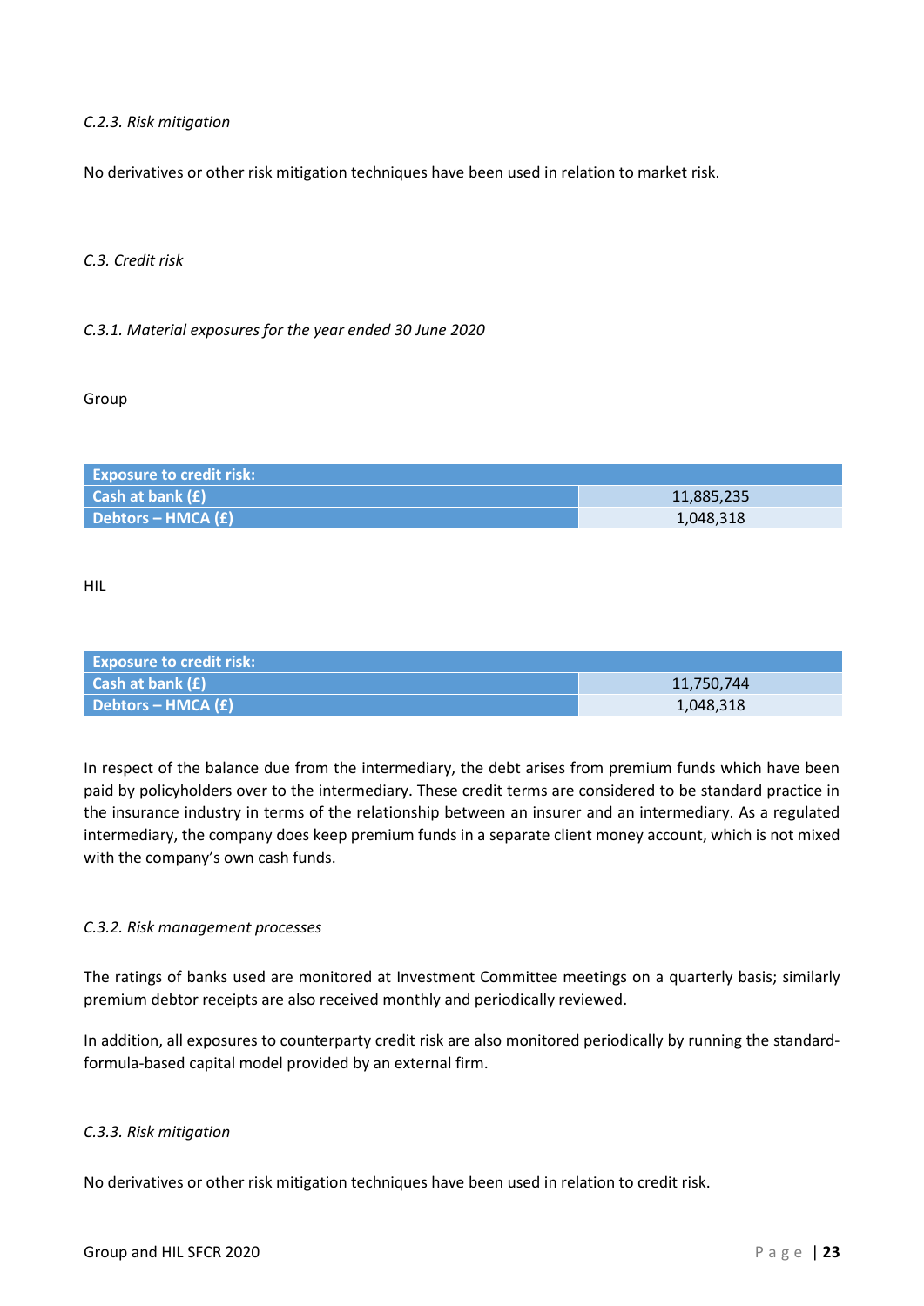*C.2.3. Risk mitigation*

No derivatives or other risk mitigation techniques have been used in relation to market risk.

*C.3. Credit risk*

*C.3.1. Material exposures for the year ended 30 June 2020*

Group

| **Exposure to credit risk:** | |
|---|---|
| **Cash at bank (£)** | 11,885,235 |
| **Debtors – HMCA (£)** | 1,048,318 |

HIL

| **Exposure to credit risk:** | |
|---|---|
| **Cash at bank (£)** | 11,750,744 |
| **Debtors – HMCA (£)** | 1,048,318 |

In respect of the balance due from the intermediary, the debt arises from premium funds which have been paid by policyholders over to the intermediary. These credit terms are considered to be standard practice in the insurance industry in terms of the relationship between an insurer and an intermediary. As a regulated intermediary, the company does keep premium funds in a separate client money account, which is not mixed with the company's own cash funds.

*C.3.2. Risk management processes*

The ratings of banks used are monitored at Investment Committee meetings on a quarterly basis; similarly premium debtor receipts are also received monthly and periodically reviewed.

In addition, all exposures to counterparty credit risk are also monitored periodically by running the standard-formula-based capital model provided by an external firm.

*C.3.3. Risk mitigation*

No derivatives or other risk mitigation techniques have been used in relation to credit risk.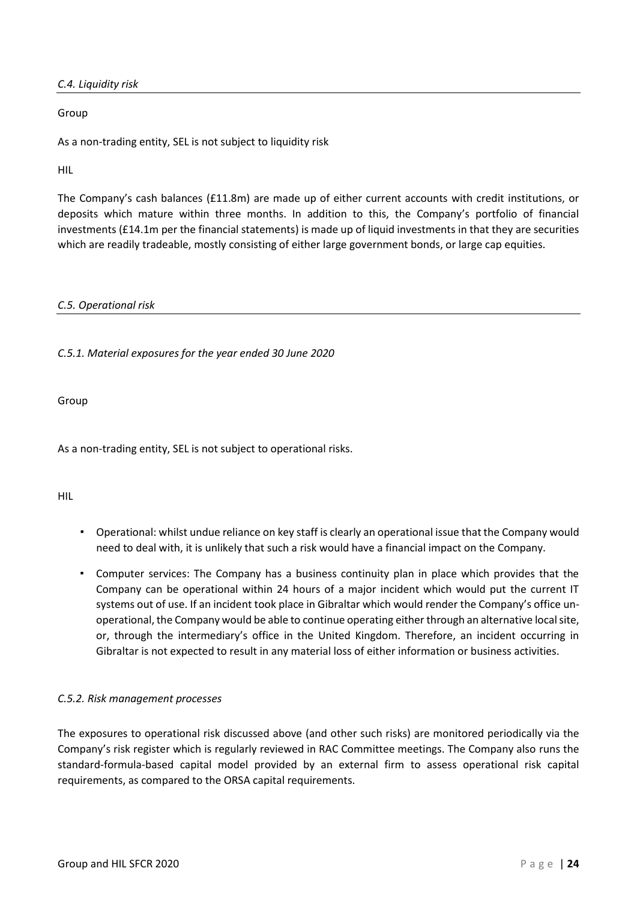### *C.4. Liquidity risk*

Group

As a non-trading entity, SEL is not subject to liquidity risk

HIL

The Company's cash balances (£11.8m) are made up of either current accounts with credit institutions, or deposits which mature within three months. In addition to this, the Company's portfolio of financial investments (£14.1m per the financial statements) is made up of liquid investments in that they are securities which are readily tradeable, mostly consisting of either large government bonds, or large cap equities.

### *C.5. Operational risk*

#### *C.5.1. Material exposures for the year ended 30 June 2020*

Group

As a non-trading entity, SEL is not subject to operational risks.

HIL

- Operational: whilst undue reliance on key staff is clearly an operational issue that the Company would need to deal with, it is unlikely that such a risk would have a financial impact on the Company.
- Computer services: The Company has a business continuity plan in place which provides that the Company can be operational within 24 hours of a major incident which would put the current IT systems out of use. If an incident took place in Gibraltar which would render the Company's office un-operational, the Company would be able to continue operating either through an alternative local site, or, through the intermediary's office in the United Kingdom. Therefore, an incident occurring in Gibraltar is not expected to result in any material loss of either information or business activities.

#### *C.5.2. Risk management processes*

The exposures to operational risk discussed above (and other such risks) are monitored periodically via the Company's risk register which is regularly reviewed in RAC Committee meetings. The Company also runs the standard-formula-based capital model provided by an external firm to assess operational risk capital requirements, as compared to the ORSA capital requirements.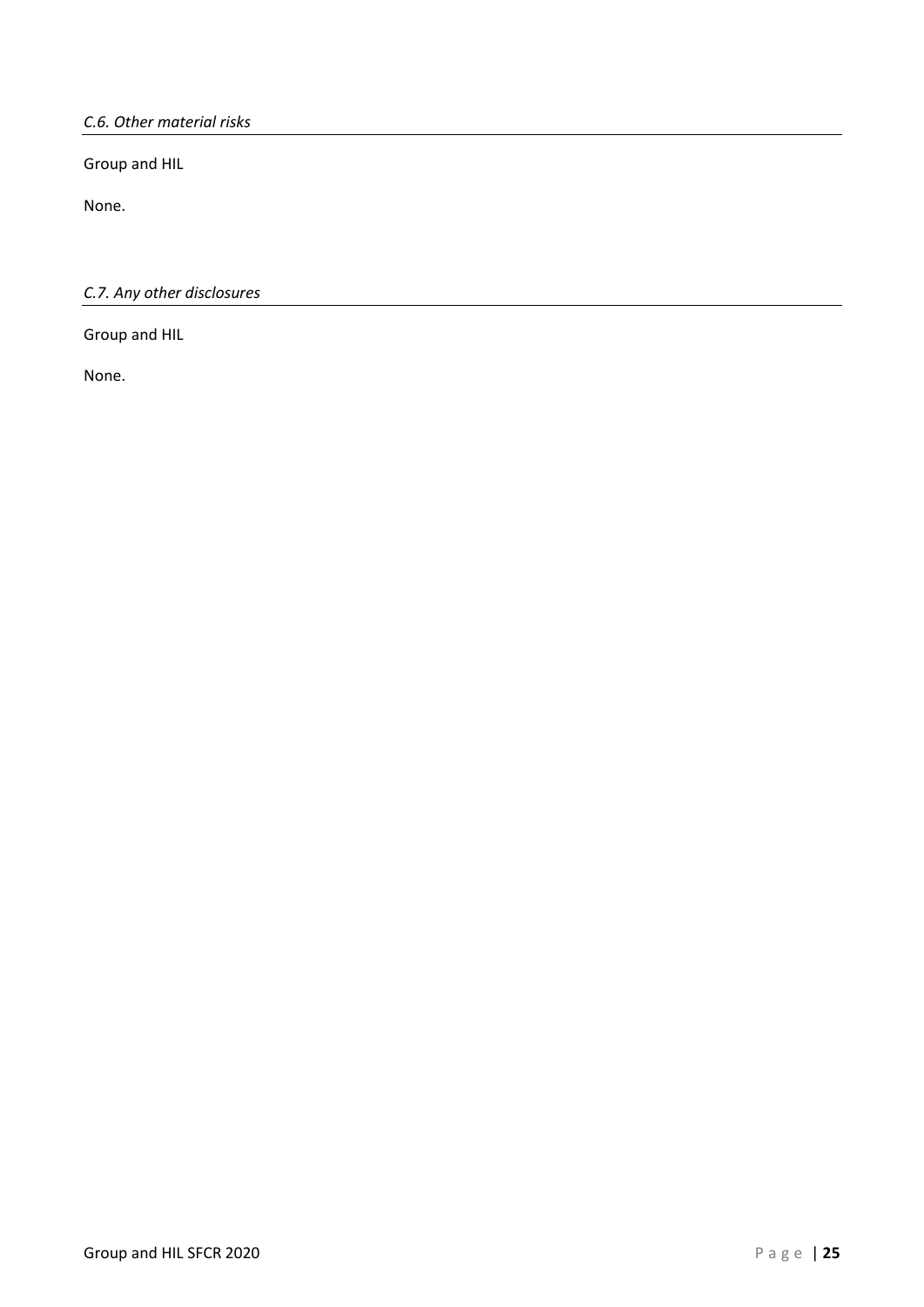### *C.6. Other material risks*

Group and HIL

None.

### *C.7. Any other disclosures*

Group and HIL

None.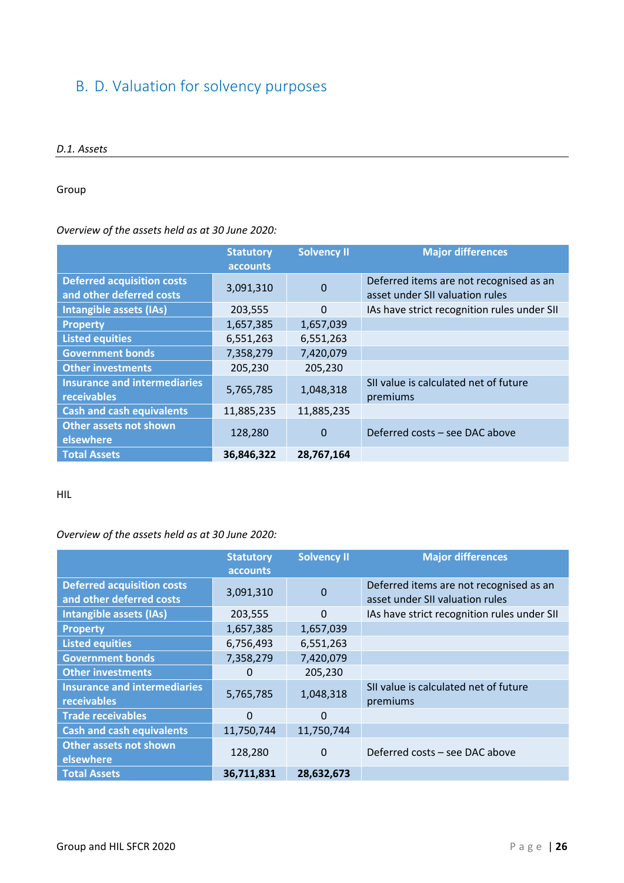# B. D. Valuation for solvency purposes

*D.1. Assets*

Group

*Overview of the assets held as at 30 June 2020:*

| | Statutory accounts | Solvency II | Major differences |
|---|---|---|---|
| **Deferred acquisition costs and other deferred costs** | 3,091,310 | 0 | Deferred items are not recognised as an asset under SII valuation rules |
| **Intangible assets (IAs)** | 203,555 | 0 | IAs have strict recognition rules under SII |
| **Property** | 1,657,385 | 1,657,039 | |
| **Listed equities** | 6,551,263 | 6,551,263 | |
| **Government bonds** | 7,358,279 | 7,420,079 | |
| **Other investments** | 205,230 | 205,230 | |
| **Insurance and intermediaries receivables** | 5,765,785 | 1,048,318 | SII value is calculated net of future premiums |
| **Cash and cash equivalents** | 11,885,235 | 11,885,235 | |
| **Other assets not shown elsewhere** | 128,280 | 0 | Deferred costs – see DAC above |
| **Total Assets** | **36,846,322** | **28,767,164** | |

HIL

*Overview of the assets held as at 30 June 2020:*

| | Statutory accounts | Solvency II | Major differences |
|---|---|---|---|
| **Deferred acquisition costs and other deferred costs** | 3,091,310 | 0 | Deferred items are not recognised as an asset under SII valuation rules |
| **Intangible assets (IAs)** | 203,555 | 0 | IAs have strict recognition rules under SII |
| **Property** | 1,657,385 | 1,657,039 | |
| **Listed equities** | 6,756,493 | 6,551,263 | |
| **Government bonds** | 7,358,279 | 7,420,079 | |
| **Other investments** | 0 | 205,230 | |
| **Insurance and intermediaries receivables** | 5,765,785 | 1,048,318 | SII value is calculated net of future premiums |
| **Trade receivables** | 0 | 0 | |
| **Cash and cash equivalents** | 11,750,744 | 11,750,744 | |
| **Other assets not shown elsewhere** | 128,280 | 0 | Deferred costs – see DAC above |
| **Total Assets** | **36,711,831** | **28,632,673** | |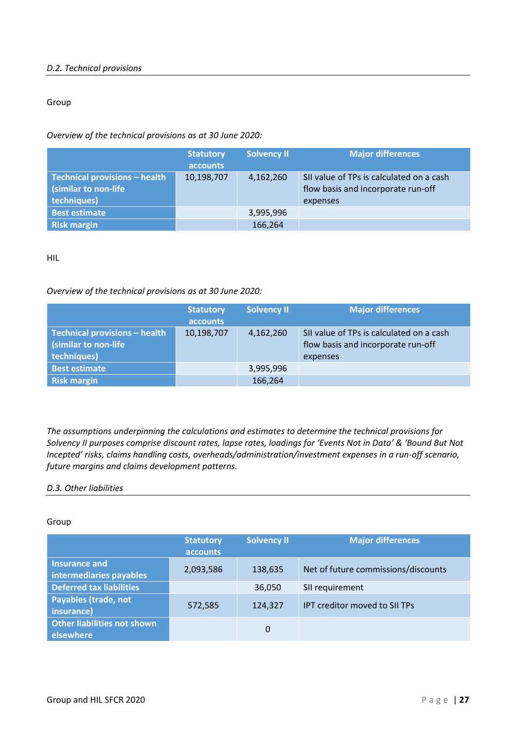*D.2. Technical provisions*

Group

*Overview of the technical provisions as at 30 June 2020:*

| | Statutory accounts | Solvency II | Major differences |
|---|---|---|---|
| Technical provisions – health (similar to non-life techniques) | 10,198,707 | 4,162,260 | SII value of TPs is calculated on a cash flow basis and incorporate run-off expenses |
| Best estimate | | 3,995,996 | |
| Risk margin | | 166,264 | |

HIL

*Overview of the technical provisions as at 30 June 2020:*

| | Statutory accounts | Solvency II | Major differences |
|---|---|---|---|
| Technical provisions – health (similar to non-life techniques) | 10,198,707 | 4,162,260 | SII value of TPs is calculated on a cash flow basis and incorporate run-off expenses |
| Best estimate | | 3,995,996 | |
| Risk margin | | 166,264 | |

*The assumptions underpinning the calculations and estimates to determine the technical provisions for Solvency II purposes comprise discount rates, lapse rates, loadings for 'Events Not in Data' & 'Bound But Not Incepted' risks, claims handling costs, overheads/administration/investment expenses in a run-off scenario, future margins and claims development patterns.*

*D.3. Other liabilities*

Group

| | Statutory accounts | Solvency II | Major differences |
|---|---|---|---|
| Insurance and intermediaries payables | 2,093,586 | 138,635 | Net of future commissions/discounts |
| Deferred tax liabilities | | 36,050 | SII requirement |
| Payables (trade, not insurance) | 572,585 | 124,327 | IPT creditor moved to SII TPs |
| Other liabilities not shown elsewhere | | 0 | |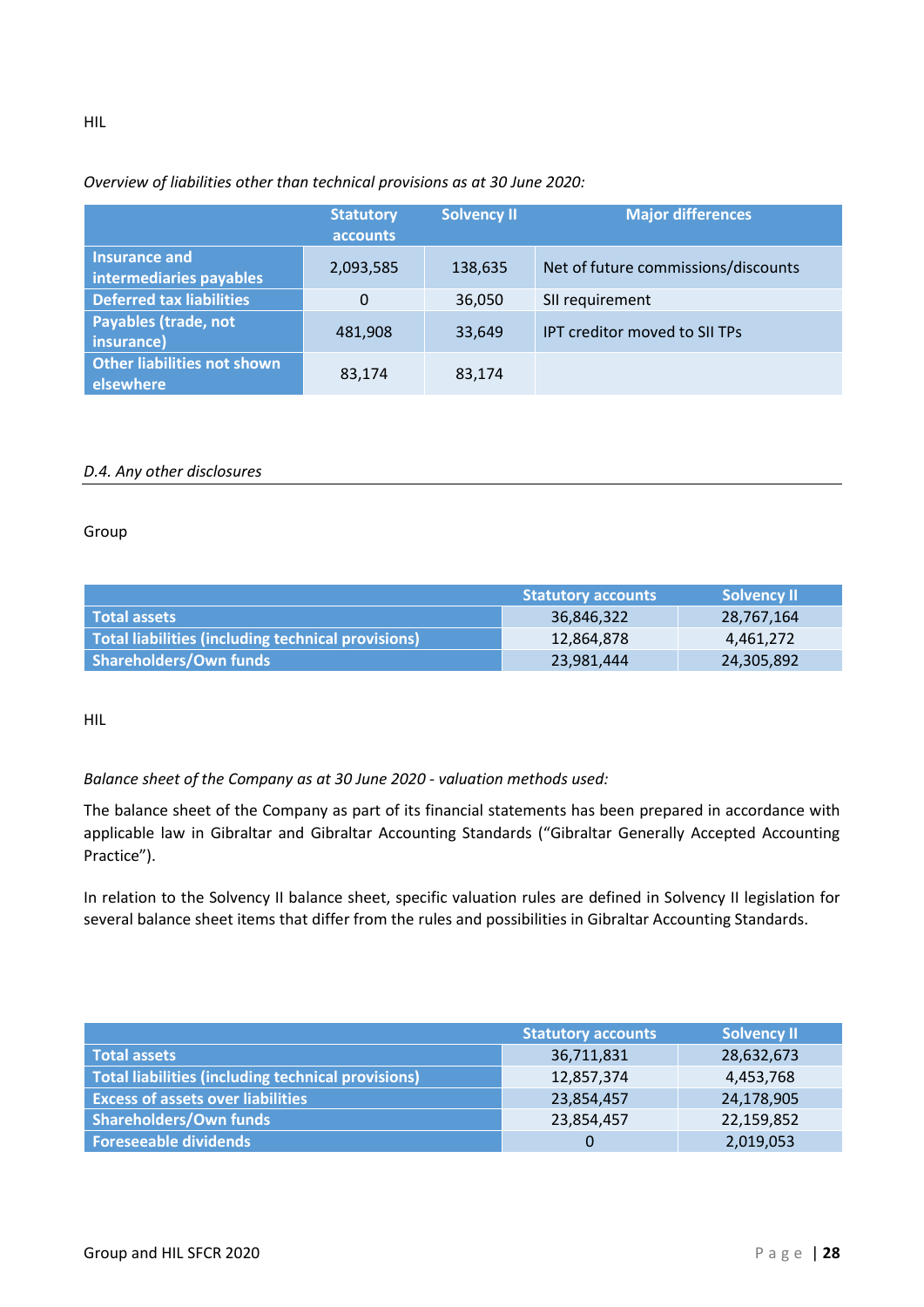HIL

*Overview of liabilities other than technical provisions as at 30 June 2020:*

| | Statutory accounts | Solvency II | Major differences |
|---|---|---|---|
| **Insurance and intermediaries payables** | 2,093,585 | 138,635 | Net of future commissions/discounts |
| **Deferred tax liabilities** | 0 | 36,050 | SII requirement |
| **Payables (trade, not insurance)** | 481,908 | 33,649 | IPT creditor moved to SII TPs |
| **Other liabilities not shown elsewhere** | 83,174 | 83,174 | |

## *D.4. Any other disclosures*

Group

| | Statutory accounts | Solvency II |
|---|---|---|
| **Total assets** | 36,846,322 | 28,767,164 |
| **Total liabilities (including technical provisions)** | 12,864,878 | 4,461,272 |
| **Shareholders/Own funds** | 23,981,444 | 24,305,892 |

HIL

*Balance sheet of the Company as at 30 June 2020 - valuation methods used:*

The balance sheet of the Company as part of its financial statements has been prepared in accordance with applicable law in Gibraltar and Gibraltar Accounting Standards ("Gibraltar Generally Accepted Accounting Practice").

In relation to the Solvency II balance sheet, specific valuation rules are defined in Solvency II legislation for several balance sheet items that differ from the rules and possibilities in Gibraltar Accounting Standards.

| | Statutory accounts | Solvency II |
|---|---|---|
| **Total assets** | 36,711,831 | 28,632,673 |
| **Total liabilities (including technical provisions)** | 12,857,374 | 4,453,768 |
| **Excess of assets over liabilities** | 23,854,457 | 24,178,905 |
| **Shareholders/Own funds** | 23,854,457 | 22,159,852 |
| **Foreseeable dividends** | 0 | 2,019,053 |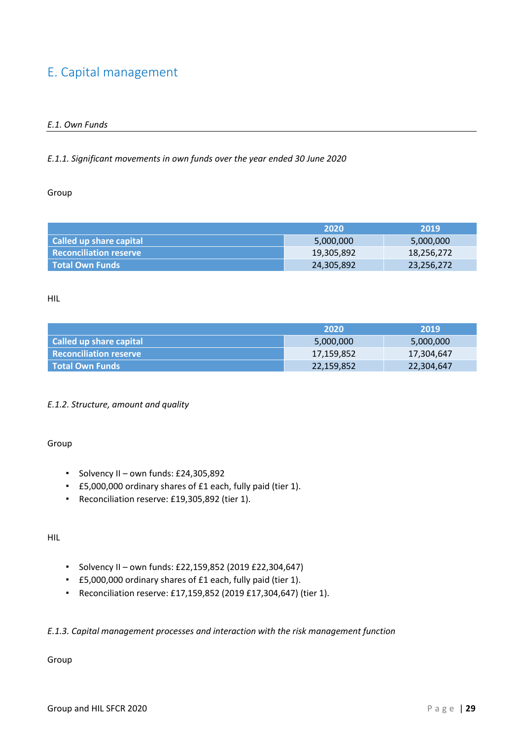# E. Capital management

## *E.1. Own Funds*

### *E.1.1. Significant movements in own funds over the year ended 30 June 2020*

Group

| | 2020 | 2019 |
|---|---|---|
| Called up share capital | 5,000,000 | 5,000,000 |
| Reconciliation reserve | 19,305,892 | 18,256,272 |
| Total Own Funds | 24,305,892 | 23,256,272 |

HIL

| | 2020 | 2019 |
|---|---|---|
| Called up share capital | 5,000,000 | 5,000,000 |
| Reconciliation reserve | 17,159,852 | 17,304,647 |
| Total Own Funds | 22,159,852 | 22,304,647 |

### *E.1.2. Structure, amount and quality*

Group

- Solvency II – own funds: £24,305,892
- £5,000,000 ordinary shares of £1 each, fully paid (tier 1).
- Reconciliation reserve: £19,305,892 (tier 1).

HIL

- Solvency II – own funds: £22,159,852 (2019 £22,304,647)
- £5,000,000 ordinary shares of £1 each, fully paid (tier 1).
- Reconciliation reserve: £17,159,852 (2019 £17,304,647) (tier 1).

### *E.1.3. Capital management processes and interaction with the risk management function*

Group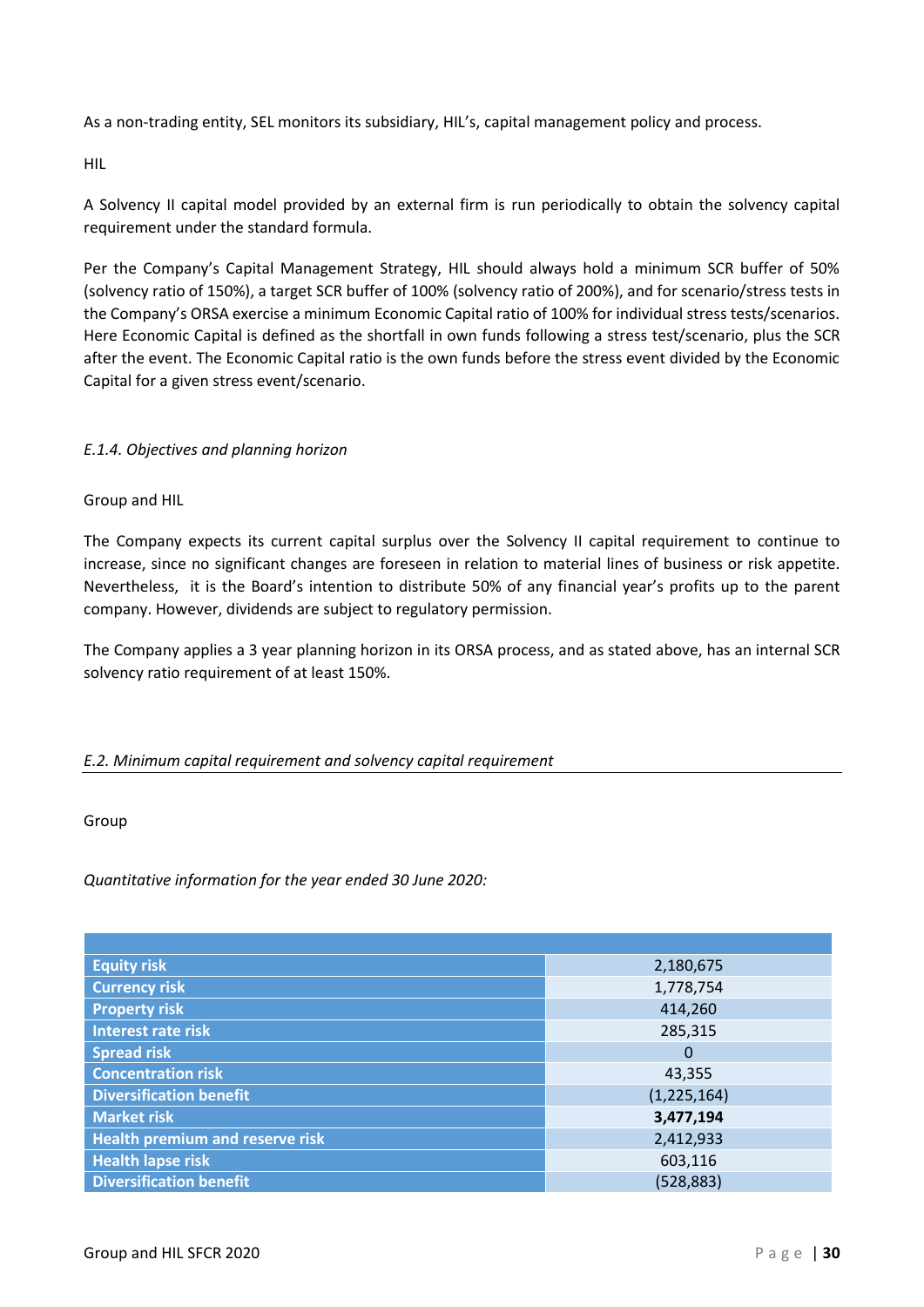As a non-trading entity, SEL monitors its subsidiary, HIL's, capital management policy and process.

HIL

A Solvency II capital model provided by an external firm is run periodically to obtain the solvency capital requirement under the standard formula.

Per the Company's Capital Management Strategy, HIL should always hold a minimum SCR buffer of 50% (solvency ratio of 150%), a target SCR buffer of 100% (solvency ratio of 200%), and for scenario/stress tests in the Company's ORSA exercise a minimum Economic Capital ratio of 100% for individual stress tests/scenarios. Here Economic Capital is defined as the shortfall in own funds following a stress test/scenario, plus the SCR after the event. The Economic Capital ratio is the own funds before the stress event divided by the Economic Capital for a given stress event/scenario.

### *E.1.4. Objectives and planning horizon*

Group and HIL

The Company expects its current capital surplus over the Solvency II capital requirement to continue to increase, since no significant changes are foreseen in relation to material lines of business or risk appetite. Nevertheless, it is the Board's intention to distribute 50% of any financial year's profits up to the parent company. However, dividends are subject to regulatory permission.

The Company applies a 3 year planning horizon in its ORSA process, and as stated above, has an internal SCR solvency ratio requirement of at least 150%.

## *E.2. Minimum capital requirement and solvency capital requirement*

Group

*Quantitative information for the year ended 30 June 2020:*

| | |
|---|---|
| **Equity risk** | 2,180,675 |
| **Currency risk** | 1,778,754 |
| **Property risk** | 414,260 |
| **Interest rate risk** | 285,315 |
| **Spread risk** | 0 |
| **Concentration risk** | 43,355 |
| **Diversification benefit** | (1,225,164) |
| **Market risk** | **3,477,194** |
| **Health premium and reserve risk** | 2,412,933 |
| **Health lapse risk** | 603,116 |
| **Diversification benefit** | (528,883) |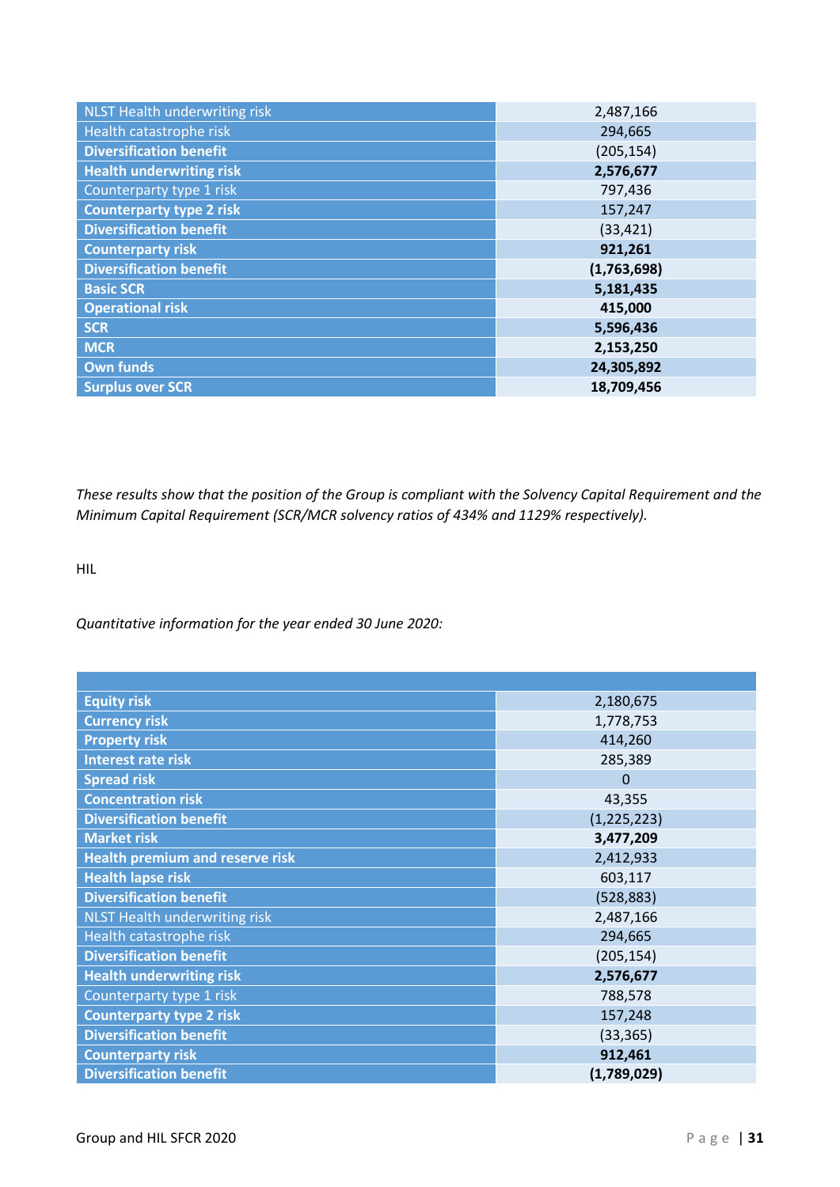| | |
|---|---|
| NLST Health underwriting risk | 2,487,166 |
| Health catastrophe risk | 294,665 |
| **Diversification benefit** | (205,154) |
| **Health underwriting risk** | **2,576,677** |
| Counterparty type 1 risk | 797,436 |
| **Counterparty type 2 risk** | 157,247 |
| **Diversification benefit** | (33,421) |
| **Counterparty risk** | **921,261** |
| **Diversification benefit** | **(1,763,698)** |
| **Basic SCR** | **5,181,435** |
| **Operational risk** | **415,000** |
| **SCR** | **5,596,436** |
| **MCR** | **2,153,250** |
| **Own funds** | **24,305,892** |
| **Surplus over SCR** | **18,709,456** |

*These results show that the position of the Group is compliant with the Solvency Capital Requirement and the Minimum Capital Requirement (SCR/MCR solvency ratios of 434% and 1129% respectively).*

HIL

*Quantitative information for the year ended 30 June 2020:*

| | |
|---|---|
| **Equity risk** | 2,180,675 |
| **Currency risk** | 1,778,753 |
| **Property risk** | 414,260 |
| **Interest rate risk** | 285,389 |
| **Spread risk** | 0 |
| **Concentration risk** | 43,355 |
| **Diversification benefit** | (1,225,223) |
| **Market risk** | **3,477,209** |
| **Health premium and reserve risk** | 2,412,933 |
| **Health lapse risk** | 603,117 |
| **Diversification benefit** | (528,883) |
| NLST Health underwriting risk | 2,487,166 |
| Health catastrophe risk | 294,665 |
| **Diversification benefit** | (205,154) |
| **Health underwriting risk** | **2,576,677** |
| Counterparty type 1 risk | 788,578 |
| **Counterparty type 2 risk** | 157,248 |
| **Diversification benefit** | (33,365) |
| **Counterparty risk** | **912,461** |
| **Diversification benefit** | **(1,789,029)** |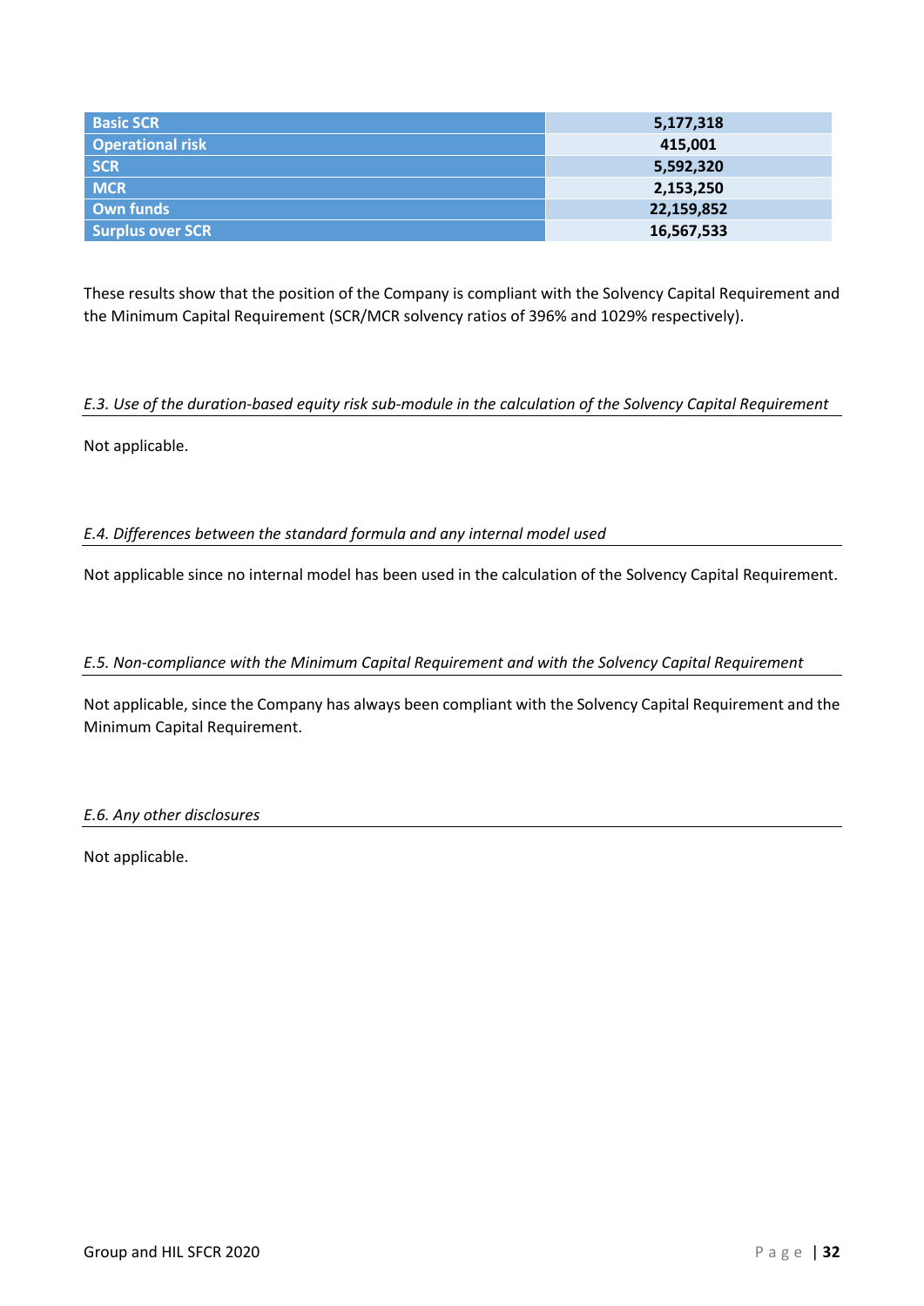| Basic SCR | 5,177,318 |
| --- | --- |
| Operational risk | 415,001 |
| SCR | 5,592,320 |
| MCR | 2,153,250 |
| Own funds | 22,159,852 |
| Surplus over SCR | 16,567,533 |

These results show that the position of the Company is compliant with the Solvency Capital Requirement and the Minimum Capital Requirement (SCR/MCR solvency ratios of 396% and 1029% respectively).

### *E.3. Use of the duration-based equity risk sub-module in the calculation of the Solvency Capital Requirement*

Not applicable.

### *E.4. Differences between the standard formula and any internal model used*

Not applicable since no internal model has been used in the calculation of the Solvency Capital Requirement.

### *E.5. Non-compliance with the Minimum Capital Requirement and with the Solvency Capital Requirement*

Not applicable, since the Company has always been compliant with the Solvency Capital Requirement and the Minimum Capital Requirement.

### *E.6. Any other disclosures*

Not applicable.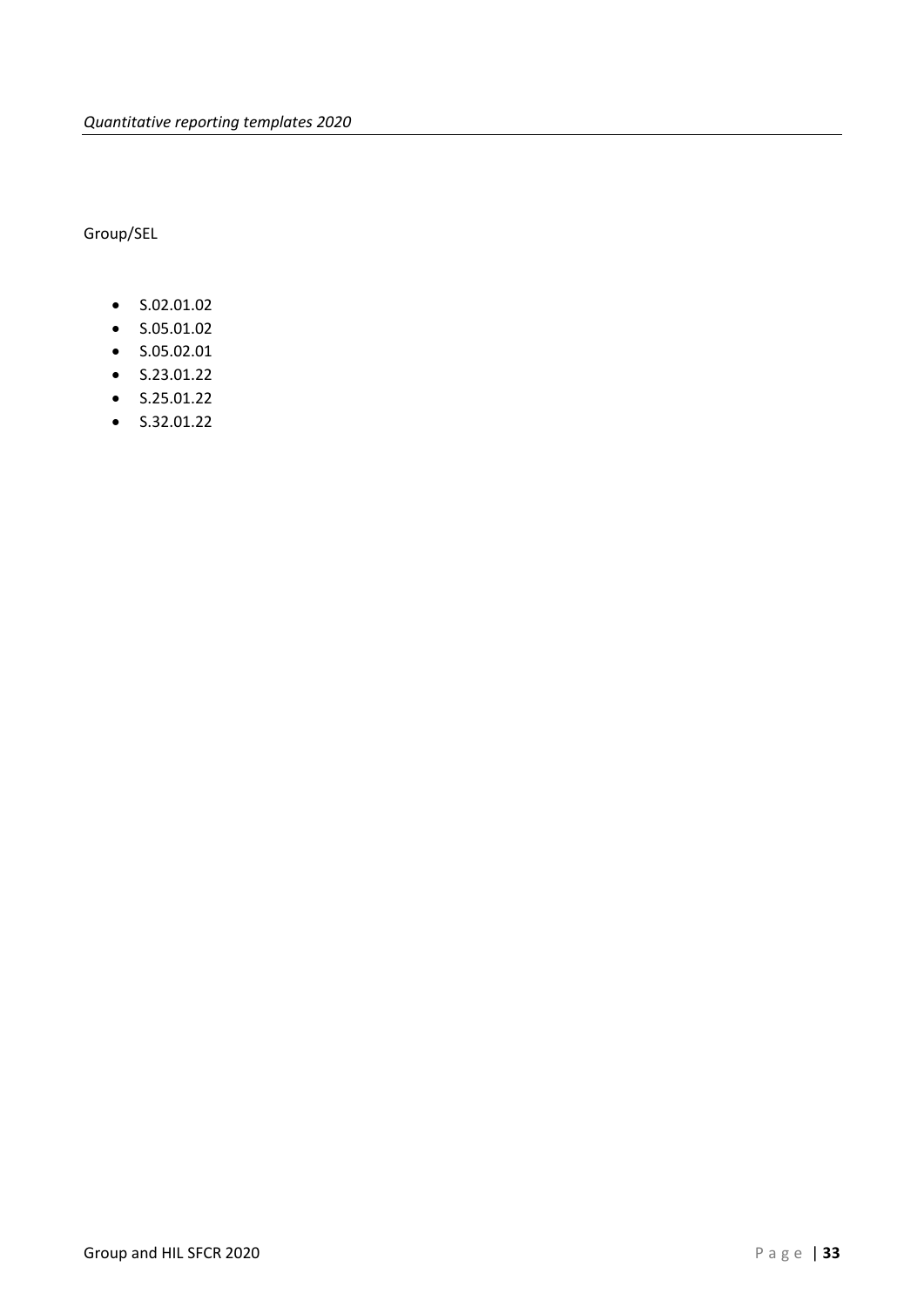Group/SEL

- S.02.01.02
- S.05.01.02
- S.05.02.01
- S.23.01.22
- S.25.01.22
- S.32.01.22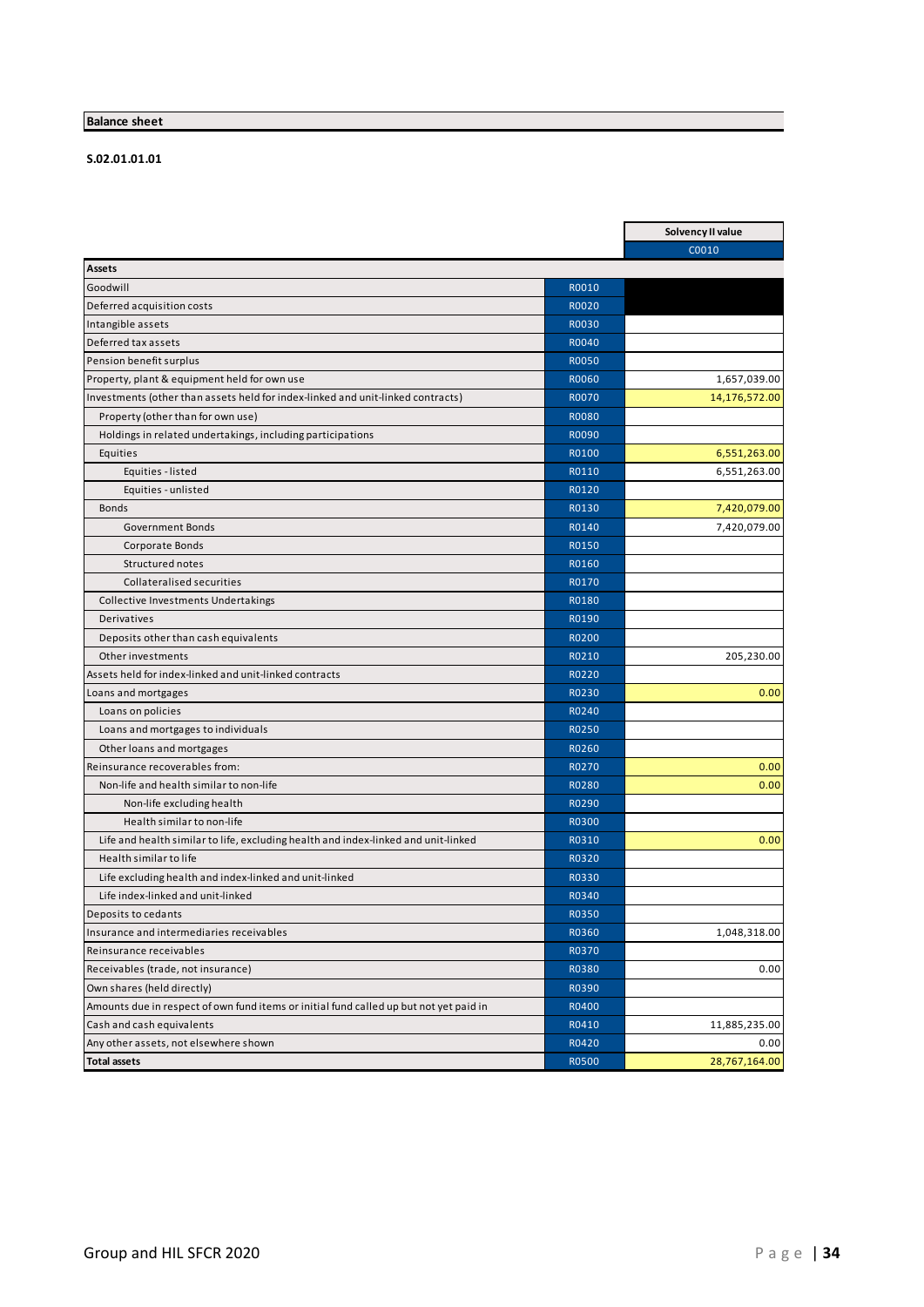## Balance sheet

**S.02.01.01.01**

| | | Solvency II value |
|---|---|---|
| | | C0010 |
| **Assets** | | |
| Goodwill | R0010 | |
| Deferred acquisition costs | R0020 | |
| Intangible assets | R0030 | |
| Deferred tax assets | R0040 | |
| Pension benefit surplus | R0050 | |
| Property, plant & equipment held for own use | R0060 | 1,657,039.00 |
| Investments (other than assets held for index-linked and unit-linked contracts) | R0070 | 14,176,572.00 |
| Property (other than for own use) | R0080 | |
| Holdings in related undertakings, including participations | R0090 | |
| Equities | R0100 | 6,551,263.00 |
| Equities - listed | R0110 | 6,551,263.00 |
| Equities - unlisted | R0120 | |
| Bonds | R0130 | 7,420,079.00 |
| Government Bonds | R0140 | 7,420,079.00 |
| Corporate Bonds | R0150 | |
| Structured notes | R0160 | |
| Collateralised securities | R0170 | |
| Collective Investments Undertakings | R0180 | |
| Derivatives | R0190 | |
| Deposits other than cash equivalents | R0200 | |
| Other investments | R0210 | 205,230.00 |
| Assets held for index-linked and unit-linked contracts | R0220 | |
| Loans and mortgages | R0230 | 0.00 |
| Loans on policies | R0240 | |
| Loans and mortgages to individuals | R0250 | |
| Other loans and mortgages | R0260 | |
| Reinsurance recoverables from: | R0270 | 0.00 |
| Non-life and health similar to non-life | R0280 | 0.00 |
| Non-life excluding health | R0290 | |
| Health similar to non-life | R0300 | |
| Life and health similar to life, excluding health and index-linked and unit-linked | R0310 | 0.00 |
| Health similar to life | R0320 | |
| Life excluding health and index-linked and unit-linked | R0330 | |
| Life index-linked and unit-linked | R0340 | |
| Deposits to cedants | R0350 | |
| Insurance and intermediaries receivables | R0360 | 1,048,318.00 |
| Reinsurance receivables | R0370 | |
| Receivables (trade, not insurance) | R0380 | 0.00 |
| Own shares (held directly) | R0390 | |
| Amounts due in respect of own fund items or initial fund called up but not yet paid in | R0400 | |
| Cash and cash equivalents | R0410 | 11,885,235.00 |
| Any other assets, not elsewhere shown | R0420 | 0.00 |
| **Total assets** | R0500 | 28,767,164.00 |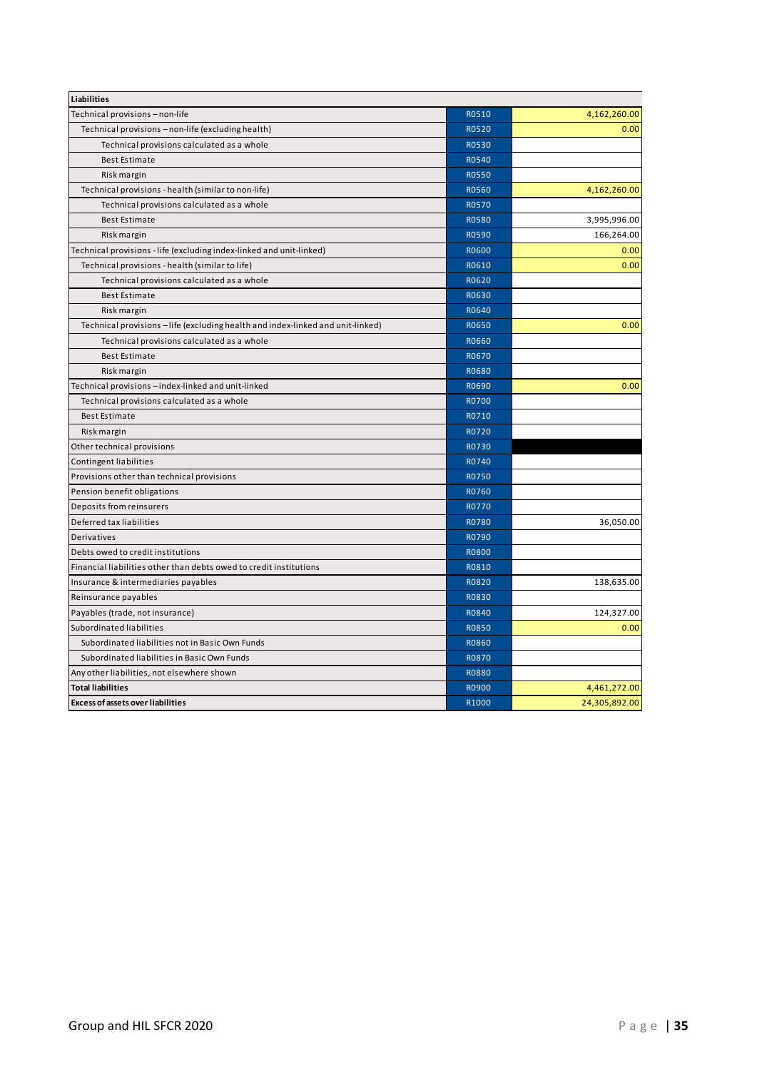| Liabilities | | |
|---|---|---|
| Technical provisions – non-life | R0510 | 4,162,260.00 |
| Technical provisions – non-life (excluding health) | R0520 | 0.00 |
| Technical provisions calculated as a whole | R0530 | |
| Best Estimate | R0540 | |
| Risk margin | R0550 | |
| Technical provisions - health (similar to non-life) | R0560 | 4,162,260.00 |
| Technical provisions calculated as a whole | R0570 | |
| Best Estimate | R0580 | 3,995,996.00 |
| Risk margin | R0590 | 166,264.00 |
| Technical provisions - life (excluding index-linked and unit-linked) | R0600 | 0.00 |
| Technical provisions - health (similar to life) | R0610 | 0.00 |
| Technical provisions calculated as a whole | R0620 | |
| Best Estimate | R0630 | |
| Risk margin | R0640 | |
| Technical provisions – life (excluding health and index-linked and unit-linked) | R0650 | 0.00 |
| Technical provisions calculated as a whole | R0660 | |
| Best Estimate | R0670 | |
| Risk margin | R0680 | |
| Technical provisions – index-linked and unit-linked | R0690 | 0.00 |
| Technical provisions calculated as a whole | R0700 | |
| Best Estimate | R0710 | |
| Risk margin | R0720 | |
| Other technical provisions | R0730 | |
| Contingent liabilities | R0740 | |
| Provisions other than technical provisions | R0750 | |
| Pension benefit obligations | R0760 | |
| Deposits from reinsurers | R0770 | |
| Deferred tax liabilities | R0780 | 36,050.00 |
| Derivatives | R0790 | |
| Debts owed to credit institutions | R0800 | |
| Financial liabilities other than debts owed to credit institutions | R0810 | |
| Insurance & intermediaries payables | R0820 | 138,635.00 |
| Reinsurance payables | R0830 | |
| Payables (trade, not insurance) | R0840 | 124,327.00 |
| Subordinated liabilities | R0850 | 0.00 |
| Subordinated liabilities not in Basic Own Funds | R0860 | |
| Subordinated liabilities in Basic Own Funds | R0870 | |
| Any other liabilities, not elsewhere shown | R0880 | |
| **Total liabilities** | R0900 | 4,461,272.00 |
| **Excess of assets over liabilities** | R1000 | 24,305,892.00 |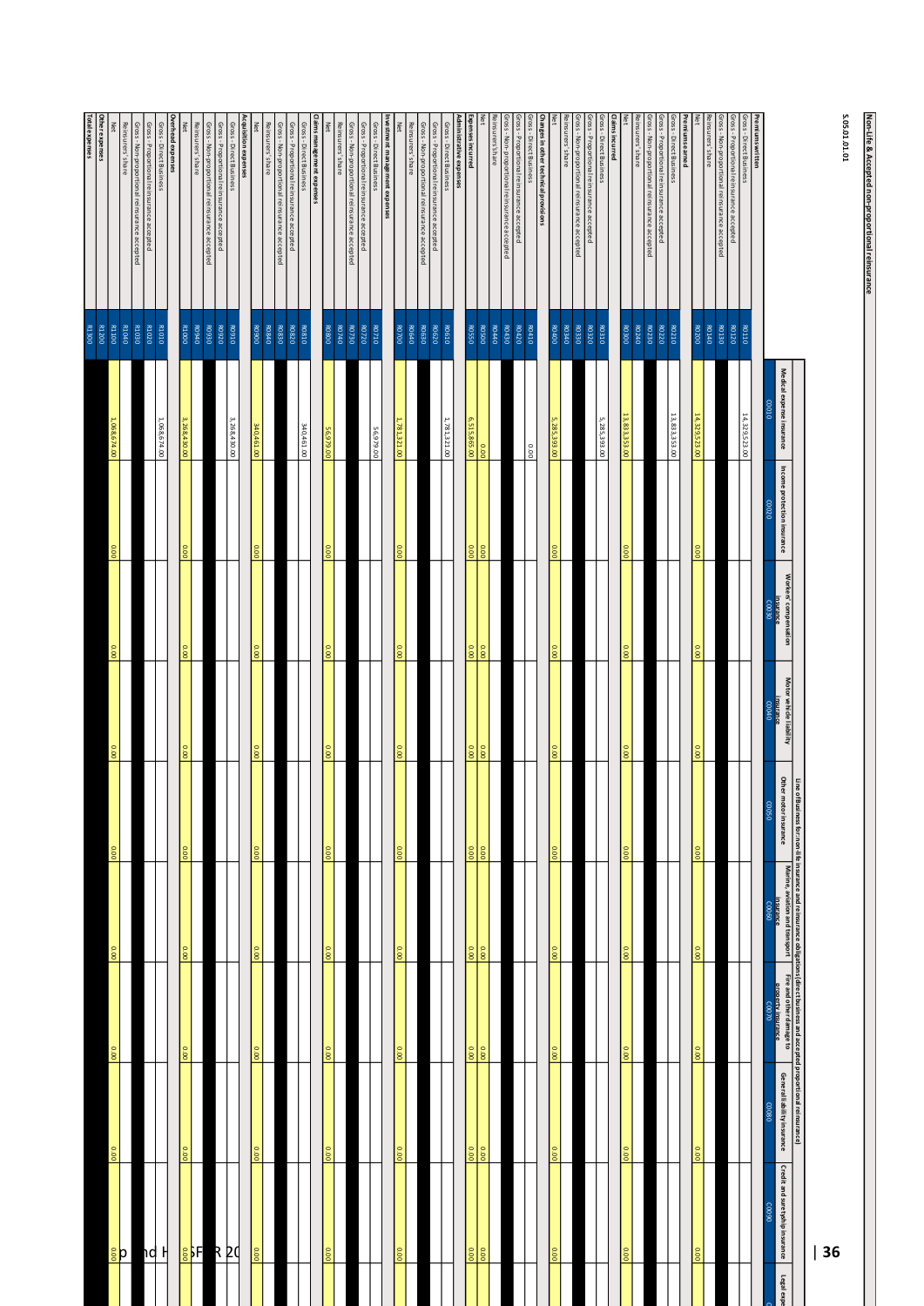## Non-Life & Accepted non-proportional reinsurance

**S.05.01.01**

| | | Line of Business for: non-life insurance and reinsurance obligations (direct business and accepted proportional reinsurance) | | | | | | | | | |
|---|---|---|---|---|---|---|---|---|---|---|---|
| | | Medical expense insurance | Income protection insurance | Workers' compensation insurance | Motor vehicle liability insurance | Other motor insurance | Marine, aviation and transport insurance | Fire and other damage to property insurance | General liability insurance | Credit and suretyship insurance | Legal exp... |
| | | C0010 | C0020 | C0030 | C0040 | C0050 | C0060 | C0070 | C0080 | C0090 | C... |
| **Premiums written** | | | | | | | | | | | |
| Gross - Direct Business | R0110 | 14,329,523.00 | | | | | | | | | |
| Gross - Proportional reinsurance accepted | R0120 | | | | | | | | | | |
| Gross - Non-proportional reinsurance accepted | R0130 | | | | | | | | | | |
| Reinsurers' share | R0140 | | | | | | | | | | |
| Net | R0200 | 14,329,523.00 | 0.00 | 0.00 | 0.00 | 0.00 | 0.00 | 0.00 | 0.00 | 0.00 | |
| **Premiums earned** | | | | | | | | | | | |
| Gross - Direct Business | R0210 | 13,833,353.00 | | | | | | | | | |
| Gross - Proportional reinsurance accepted | R0220 | | | | | | | | | | |
| Gross - Non-proportional reinsurance accepted | R0230 | | | | | | | | | | |
| Reinsurers' share | R0240 | | | | | | | | | | |
| Net | R0300 | 13,833,353.00 | 0.00 | 0.00 | 0.00 | 0.00 | 0.00 | 0.00 | 0.00 | 0.00 | |
| **Claims incurred** | | | | | | | | | | | |
| Gross - Direct Business | R0310 | 5,285,393.00 | | | | | | | | | |
| Gross - Proportional reinsurance accepted | R0320 | | | | | | | | | | |
| Gross - Non-proportional reinsurance accepted | R0330 | | | | | | | | | | |
| Reinsurers' share | R0340 | | | | | | | | | | |
| Net | R0400 | 5,285,393.00 | 0.00 | 0.00 | 0.00 | 0.00 | 0.00 | 0.00 | 0.00 | 0.00 | |
| **Changes in other technical provisions** | | | | | | | | | | | |
| Gross - Direct Business | R0410 | 0.00 | | | | | | | | | |
| Gross - Proportional reinsurance accepted | R0420 | | | | | | | | | | |
| Gross - Non-proportional reinsurance accepted | R0430 | | | | | | | | | | |
| Reinsurers' share | R0440 | | | | | | | | | | |
| Net | R0500 | 0.00 | 0.00 | 0.00 | 0.00 | 0.00 | 0.00 | 0.00 | 0.00 | 0.00 | |
| **Expenses incurred** | R0550 | 6,515,865.00 | 0.00 | 0.00 | 0.00 | 0.00 | 0.00 | 0.00 | 0.00 | 0.00 | |
| **Administrative expenses** | | | | | | | | | | | |
| Gross - Direct Business | R0610 | 1,781,321.00 | | | | | | | | | |
| Gross - Proportional reinsurance accepted | R0620 | | | | | | | | | | |
| Gross - Non-proportional reinsurance accepted | R0630 | | | | | | | | | | |
| Reinsurers' share | R0640 | | | | | | | | | | |
| Net | R0700 | 1,781,321.00 | 0.00 | 0.00 | 0.00 | 0.00 | 0.00 | 0.00 | 0.00 | 0.00 | |
| **Investment management expenses** | | | | | | | | | | | |
| Gross - Direct Business | R0710 | 56,979.00 | | | | | | | | | |
| Gross - Proportional reinsurance accepted | R0720 | | | | | | | | | | |
| Gross - Non-proportional reinsurance accepted | R0730 | | | | | | | | | | |
| Reinsurers' share | R0740 | | | | | | | | | | |
| Net | R0800 | 56,979.00 | 0.00 | 0.00 | 0.00 | 0.00 | 0.00 | 0.00 | 0.00 | 0.00 | |
| **Claims management expenses** | | | | | | | | | | | |
| Gross - Direct Business | R0810 | 340,461.00 | | | | | | | | | |
| Gross - Proportional reinsurance accepted | R0820 | | | | | | | | | | |
| Gross - Non-proportional reinsurance accepted | R0830 | | | | | | | | | | |
| Reinsurers' share | R0840 | | | | | | | | | | |
| Net | R0900 | 340,461.00 | 0.00 | 0.00 | 0.00 | 0.00 | 0.00 | 0.00 | 0.00 | 0.00 | |
| **Acquisition expenses** | | | | | | | | | | | |
| Gross - Direct Business | R0910 | 3,268,430.00 | | | | | | | | | |
| Gross - Proportional reinsurance accepted | R0920 | | | | | | | | | | |
| Gross - Non-proportional reinsurance accepted | R0930 | | | | | | | | | | |
| Reinsurers' share | R0940 | | | | | | | | | | |
| Net | R1000 | 3,268,430.00 | 0.00 | 0.00 | 0.00 | 0.00 | 0.00 | 0.00 | 0.00 | 0.00 | |
| **Overhead expenses** | | | | | | | | | | | |
| Gross - Direct Business | R1010 | 1,068,674.00 | | | | | | | | | |
| Gross - Proportional reinsurance accepted | R1020 | | | | | | | | | | |
| Gross - Non-proportional reinsurance accepted | R1030 | | | | | | | | | | |
| Reinsurers' share | R1040 | | | | | | | | | | |
| Net | R1100 | 1,068,674.00 | 0.00 | 0.00 | 0.00 | 0.00 | 0.00 | 0.00 | 0.00 | 0.00 | |
| **Other expenses** | R1200 | | | | | | | | | | |
| **Total expenses** | R1300 | | | | | | | | | | |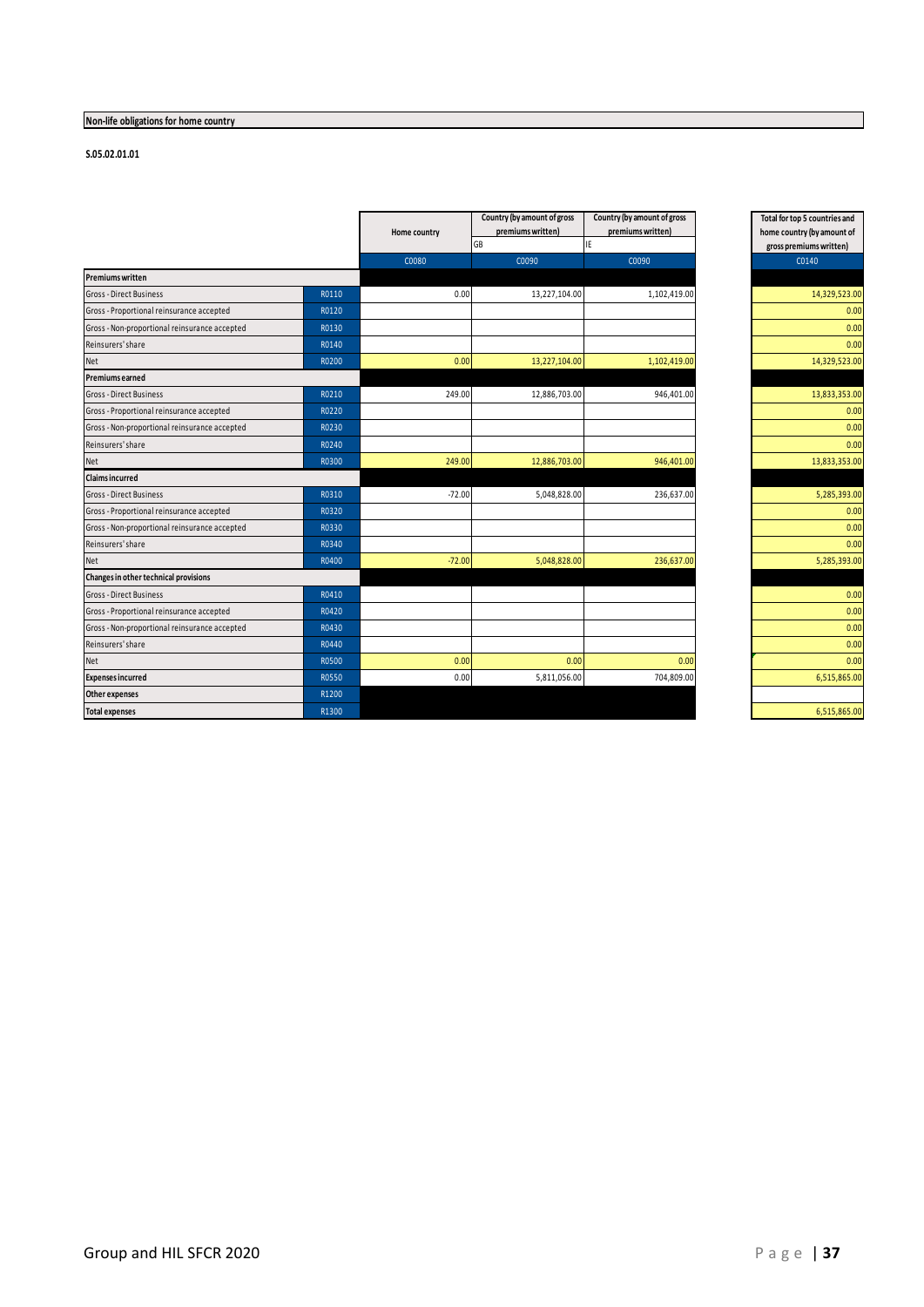**Non-life obligations for home country**

**S.05.02.01.01**

| | | Home country | Country (by amount of gross premiums written) | Country (by amount of gross premiums written) | Total for top 5 countries and home country (by amount of gross premiums written) |
|---|---|---|---|---|---|
| | | | GB | IE | |
| | | C0080 | C0090 | C0090 | C0140 |
| **Premiums written** | | | | | |
| Gross - Direct Business | R0110 | 0.00 | 13,227,104.00 | 1,102,419.00 | 14,329,523.00 |
| Gross - Proportional reinsurance accepted | R0120 | | | | 0.00 |
| Gross - Non-proportional reinsurance accepted | R0130 | | | | 0.00 |
| Reinsurers' share | R0140 | | | | 0.00 |
| Net | R0200 | 0.00 | 13,227,104.00 | 1,102,419.00 | 14,329,523.00 |
| **Premiums earned** | | | | | |
| Gross - Direct Business | R0210 | 249.00 | 12,886,703.00 | 946,401.00 | 13,833,353.00 |
| Gross - Proportional reinsurance accepted | R0220 | | | | 0.00 |
| Gross - Non-proportional reinsurance accepted | R0230 | | | | 0.00 |
| Reinsurers' share | R0240 | | | | 0.00 |
| Net | R0300 | 249.00 | 12,886,703.00 | 946,401.00 | 13,833,353.00 |
| **Claims incurred** | | | | | |
| Gross - Direct Business | R0310 | -72.00 | 5,048,828.00 | 236,637.00 | 5,285,393.00 |
| Gross - Proportional reinsurance accepted | R0320 | | | | 0.00 |
| Gross - Non-proportional reinsurance accepted | R0330 | | | | 0.00 |
| Reinsurers' share | R0340 | | | | 0.00 |
| Net | R0400 | -72.00 | 5,048,828.00 | 236,637.00 | 5,285,393.00 |
| **Changes in other technical provisions** | | | | | |
| Gross - Direct Business | R0410 | | | | 0.00 |
| Gross - Proportional reinsurance accepted | R0420 | | | | 0.00 |
| Gross - Non-proportional reinsurance accepted | R0430 | | | | 0.00 |
| Reinsurers' share | R0440 | | | | 0.00 |
| Net | R0500 | 0.00 | 0.00 | 0.00 | 0.00 |
| **Expenses incurred** | R0550 | 0.00 | 5,811,056.00 | 704,809.00 | 6,515,865.00 |
| **Other expenses** | R1200 | | | | |
| **Total expenses** | R1300 | | | | 6,515,865.00 |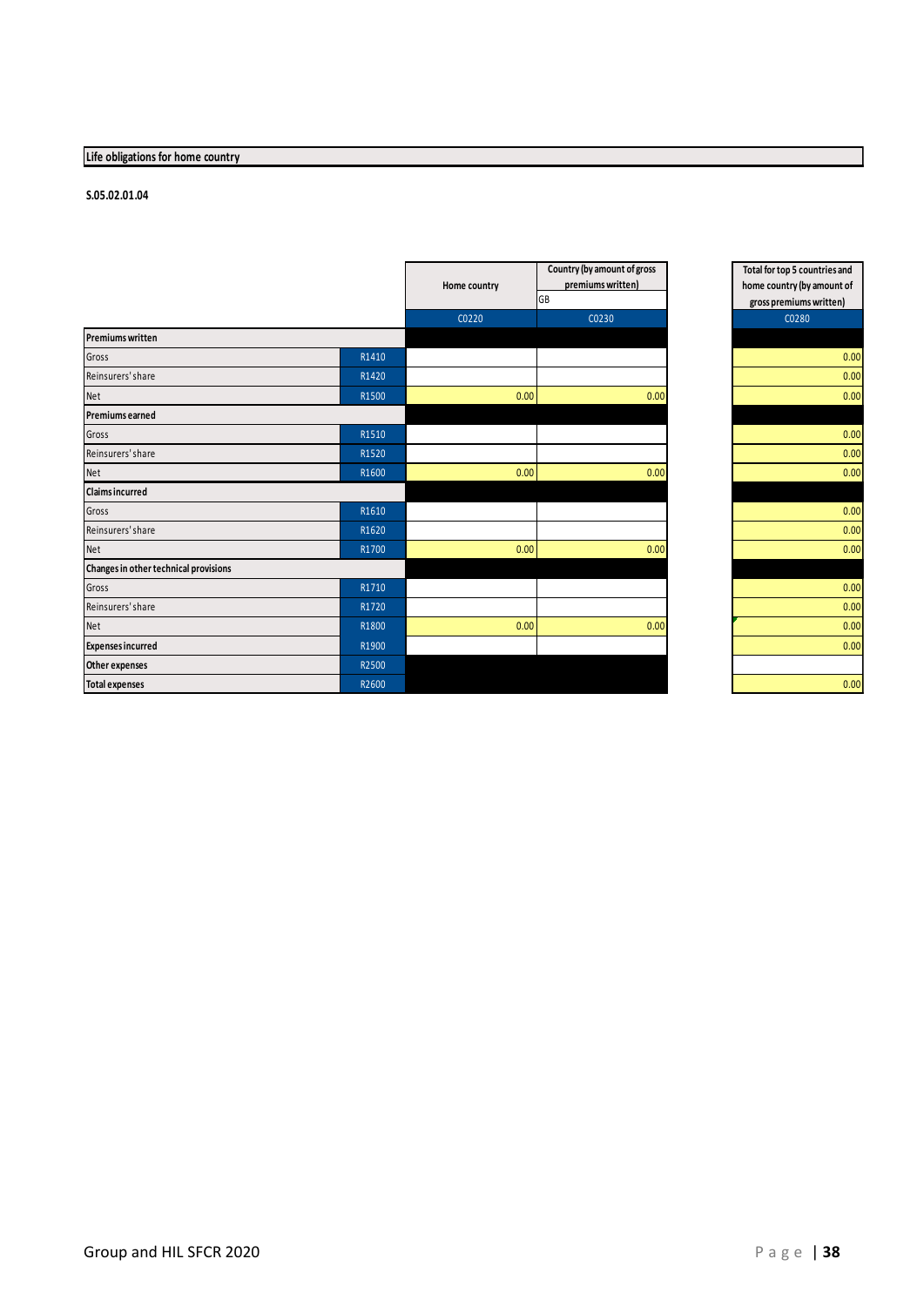## Life obligations for home country

**S.05.02.01.04**

| | | Home country | Country (by amount of gross premiums written) | Total for top 5 countries and home country (by amount of gross premiums written) |
|---|---|---|---|---|
| | | | GB | |
| | | C0220 | C0230 | C0280 |
| **Premiums written** | | | | |
| Gross | R1410 | | | 0.00 |
| Reinsurers' share | R1420 | | | 0.00 |
| Net | R1500 | 0.00 | 0.00 | 0.00 |
| **Premiums earned** | | | | |
| Gross | R1510 | | | 0.00 |
| Reinsurers' share | R1520 | | | 0.00 |
| Net | R1600 | 0.00 | 0.00 | 0.00 |
| **Claims incurred** | | | | |
| Gross | R1610 | | | 0.00 |
| Reinsurers' share | R1620 | | | 0.00 |
| Net | R1700 | 0.00 | 0.00 | 0.00 |
| **Changes in other technical provisions** | | | | |
| Gross | R1710 | | | 0.00 |
| Reinsurers' share | R1720 | | | 0.00 |
| Net | R1800 | 0.00 | 0.00 | 0.00 |
| **Expenses incurred** | R1900 | | | 0.00 |
| **Other expenses** | R2500 | | | |
| **Total expenses** | R2600 | | | 0.00 |

Group and HIL SFCR 2020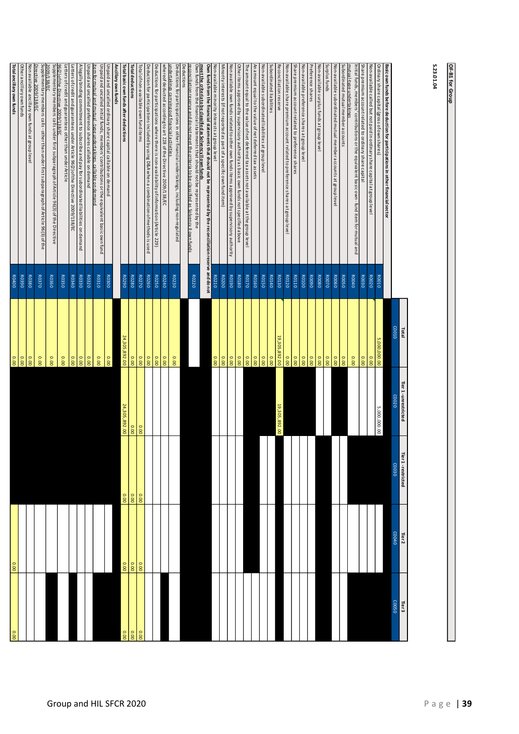**OF-B1 for Group**

**S.23.01.04**

| | | Total | Tier 1 - unrestricted | Tier 1 - restricted | Tier 2 | Tier 3 |
|---|---|---|---|---|---|---|
| | | C0010 | C0020 | C0030 | C0040 | C0050 |
| **Basic own funds before deduction for participations in other financial sector** | | | | | | |
| Ordinary share capital (gross of own shares) | R0010 | 5,000,000.00 | 5,000,000.00 | | | |
| Non-available called but not paid in ordinary share capital at group level | R0020 | 0.00 | | | | |
| Share premium account related to ordinary share capital | R0030 | 0.00 | | | | |
| Initial funds, members' contributions or the equivalent basic own- fund item for mutual and mutual-type undertakings | R0040 | 0.00 | | | | |
| Subordinated mutual member accounts | R0050 | 0.00 | | | | |
| Non-available subordinated mutual member accounts at group level | R0060 | 0.00 | | | | |
| Surplus funds | R0070 | 0.00 | | | | |
| Non-available surplus funds at group level | R0080 | 0.00 | | | | |
| Preference shares | R0090 | 0.00 | | | | |
| Non-available preference shares at group level | R0100 | 0.00 | | | | |
| Share premium account related to preference shares | R0110 | 0.00 | | | | |
| Non-available share premium account related to preference shares at group level | R0120 | 0.00 | | | | |
| Reconciliation reserve | R0130 | 19,305,892.00 | 19,305,892.00 | | | |
| Subordinated liabilities | R0140 | 0.00 | | | | |
| Non-available subordinated liabilities at group level | R0150 | 0.00 | | | | |
| An amount equal to the value of net deferred tax assets | R0160 | 0.00 | | | | |
| The amount equal to the value of net deferred tax assets not available at the group level | R0170 | 0.00 | | | | |
| Other items approved by supervisory authority as basic own funds not specified above | R0180 | 0.00 | | | | |
| Non available own funds related to other own funds items approved by supervisory authority | R0190 | 0.00 | | | | |
| Minority interests (if not reported as part of a specific own fund item) | R0200 | 0.00 | | | | |
| Non-available minority interests at group level | R0210 | 0.00 | | | | |
| **Own funds from the financial statements that should not be represented by the reconciliation reserve and do not meet the criteria to be classified as Solvency II own funds** | | | | | | |
| Own funds from the financial statements that should not be represented by the reconciliation reserve and do not meet the criteria to be classified as Solvency II own funds | R0220 | | | | | |
| Deductions | | | | | | |
| Deductions for participations in other financial undertakings, including non-regulated undertakings carrying out financial activities | R0230 | 0.00 | | | | |
| whereof deducted according to art 228 of the Directive 2009/138/EC | R0240 | 0.00 | | | | |
| Deductions for participations where there is non-availability of information (Article 229) | R0250 | 0.00 | | | | |
| Deduction for participations included by using D&A when a combination of methods is used | R0260 | 0.00 | | | | |
| Total of non-available own fund items | R0270 | 0.00 | 0.00 | 0.00 | 0.00 | 0.00 |
| **Total deductions** | R0280 | 0.00 | 0.00 | 0.00 | 0.00 | 0.00 |
| **Total basic own funds after deductions** | R0290 | 24,305,892.00 | 24,305,892.00 | 0.00 | 0.00 | 0.00 |
| **Ancillary own funds** | | | | | | |
| Unpaid and uncalled ordinary share capital callable on demand | R0300 | 0.00 | | | | |
| Unpaid and uncalled initial funds, members' contributions or the equivalent basic own fund item for mutual and mutual - type undertakings, callable on demand | R0310 | 0.00 | | | | |
| Unpaid and uncalled preference shares callable on demand | R0320 | 0.00 | | | | |
| A legally binding commitment to subscribe and pay for subordinated liabilities on demand | R0330 | 0.00 | | | | |
| Letters of credit and guarantees under Article 96(2) of the Directive 2009/138/EC | R0340 | 0.00 | | | | |
| Letters of credit and guarantees other than under Article 96(2) of the Directive 2009/138/EC | R0350 | 0.00 | | | | |
| Supplementary members calls under first subparagraph of Article 96(3) of the Directive 2009/138/EC | R0360 | 0.00 | | | | |
| Supplementary members calls - other than under first subparagraph of Article 96(3) of the Directive 2009/138/EC | R0370 | 0.00 | | | | |
| Non available ancillary own funds at group level | R0380 | 0.00 | | | | |
| Other ancillary own funds | R0390 | 0.00 | | | | |
| **Total ancillary own funds** | R0400 | 0.00 | | | 0.00 | 0.00 |

Group and HIL SFCR 2020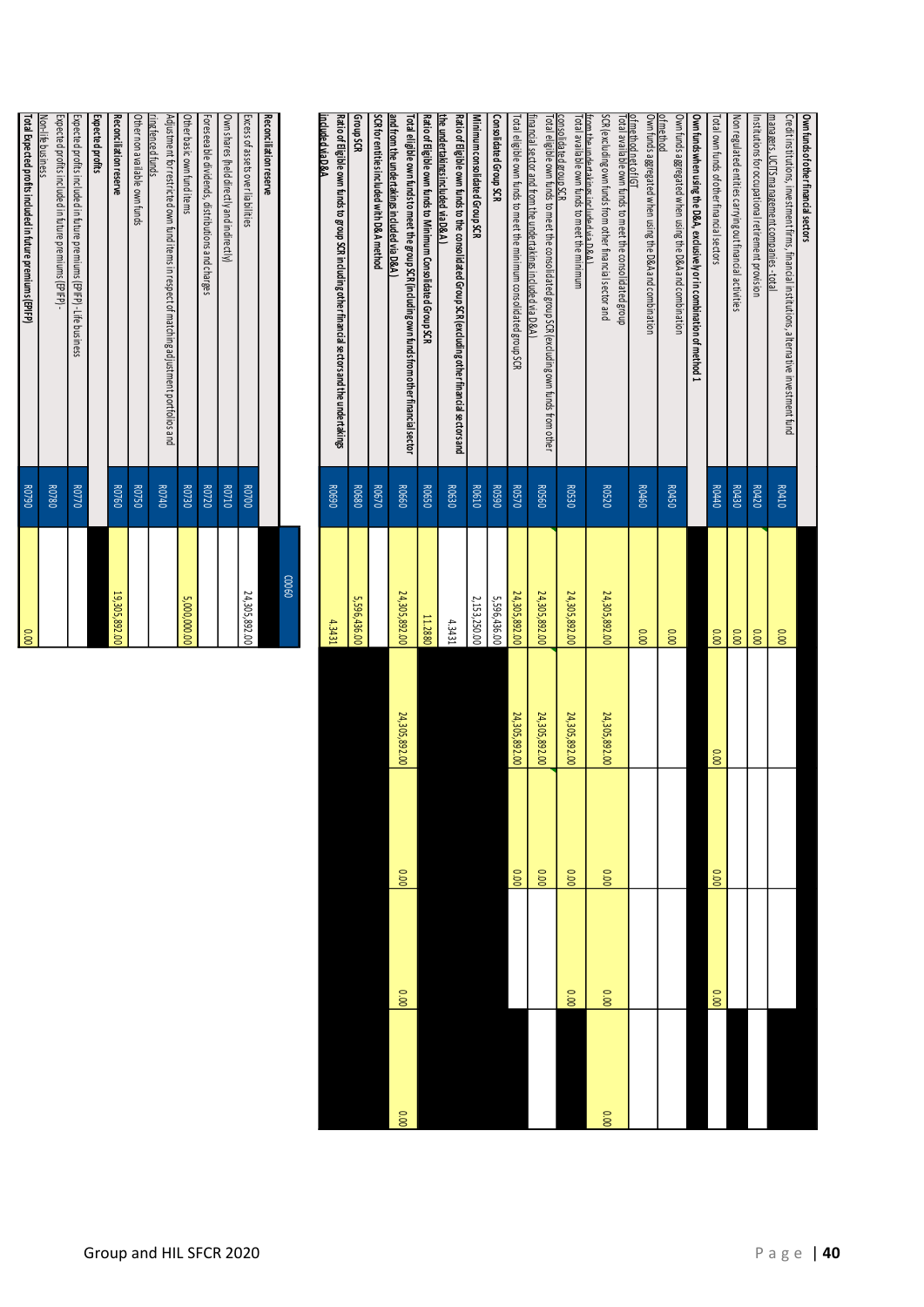| | | | | | | |
|---|---|---|---|---|---|---|
| **Own funds of other financial sectors** | | | | | | |
| Credit institutions, investment firms, financial institutions, alternative investment fund managers, UCITS management companies - total | R0410 | 0.00 | | | | |
| Institutions for occupational retirement provision | R0420 | 0.00 | | | | |
| Non regulated entities carrying out financial activities | R0430 | 0.00 | | | | |
| Total own funds of other financial sectors | R0440 | 0.00 | 0.00 | 0.00 | 0.00 | |
| **Own funds when using the D&A, exclusively or in combination of method 1** | | | | | | |
| Own funds aggregated when using the D&A and combination of method | R0450 | 0.00 | | | | |
| Own funds aggregated when using the D&A and combination of method net of IGT | R0460 | 0.00 | | | | |
| Total available own funds to meet the consolidated group SCR (excluding own funds from other financial sector and from the undertakings included via D&A) | R0520 | 24,305,892.00 | 24,305,892.00 | 0.00 | 0.00 | 0.00 |
| Total available own funds to meet the minimum consolidated group SCR | R0530 | 24,305,892.00 | 24,305,892.00 | 0.00 | 0.00 | |
| Total eligible own funds to meet the consolidated group SCR (excluding own funds from other financial sector and from the undertakings included via D&A) | R0560 | 24,305,892.00 | 24,305,892.00 | 0.00 | | |
| Total eligible own funds to meet the minimum consolidated group SCR | R0570 | 24,305,892.00 | 24,305,892.00 | 0.00 | | |
| **Consolidated Group SCR** | R0590 | 5,596,436.00 | | | | |
| **Minimum consolidated Group SCR** | R0610 | 2,153,250.00 | | | | |
| **Ratio of Eligible own funds to the consolidated Group SCR (excluding other financial sectors and the undertakings included via D&A)** | R0630 | 4.3431 | | | | |
| **Ratio of Eligible own funds to Minimum Consolidated Group SCR** | R0650 | 11.2880 | | | | |
| **Total eligible own funds to meet the group SCR (including own funds from other financial sector and from the undertakings included via D&A)** | R0660 | 24,305,892.00 | 24,305,892.00 | 0.00 | 0.00 | 0.00 |
| **SCR for entities included with D&A method** | R0670 | | | | | |
| **Group SCR** | R0680 | 5,596,436.00 | | | | |
| **Ratio of Eligible own funds to group SCR including other financial sectors and the undertakings included via D&A** | R0690 | 4.3431 | | | | |

| | | C0060 |
|---|---|---|
| **Reconciliation reserve** | | |
| Excess of assets over liabilities | R0700 | 24,305,892.00 |
| Own shares (held directly and indirectly) | R0710 | |
| Foreseeable dividends, distributions and charges | R0720 | |
| Other basic own fund items | R0730 | 5,000,000.00 |
| Adjustment for restricted own fund items in respect of matching adjustment portfolios and ring fenced funds | R0740 | |
| Other non available own funds | R0750 | |
| **Reconciliation reserve** | R0760 | 19,305,892.00 |
| **Expected profits** | | |
| Expected profits included in future premiums (EPIFP) - Life business | R0770 | |
| Expected profits included in future premiums (EPIFP) - Non-life business | R0780 | |
| **Total Expected profits included in future premiums (EPIFP)** | R0790 | 0.00 |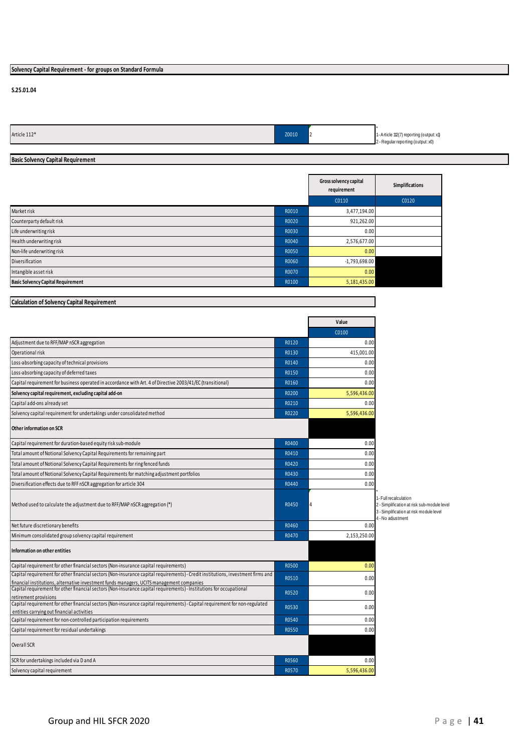## Solvency Capital Requirement - for groups on Standard Formula

**S.25.01.04**

| | | | |
|---|---|---|---|
| Article 112* | Z0010 | 2 | 1 - Article 112(7) reporting (output: x1)<br>2 - Regular reporting (output: x0) |

## Basic Solvency Capital Requirement

| | | Gross solvency capital requirement | Simplifications |
|---|---|---|---|
| | | C0110 | C0120 |
| Market risk | R0010 | 3,477,194.00 | |
| Counterparty default risk | R0020 | 921,262.00 | |
| Life underwriting risk | R0030 | 0.00 | |
| Health underwriting risk | R0040 | 2,576,677.00 | |
| Non-life underwriting risk | R0050 | 0.00 | |
| Diversification | R0060 | -1,793,698.00 | |
| Intangible asset risk | R0070 | 0.00 | |
| **Basic Solvency Capital Requirement** | R0100 | 5,181,435.00 | |

## Calculation of Solvency Capital Requirement

| | | Value | |
|---|---|---|---|
| | | C0100 | |
| Adjustment due to RFF/MAP nSCR aggregation | R0120 | 0.00 | |
| Operational risk | R0130 | 415,001.00 | |
| Loss-absorbing capacity of technical provisions | R0140 | 0.00 | |
| Loss-absorbing capacity of deferred taxes | R0150 | 0.00 | |
| Capital requirement for business operated in accordance with Art. 4 of Directive 2003/41/EC (transitional) | R0160 | 0.00 | |
| **Solvency capital requirement, excluding capital add-on** | R0200 | 5,596,436.00 | |
| Capital add-ons already set | R0210 | 0.00 | |
| Solvency capital requirement for undertakings under consolidated method | R0220 | 5,596,436.00 | |
| **Other information on SCR** | | | |
| Capital requirement for duration-based equity risk sub-module | R0400 | 0.00 | |
| Total amount of Notional Solvency Capital Requirements for remaining part | R0410 | 0.00 | |
| Total amount of Notional Solvency Capital Requirements for ring fenced funds | R0420 | 0.00 | |
| Total amount of Notional Solvency Capital Requirements for matching adjustment portfolios | R0430 | 0.00 | |
| Diversification effects due to RFF nSCR aggregation for article 304 | R0440 | 0.00 | |
| Method used to calculate the adjustment due to RFF/MAP nSCR aggregation (*) | R0450 | 4 | 1 - Full recalculation<br>2 - Simplification at risk sub-module level<br>3 - Simplification at risk module level<br>4 - No adjustment |
| Net future discretionary benefits | R0460 | 0.00 | |
| Minimum consolidated group solvency capital requirement | R0470 | 2,153,250.00 | |
| **Information on other entities** | | | |
| Capital requirement for other financial sectors (Non-insurance capital requirements) | R0500 | 0.00 | |
| Capital requirement for other financial sectors (Non-insurance capital requirements) - Credit institutions, investment firms and financial institutions, alternative investment funds managers, UCITS management companies | R0510 | 0.00 | |
| Capital requirement for other financial sectors (Non-insurance capital requirements) - Institutions for occupational retirement provisions | R0520 | 0.00 | |
| Capital requirement for other financial sectors (Non-insurance capital requirements) - Capital requirement for non-regulated entities carrying out financial activities | R0530 | 0.00 | |
| Capital requirement for non-controlled participation requirements | R0540 | 0.00 | |
| Capital requirement for residual undertakings | R0550 | 0.00 | |
| Overall SCR | | | |
| SCR for undertakings included via D and A | R0560 | 0.00 | |
| Solvency capital requirement | R0570 | 5,596,436.00 | |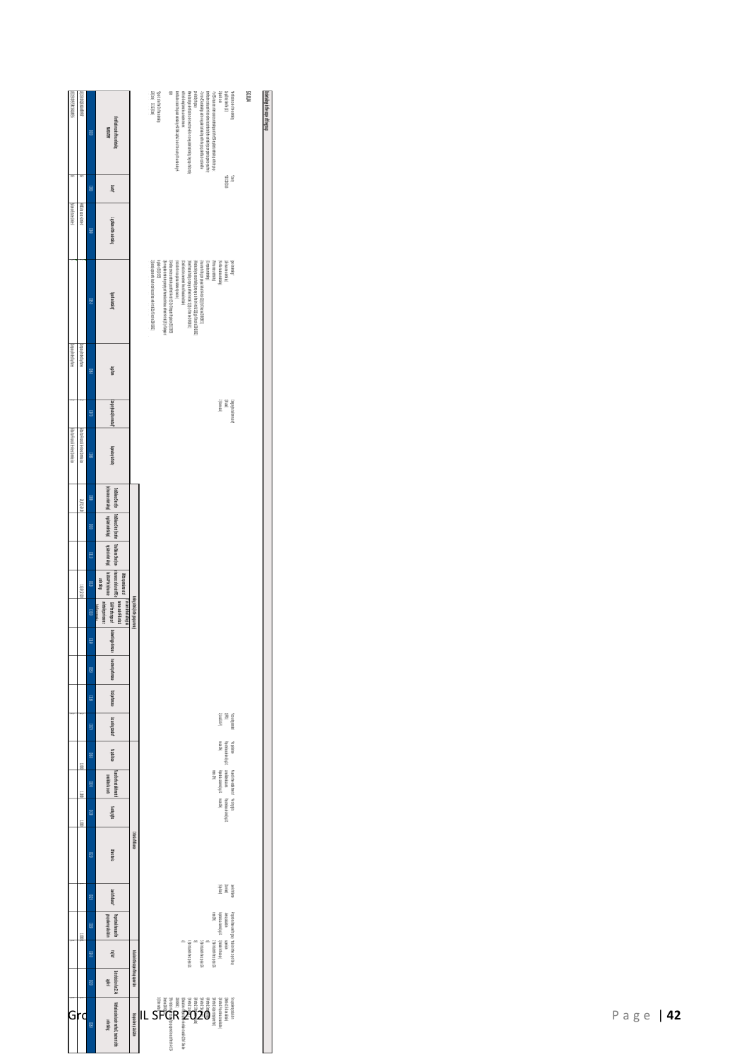## Undertakings in the scope of the group

S.32.01.22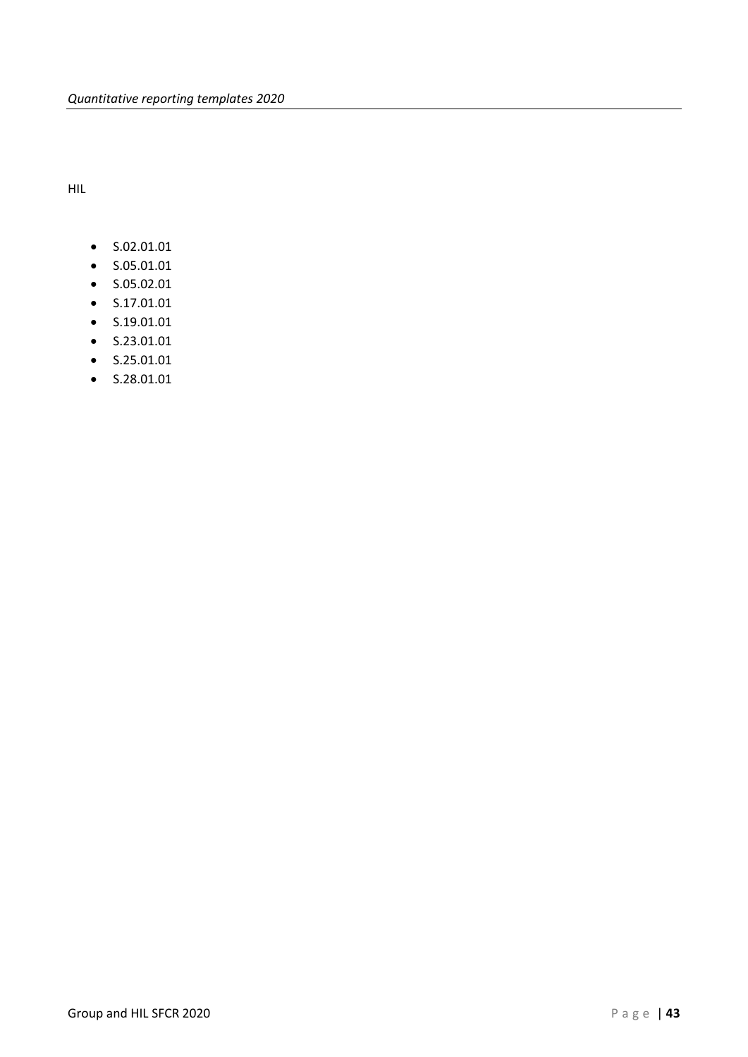HIL

- S.02.01.01
- S.05.01.01
- S.05.02.01
- S.17.01.01
- S.19.01.01
- S.23.01.01
- S.25.01.01
- S.28.01.01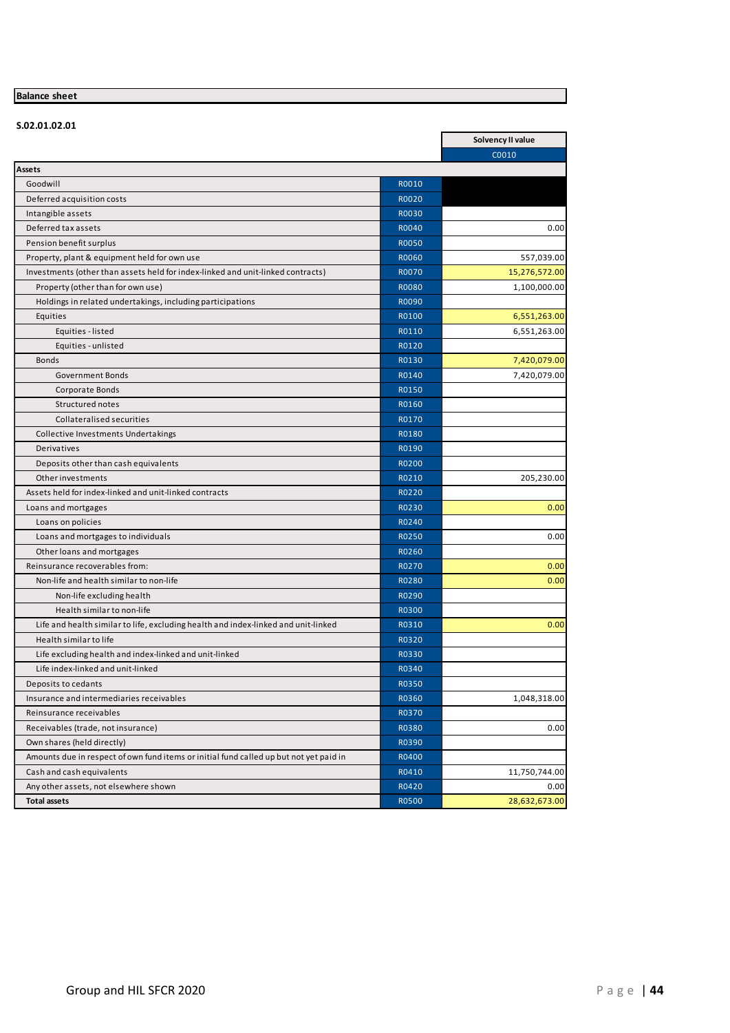## Balance sheet

**S.02.01.02.01**

| | | Solvency II value |
|---|---|---|
| | | C0010 |
| **Assets** | | |
| Goodwill | R0010 | |
| Deferred acquisition costs | R0020 | |
| Intangible assets | R0030 | |
| Deferred tax assets | R0040 | 0.00 |
| Pension benefit surplus | R0050 | |
| Property, plant & equipment held for own use | R0060 | 557,039.00 |
| Investments (other than assets held for index-linked and unit-linked contracts) | R0070 | 15,276,572.00 |
| Property (other than for own use) | R0080 | 1,100,000.00 |
| Holdings in related undertakings, including participations | R0090 | |
| Equities | R0100 | 6,551,263.00 |
| Equities - listed | R0110 | 6,551,263.00 |
| Equities - unlisted | R0120 | |
| Bonds | R0130 | 7,420,079.00 |
| Government Bonds | R0140 | 7,420,079.00 |
| Corporate Bonds | R0150 | |
| Structured notes | R0160 | |
| Collateralised securities | R0170 | |
| Collective Investments Undertakings | R0180 | |
| Derivatives | R0190 | |
| Deposits other than cash equivalents | R0200 | |
| Other investments | R0210 | 205,230.00 |
| Assets held for index-linked and unit-linked contracts | R0220 | |
| Loans and mortgages | R0230 | 0.00 |
| Loans on policies | R0240 | |
| Loans and mortgages to individuals | R0250 | 0.00 |
| Other loans and mortgages | R0260 | |
| Reinsurance recoverables from: | R0270 | 0.00 |
| Non-life and health similar to non-life | R0280 | 0.00 |
| Non-life excluding health | R0290 | |
| Health similar to non-life | R0300 | |
| Life and health similar to life, excluding health and index-linked and unit-linked | R0310 | 0.00 |
| Health similar to life | R0320 | |
| Life excluding health and index-linked and unit-linked | R0330 | |
| Life index-linked and unit-linked | R0340 | |
| Deposits to cedants | R0350 | |
| Insurance and intermediaries receivables | R0360 | 1,048,318.00 |
| Reinsurance receivables | R0370 | |
| Receivables (trade, not insurance) | R0380 | 0.00 |
| Own shares (held directly) | R0390 | |
| Amounts due in respect of own fund items or initial fund called up but not yet paid in | R0400 | |
| Cash and cash equivalents | R0410 | 11,750,744.00 |
| Any other assets, not elsewhere shown | R0420 | 0.00 |
| **Total assets** | R0500 | 28,632,673.00 |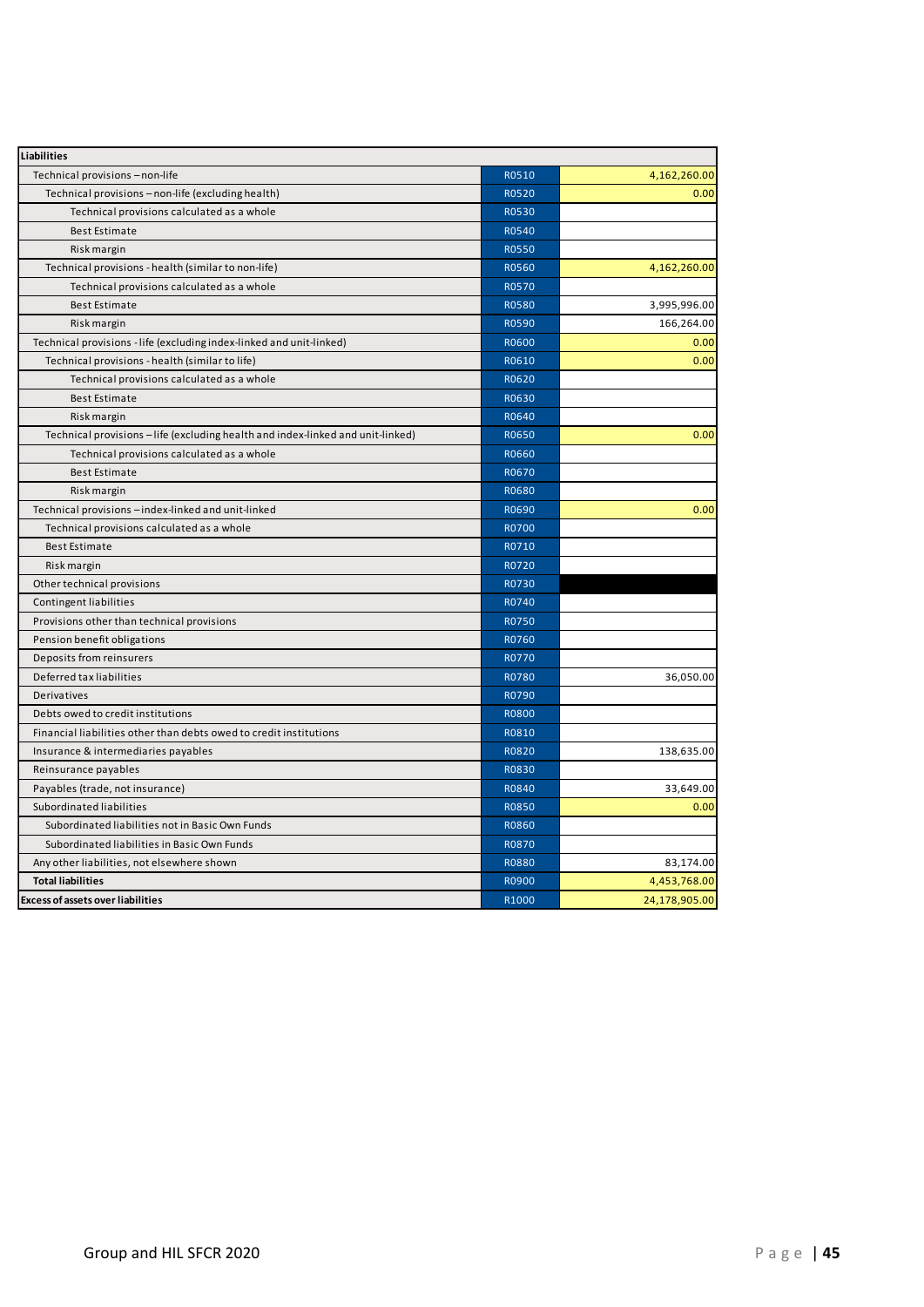| Liabilities | | |
|---|---|---|
| Technical provisions – non-life | R0510 | 4,162,260.00 |
| Technical provisions – non-life (excluding health) | R0520 | 0.00 |
| Technical provisions calculated as a whole | R0530 | |
| Best Estimate | R0540 | |
| Risk margin | R0550 | |
| Technical provisions - health (similar to non-life) | R0560 | 4,162,260.00 |
| Technical provisions calculated as a whole | R0570 | |
| Best Estimate | R0580 | 3,995,996.00 |
| Risk margin | R0590 | 166,264.00 |
| Technical provisions - life (excluding index-linked and unit-linked) | R0600 | 0.00 |
| Technical provisions - health (similar to life) | R0610 | 0.00 |
| Technical provisions calculated as a whole | R0620 | |
| Best Estimate | R0630 | |
| Risk margin | R0640 | |
| Technical provisions – life (excluding health and index-linked and unit-linked) | R0650 | 0.00 |
| Technical provisions calculated as a whole | R0660 | |
| Best Estimate | R0670 | |
| Risk margin | R0680 | |
| Technical provisions – index-linked and unit-linked | R0690 | 0.00 |
| Technical provisions calculated as a whole | R0700 | |
| Best Estimate | R0710 | |
| Risk margin | R0720 | |
| Other technical provisions | R0730 | |
| Contingent liabilities | R0740 | |
| Provisions other than technical provisions | R0750 | |
| Pension benefit obligations | R0760 | |
| Deposits from reinsurers | R0770 | |
| Deferred tax liabilities | R0780 | 36,050.00 |
| Derivatives | R0790 | |
| Debts owed to credit institutions | R0800 | |
| Financial liabilities other than debts owed to credit institutions | R0810 | |
| Insurance & intermediaries payables | R0820 | 138,635.00 |
| Reinsurance payables | R0830 | |
| Payables (trade, not insurance) | R0840 | 33,649.00 |
| Subordinated liabilities | R0850 | 0.00 |
| Subordinated liabilities not in Basic Own Funds | R0860 | |
| Subordinated liabilities in Basic Own Funds | R0870 | |
| Any other liabilities, not elsewhere shown | R0880 | 83,174.00 |
| **Total liabilities** | R0900 | 4,453,768.00 |
| **Excess of assets over liabilities** | R1000 | 24,178,905.00 |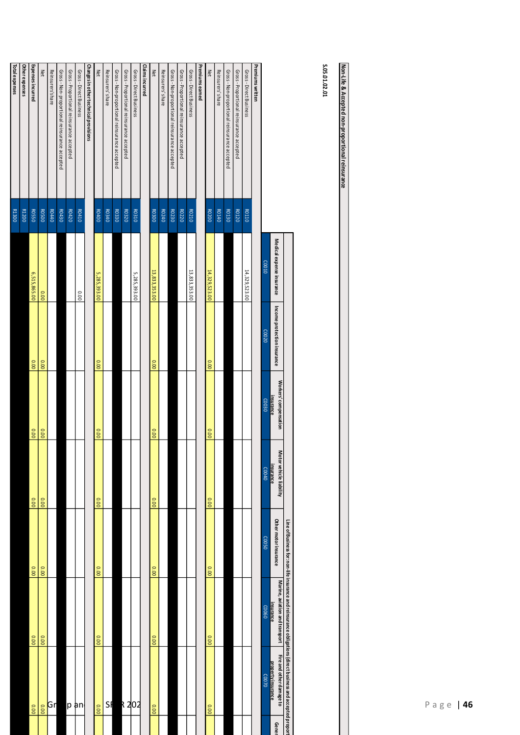**Non-life & Accepted non-proportional reinsurance**

**S.05.01.02.01**

| | | Line of Business for: non-life insurance and reinsurance obligations (direct business and accepted proportional reinsurance) | | | | | | |
|---|---|---|---|---|---|---|---|---|
| | | Medical expense insurance | Income protection insurance | Workers' compensation insurance | Motor vehicle liability insurance | Other motor insurance | Marine, aviation and transport insurance | Fire and other damage to property insurance |
| | | C0010 | C0020 | C0030 | C0040 | C0050 | C0060 | C0070 |
| **Premiums written** | | | | | | | | |
| Gross - Direct Business | R0110 | 14,329,523.00 | | | | | | |
| Gross - Proportional reinsurance accepted | R0120 | | | | | | | |
| Gross - Non-proportional reinsurance accepted | R0130 | | | | | | | |
| Reinsurers' share | R0140 | | | | | | | |
| Net | R0200 | 14,329,523.00 | 0.00 | 0.00 | 0.00 | 0.00 | 0.00 | 0.00 |
| **Premiums earned** | | | | | | | | |
| Gross - Direct Business | R0210 | 13,833,353.00 | | | | | | |
| Gross - Proportional reinsurance accepted | R0220 | | | | | | | |
| Gross - Non-proportional reinsurance accepted | R0230 | | | | | | | |
| Reinsurers' share | R0240 | | | | | | | |
| Net | R0300 | 13,833,353.00 | 0.00 | 0.00 | 0.00 | 0.00 | 0.00 | 0.00 |
| **Claims incurred** | | | | | | | | |
| Gross - Direct Business | R0310 | 5,285,393.00 | | | | | | |
| Gross - Proportional reinsurance accepted | R0320 | | | | | | | |
| Gross - Non-proportional reinsurance accepted | R0330 | | | | | | | |
| Reinsurers' share | R0340 | | | | | | | |
| Net | R0400 | 5,285,393.00 | 0.00 | 0.00 | 0.00 | 0.00 | 0.00 | 0.00 |
| **Changes in other technical provisions** | | | | | | | | |
| Gross - Direct Business | R0410 | 0.00 | | | | | | |
| Gross - Proportional reinsurance accepted | R0420 | | | | | | | |
| Gross - Non- proportional reinsurance accepted | R0430 | | | | | | | |
| Reinsurers' share | R0440 | | | | | | | |
| Net | R0500 | 0.00 | 0.00 | 0.00 | 0.00 | 0.00 | 0.00 | 0.00 |
| **Expenses incurred** | R0550 | 6,515,865.00 | 0.00 | 0.00 | 0.00 | 0.00 | 0.00 | 0.00 |
| **Other expenses** | R1200 | | | | | | | |
| **Total expenses** | R1300 | | | | | | | |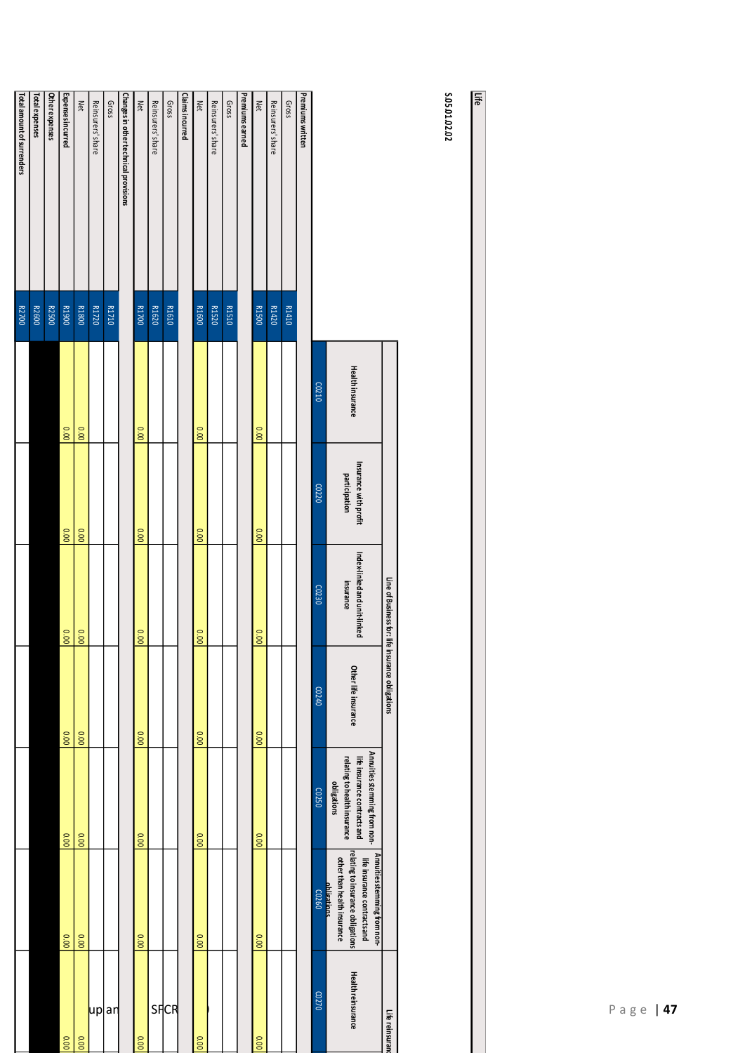## Life

**S.05.01.02.02**

| | | Line of Business for: life insurance obligations | | | | | | Life reinsurance |
|---|---|---|---|---|---|---|---|---|
| | | Health insurance | Insurance with profit participation | Index-linked and unit-linked insurance | Other life insurance | Annuities stemming from non-life insurance contracts and relating to health insurance obligations | Annuities stemming from non-life insurance contracts and relating to insurance obligations other than health insurance obligations | Health reinsurance |
| | | C0210 | C0220 | C0230 | C0240 | C0250 | C0260 | C0270 |
| **Premiums written** | | | | | | | | |
| Gross | R1410 | | | | | | | |
| Reinsurers' share | R1420 | | | | | | | |
| Net | R1500 | 0.00 | 0.00 | 0.00 | 0.00 | 0.00 | 0.00 | 0.00 |
| **Premiums earned** | | | | | | | | |
| Gross | R1510 | | | | | | | |
| Reinsurers' share | R1520 | | | | | | | |
| Net | R1600 | 0.00 | 0.00 | 0.00 | 0.00 | 0.00 | 0.00 | 0.00 |
| **Claims incurred** | | | | | | | | |
| Gross | R1610 | | | | | | | |
| Reinsurers' share | R1620 | | | | | | | SFCR |
| Net | R1700 | 0.00 | 0.00 | 0.00 | 0.00 | 0.00 | 0.00 | 0.00 |
| **Changes in other technical provisions** | | | | | | | | |
| Gross | R1710 | | | | | | | |
| Reinsurers' share | R1720 | | | | | | | up an |
| Net | R1800 | 0.00 | 0.00 | 0.00 | 0.00 | 0.00 | 0.00 | 0.00 |
| **Expenses incurred** | R1900 | 0.00 | 0.00 | 0.00 | 0.00 | 0.00 | 0.00 | 0.00 |
| **Other expenses** | R2500 | | | | | | | |
| **Total expenses** | R2600 | | | | | | | |
| **Total amount of surrenders** | R2700 | | | | | | | |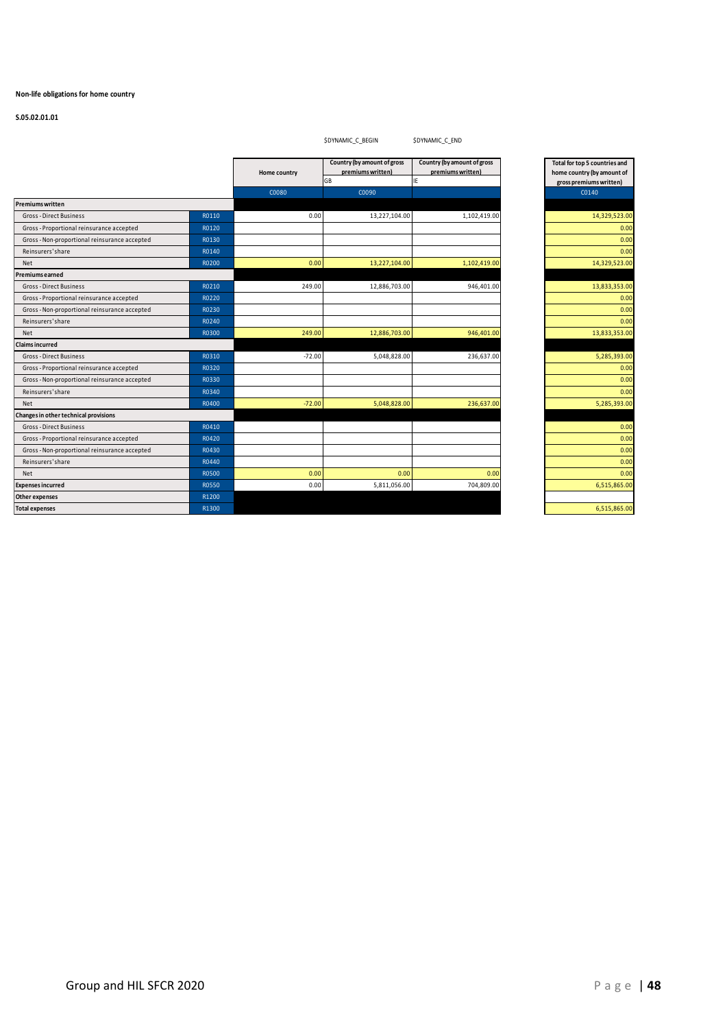**Non-life obligations for home country**

**S.05.02.01.01**

| | | $DYNAMIC_C_BEGIN | | $DYNAMIC_C_END | |
|---|---|---|---|---|---|
| | | Home country | Country (by amount of gross premiums written) | Country (by amount of gross premiums written) | Total for top 5 countries and home country (by amount of gross premiums written) |
| | | | GB | IE | |
| | | C0080 | C0090 | | C0140 |
| **Premiums written** | | | | | |
| Gross - Direct Business | R0110 | 0.00 | 13,227,104.00 | 1,102,419.00 | 14,329,523.00 |
| Gross - Proportional reinsurance accepted | R0120 | | | | 0.00 |
| Gross - Non-proportional reinsurance accepted | R0130 | | | | 0.00 |
| Reinsurers' share | R0140 | | | | 0.00 |
| Net | R0200 | 0.00 | 13,227,104.00 | 1,102,419.00 | 14,329,523.00 |
| **Premiums earned** | | | | | |
| Gross - Direct Business | R0210 | 249.00 | 12,886,703.00 | 946,401.00 | 13,833,353.00 |
| Gross - Proportional reinsurance accepted | R0220 | | | | 0.00 |
| Gross - Non-proportional reinsurance accepted | R0230 | | | | 0.00 |
| Reinsurers' share | R0240 | | | | 0.00 |
| Net | R0300 | 249.00 | 12,886,703.00 | 946,401.00 | 13,833,353.00 |
| **Claims incurred** | | | | | |
| Gross - Direct Business | R0310 | -72.00 | 5,048,828.00 | 236,637.00 | 5,285,393.00 |
| Gross - Proportional reinsurance accepted | R0320 | | | | 0.00 |
| Gross - Non-proportional reinsurance accepted | R0330 | | | | 0.00 |
| Reinsurers' share | R0340 | | | | 0.00 |
| Net | R0400 | -72.00 | 5,048,828.00 | 236,637.00 | 5,285,393.00 |
| **Changes in other technical provisions** | | | | | |
| Gross - Direct Business | R0410 | | | | 0.00 |
| Gross - Proportional reinsurance accepted | R0420 | | | | 0.00 |
| Gross - Non-proportional reinsurance accepted | R0430 | | | | 0.00 |
| Reinsurers' share | R0440 | | | | 0.00 |
| Net | R0500 | 0.00 | 0.00 | 0.00 | 0.00 |
| **Expenses incurred** | R0550 | 0.00 | 5,811,056.00 | 704,809.00 | 6,515,865.00 |
| **Other expenses** | R1200 | | | | |
| **Total expenses** | R1300 | | | | 6,515,865.00 |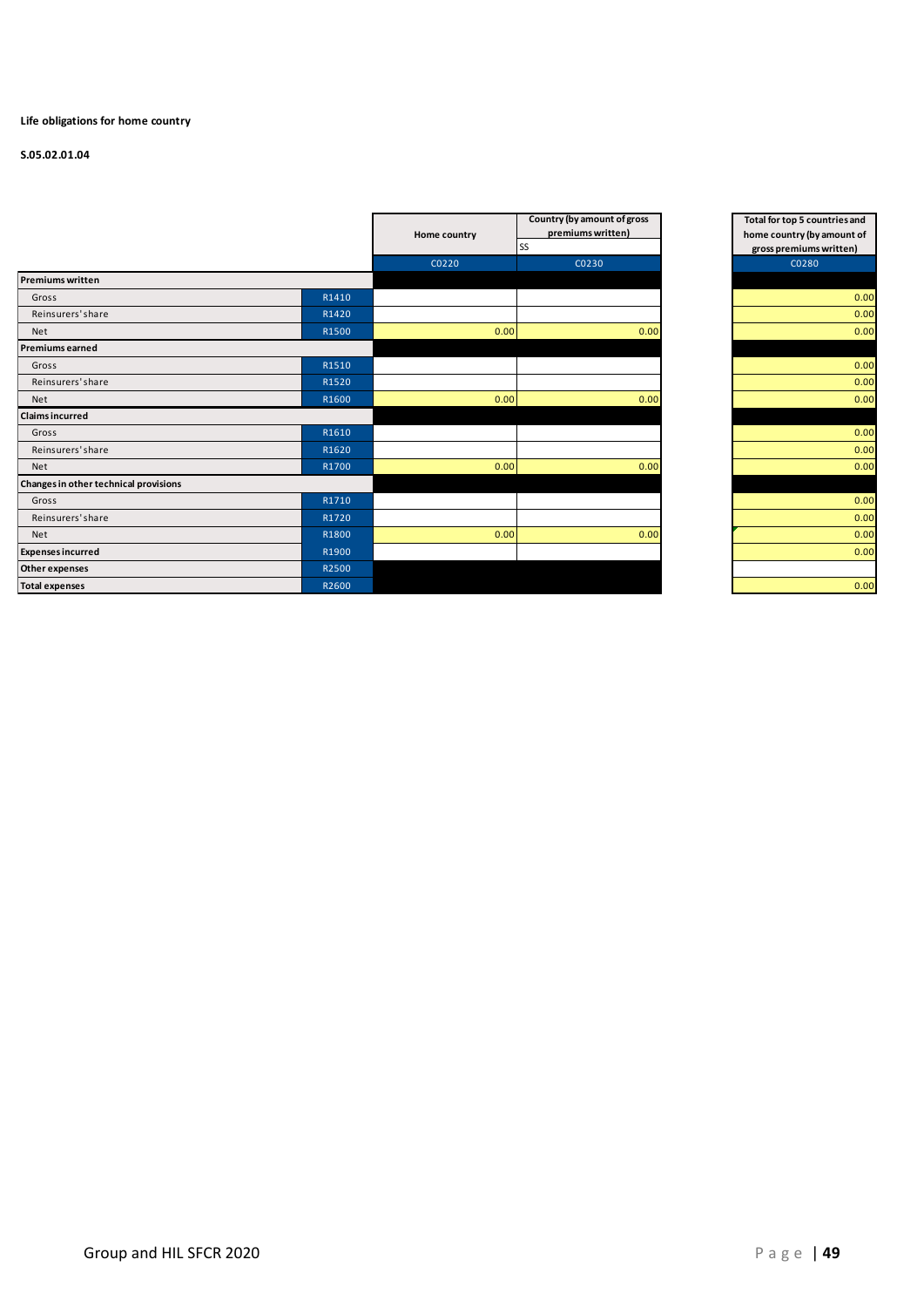**Life obligations for home country**

**S.05.02.01.04**

| | | Home country | Country (by amount of gross premiums written) | Total for top 5 countries and home country (by amount of gross premiums written) |
|---|---|---|---|---|
| | | | SS | |
| | | C0220 | C0230 | C0280 |
| **Premiums written** | | | | |
| Gross | R1410 | | | 0.00 |
| Reinsurers' share | R1420 | | | 0.00 |
| Net | R1500 | 0.00 | 0.00 | 0.00 |
| **Premiums earned** | | | | |
| Gross | R1510 | | | 0.00 |
| Reinsurers' share | R1520 | | | 0.00 |
| Net | R1600 | 0.00 | 0.00 | 0.00 |
| **Claims incurred** | | | | |
| Gross | R1610 | | | 0.00 |
| Reinsurers' share | R1620 | | | 0.00 |
| Net | R1700 | 0.00 | 0.00 | 0.00 |
| **Changes in other technical provisions** | | | | |
| Gross | R1710 | | | 0.00 |
| Reinsurers' share | R1720 | | | 0.00 |
| Net | R1800 | 0.00 | 0.00 | 0.00 |
| **Expenses incurred** | R1900 | | | 0.00 |
| **Other expenses** | R2500 | | | |
| **Total expenses** | R2600 | | | 0.00 |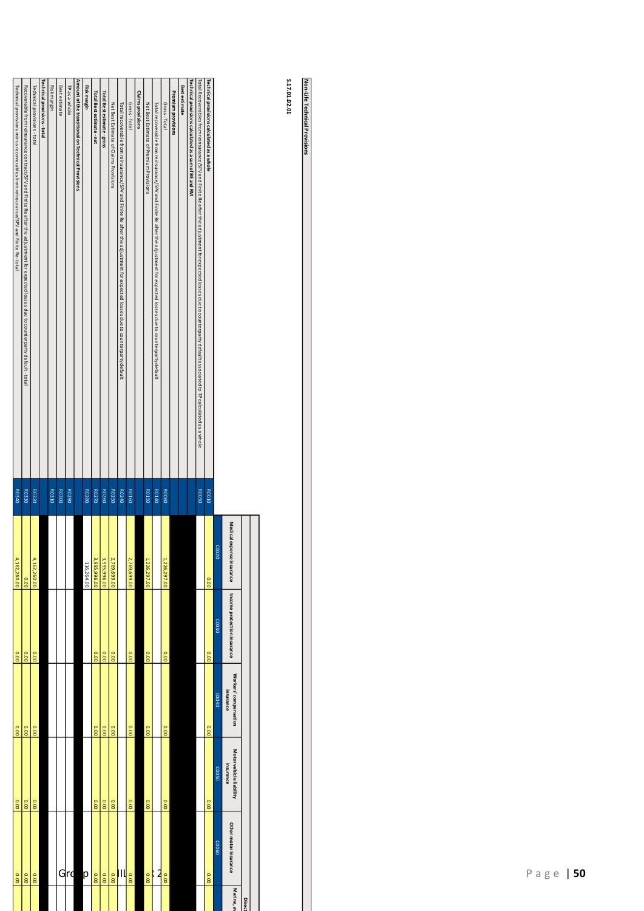## Non-Life Technical Provisions

**S.17.01.02.01**

| | | Direct business and accepted proportional reinsurance | | | | | |
|---|---|---|---|---|---|---|---|
| | | Medical expense insurance | Income protection insurance | Workers' compensation insurance | Motor vehicle liability insurance | Other motor insurance | Marine, av |
| | | C0020 | C0030 | C0040 | C0050 | C0060 | |
| **Technical provisions calculated as a whole** | R0010 | 0.00 | 0.00 | 0.00 | 0.00 | 0.00 | |
| Total Recoverables from reinsurance/SPV and Finite Re after the adjustment for expected losses due to counterparty default associated to TP calculated as a whole | R0050 | | | | | | |
| **Technical provisions calculated as a sum of BE and RM** | | | | | | | |
| **Best estimate** | | | | | | | |
| **Premium provisions** | | | | | | | |
| Gross - Total | R0060 | 1,226,297.00 | 0.00 | 0.00 | 0.00 | 0.00 | |
| Total recoverable from reinsurance/SPV and Finite Re after the adjustment for expected losses due to counterparty default | R0140 | | | | | | |
| Net Best Estimate of Premium Provisions | R0150 | 1,226,297.00 | 0.00 | 0.00 | 0.00 | 0.00 | |
| **Claims provisions** | | | | | | | |
| Gross - Total | R0160 | 2,769,699.00 | 0.00 | 0.00 | 0.00 | 0.00 | |
| Total recoverable from reinsurance/SPV and Finite Re after the adjustment for expected losses due to counterparty default | R0240 | | | | | | |
| Net Best Estimate of Claims Provisions | R0250 | 2,769,699.00 | 0.00 | 0.00 | 0.00 | 0.00 | |
| **Total Best estimate - gross** | R0260 | 3,995,996.00 | 0.00 | 0.00 | 0.00 | 0.00 | |
| **Total Best estimate - net** | R0270 | 3,995,996.00 | 0.00 | 0.00 | 0.00 | 0.00 | |
| **Risk margin** | R0280 | 116,264.00 | | | | | |
| **Amount of the transitional on Technical Provisions** | | | | | | | |
| TP as a whole | R0290 | | | | | | |
| Best estimate | R0300 | | | | | | |
| Risk margin | R0310 | | | | | | |
| **Technical provisions - total** | | | | | | | |
| Technical provisions - total | R0320 | 4,162,260.00 | 0.00 | 0.00 | 0.00 | 0.00 | |
| Recoverable from reinsurance contract/SPV and Finite Re after the adjustment for expected losses due to counterparty default - total | R0330 | 0.00 | 0.00 | 0.00 | 0.00 | 0.00 | |
| Technical provisions minus recoverables from reinsurance/SPV and Finite Re - total | R0340 | 4,162,260.00 | 0.00 | 0.00 | 0.00 | 0.00 | |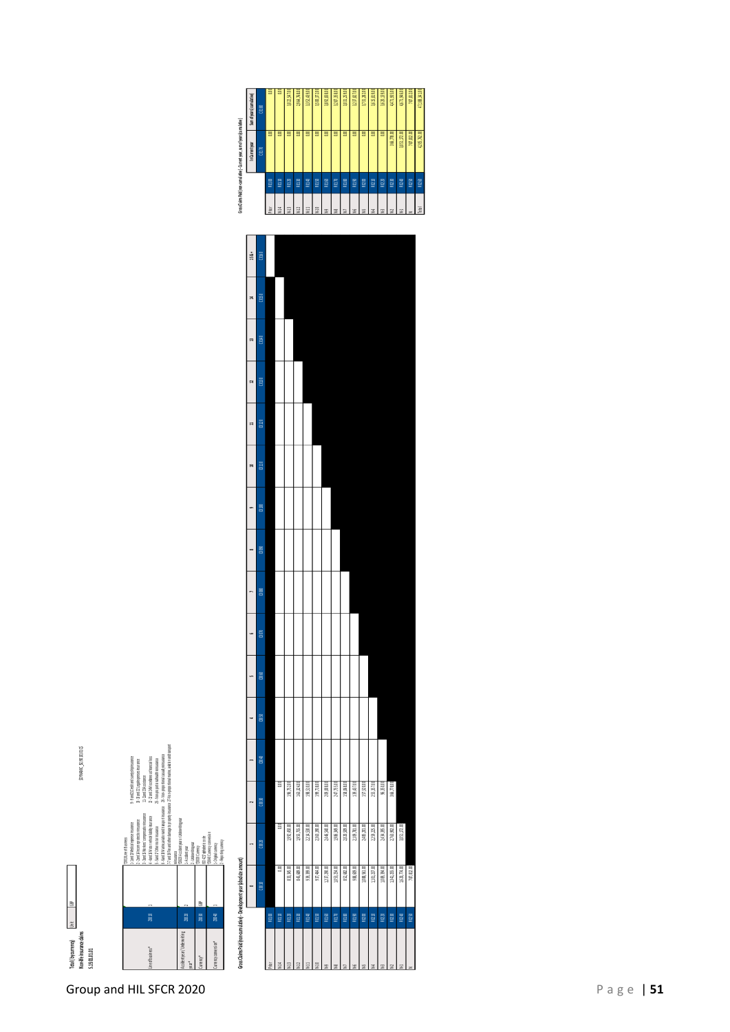**Total (by currency)** | Unit | GBP

**Non-life insurance claims**

**S.19.01.01**

S.19.01.01.01

| | | |
|---|---|---|
| Line of business* | Z0010 | 1 |
| Accident year / Underwriting year* | Z0020 | 2 |
| Currency* | Z0030 | GBP |
| Currency conversion* | Z0040 | 1 |

Z0010 Line of business: 1 - 1 and 13 Medical expense insurance; 2 - 2 and 14 Income protection insurance; 3 - 3 and 15 Workers' compensation insurance; 4 - 4 and 16 Motor vehicle liability insurance; 5 - 5 and 17 Other motor insurance; 6 - 6 and 18 Marine, aviation and transport insurance; 7 - 7 and 19 Fire and other damage to property insurance; 8 - 8 and 20 General liability insurance; 9 - 9 and 21 Credit and suretyship insurance; 10 - 10 and 22 Legal expenses insurance; 11 - 11 and 23 Assistance; 12 - 12 and 24 Miscellaneous financial loss; 25 - Non-proportional health reinsurance; 26 - Non-proportional casualty reinsurance; 27 - Non-proportional marine, aviation and transport reinsurance; 28 - Non-proportional property reinsurance

Z0020 Accident year or underwriting year: 1 - Accident year; 2 - Underwriting year

Z0030 Currency: ISO 4217 alphabetic code

Z0040 Currency conversion: 1 - Original currency; 2 - Reporting currency

**Gross Claims Paid (non-cumulative) - Development year (absolute amount)**

| | | 0 | 1 | 2 | 3 | 4 | 5 | 6 | 7 | 8 | 9 | 10 | 11 | 12 | 13 | 14 | 15 & + |
|---|---|---|---|---|---|---|---|---|---|---|---|---|---|---|---|---|---|
| | | C0010 | C0020 | C0030 | C0040 | C0050 | C0060 | C0070 | C0080 | C0090 | C0100 | C0110 | C0120 | C0130 | C0140 | C0150 | C0160 |
| Prior | R0100 | | | | | | | | | | | | | | | | |
| N-14 | R0110 | 0.00 | 0.00 | 0.00 | | | | | | | | | | | | | |
| N-13 | R0120 | 813,346.00 | 2,087,450.00 | 196,252.00 | | | | | | | | | | | | | |
| N-12 | R0130 | 645,489.00 | 1,935,296.00 | 163,224.00 | | | | | | | | | | | | | |
| N-11 | R0140 | 839,399.00 | 2,134,539.00 | 198,524.00 | | | | | | | | | | | | | |
| N-10 | R0150 | 977,464.00 | 2,163,295.00 | 199,734.00 | | | | | | | | | | | | | |
| N-9 | R0160 | 1,327,290.00 | 2,445,545.00 | 229,804.00 | | | | | | | | | | | | | |
| N-8 | R0170 | 1,071,294.00 | 1,986,348.00 | 247,553.00 | | | | | | | | | | | | | |
| N-7 | R0180 | 852,882.00 | 2,220,509.00 | 158,864.00 | | | | | | | | | | | | | |
| N-6 | R0190 | 986,698.00 | 2,119,782.00 | 139,437.00 | | | | | | | | | | | | | |
| N-5 | R0200 | 1,090,567.00 | 2,485,201.00 | 157,508.00 | | | | | | | | | | | | | |
| N-4 | R0210 | 1,101,237.00 | 2,259,225.00 | 235,257.00 | | | | | | | | | | | | | |
| N-3 | R0220 | 1,009,394.00 | 2,294,285.00 | 96,250.00 | | | | | | | | | | | | | |
| N-2 | R0230 | 1,242,255.00 | 2,743,982.00 | 366,774.00 | | | | | | | | | | | | | |
| N-1 | R0240 | 1,420,774.00 | 3,051,372.00 | | | | | | | | | | | | | | |
| N | R0250 | 747,812.00 | | | | | | | | | | | | | | | |

**Gross Claims Paid (non-cumulative) - Current year, sum of years (cumulative)**

| | | In Current year | Sum of years (cumulative) |
|---|---|---|---|
| | | C0170 | C0180 |
| Prior | R0100 | 0.00 | 0.00 |
| N-14 | R0110 | 0.00 | 0.00 |
| N-13 | R0120 | 0.00 | 3,097,048.00 |
| N-12 | R0130 | 0.00 | 2,744,009.00 |
| N-11 | R0140 | 0.00 | 3,172,462.00 |
| N-10 | R0150 | 0.00 | 3,340,493.00 |
| N-9 | R0160 | 0.00 | 4,002,639.00 |
| N-8 | R0170 | 0.00 | 3,305,195.00 |
| N-7 | R0180 | 0.00 | 3,232,255.00 |
| N-6 | R0190 | 0.00 | 3,245,917.00 |
| N-5 | R0200 | 0.00 | 3,733,276.00 |
| N-4 | R0210 | 0.00 | 3,595,719.00 |
| N-3 | R0220 | 0.00 | 3,399,929.00 |
| N-2 | R0230 | 366,774.00 | 4,353,011.00 |
| N-1 | R0240 | 3,051,372.00 | 4,472,146.00 |
| N | R0250 | 747,812.00 | 747,812.00 |
| Total | R0260 | 4,165,958.00 | 46,441,911.00 |

Group and HIL SFCR 2020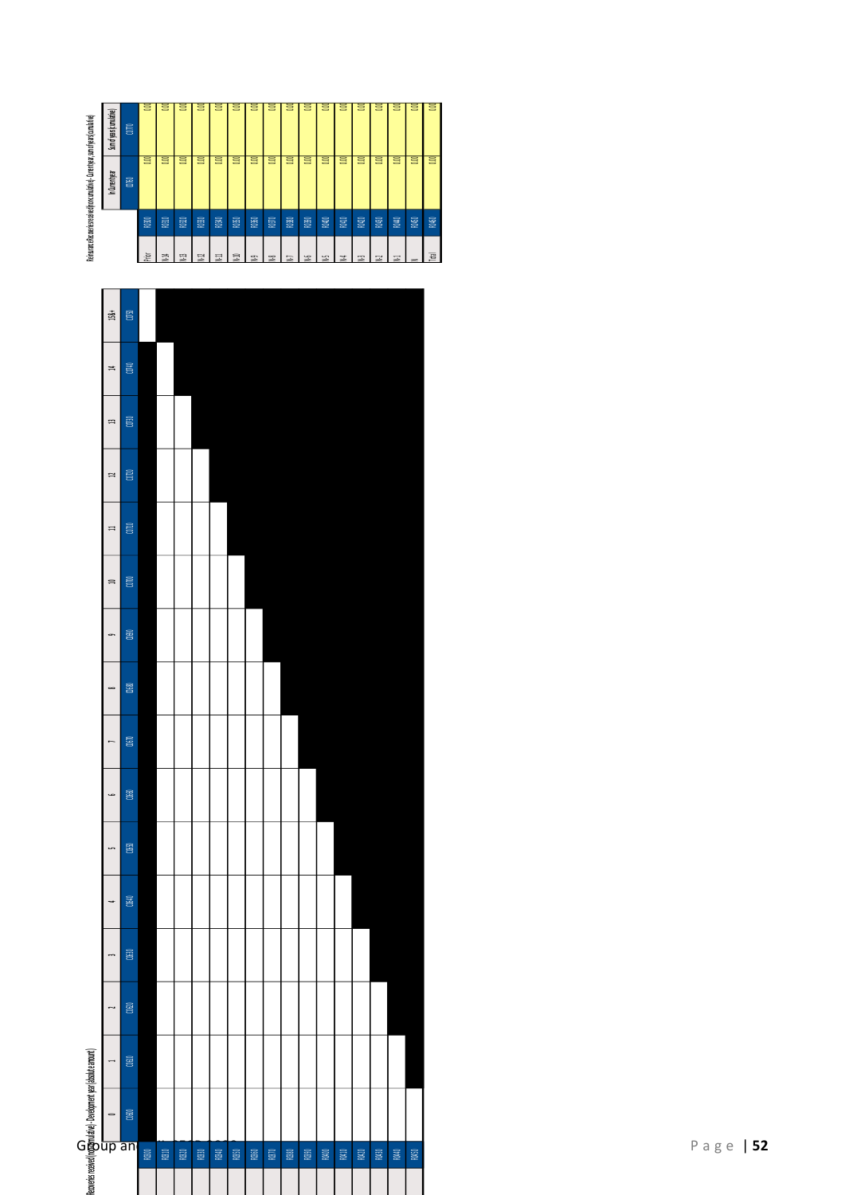Recoveries received (non-cumulative) - Development year (absolute amount)

| | | 0 | 1 | 2 | 3 | 4 | 5 | 6 | 7 | 8 | 9 | 10 | 11 | 12 | 13 | 14 | 15 & + |
|---|---|---|---|---|---|---|---|---|---|---|---|---|---|---|---|---|---|
| | | C0600 | C0610 | C0620 | C0630 | C0640 | C0650 | C0660 | C0670 | C0680 | C0690 | C0700 | C0710 | C0720 | C0730 | C0740 | C0750 |
| Prior | R0100 | | | | | | | | | | | | | | | | |
| N-14 | R0110 | | | | | | | | | | | | | | | | |
| N-13 | R0120 | | | | | | | | | | | | | | | | |
| N-12 | R0130 | | | | | | | | | | | | | | | | |
| N-11 | R0140 | | | | | | | | | | | | | | | | |
| N-10 | R0150 | | | | | | | | | | | | | | | | |
| N-9 | R0160 | | | | | | | | | | | | | | | | |
| N-8 | R0170 | | | | | | | | | | | | | | | | |
| N-7 | R0180 | | | | | | | | | | | | | | | | |
| N-6 | R0190 | | | | | | | | | | | | | | | | |
| N-5 | R0200 | | | | | | | | | | | | | | | | |
| N-4 | R0210 | | | | | | | | | | | | | | | | |
| N-3 | R0220 | | | | | | | | | | | | | | | | |
| N-2 | R0230 | | | | | | | | | | | | | | | | |
| N-1 | R0240 | | | | | | | | | | | | | | | | |
| N | R0250 | | | | | | | | | | | | | | | | |

Reinsurance Recoveries received (non-cumulative) - Current year, sum of years (cumulative)

| | | In Current year | Sum of years (cumulative) |
|---|---|---|---|
| | | C0760 | C0770 |
| Prior | R0100 | 0.00 | 0.00 |
| N-14 | R0110 | 0.00 | 0.00 |
| N-13 | R0120 | 0.00 | 0.00 |
| N-12 | R0130 | 0.00 | 0.00 |
| N-11 | R0140 | 0.00 | 0.00 |
| N-10 | R0150 | 0.00 | 0.00 |
| N-9 | R0160 | 0.00 | 0.00 |
| N-8 | R0170 | 0.00 | 0.00 |
| N-7 | R0180 | 0.00 | 0.00 |
| N-6 | R0190 | 0.00 | 0.00 |
| N-5 | R0200 | 0.00 | 0.00 |
| N-4 | R0210 | 0.00 | 0.00 |
| N-3 | R0220 | 0.00 | 0.00 |
| N-2 | R0230 | 0.00 | 0.00 |
| N-1 | R0240 | 0.00 | 0.00 |
| N | R0250 | 0.00 | 0.00 |
| Total | R0260 | 0.00 | 0.00 |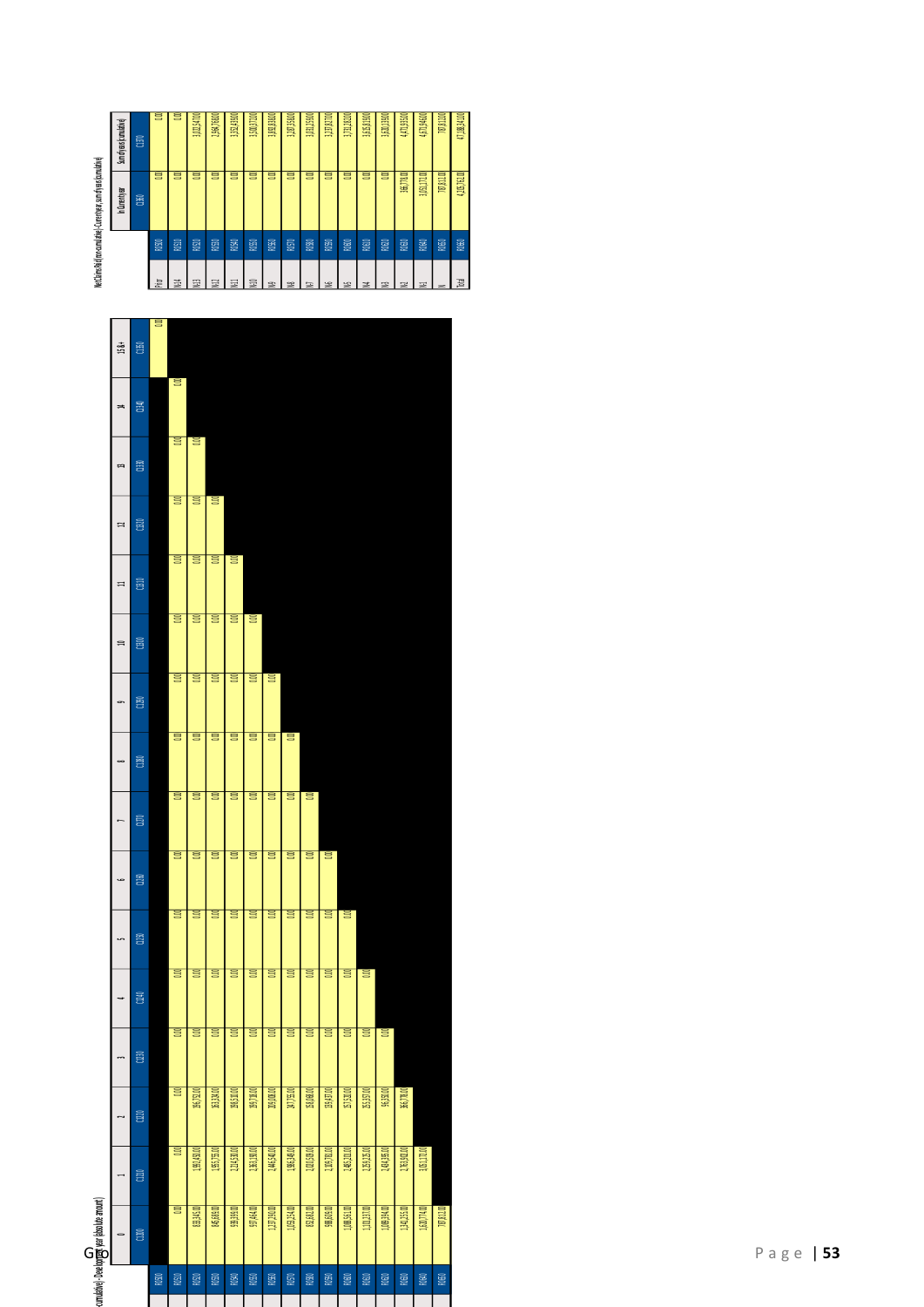**Gross Claims Paid (non-cumulative) - Development year (absolute amount)**

| | | 0 | 1 | 2 | 3 | 4 | 5 | 6 | 7 | 8 | 9 | 10 | 11 | 12 | 13 | 14 | 15 & + |
|---|---|---|---|---|---|---|---|---|---|---|---|---|---|---|---|---|---|
| | | C0100 | C0110 | C0120 | C0130 | C0140 | C0150 | C0160 | C0170 | C0180 | C0190 | C0200 | C0210 | C0220 | C0230 | C0240 | C0250 |
| Prior | R0100 | | | | | | | | | | | | | | | | 0.00 |
| N-14 | R0110 | 0.00 | 0.00 | 0.00 | 0.00 | 0.00 | 0.00 | 0.00 | 0.00 | 0.00 | 0.00 | 0.00 | 0.00 | 0.00 | 0.00 | 0.00 | |
| N-13 | R0120 | 833,345.00 | 1,862,480.00 | 166,752.00 | 0.00 | 0.00 | 0.00 | 0.00 | 0.00 | 0.00 | 0.00 | 0.00 | 0.00 | 0.00 | 0.00 | | |
| N-12 | R0130 | 845,688.00 | 1,955,755.00 | 163,124.00 | 0.00 | 0.00 | 0.00 | 0.00 | 0.00 | 0.00 | 0.00 | 0.00 | 0.00 | 0.00 | | | |
| N-11 | R0140 | 939,995.00 | 2,214,530.00 | 188,310.00 | 0.00 | 0.00 | 0.00 | 0.00 | 0.00 | 0.00 | 0.00 | 0.00 | 0.00 | | | | |
| N-10 | R0150 | 977,464.00 | 2,363,190.00 | 159,718.00 | 0.00 | 0.00 | 0.00 | 0.00 | 0.00 | 0.00 | 0.00 | 0.00 | | | | | |
| N-9 | R0160 | 1,237,290.00 | 2,445,540.00 | 209,008.00 | 0.00 | 0.00 | 0.00 | 0.00 | 0.00 | 0.00 | 0.00 | | | | | | |
| N-8 | R0170 | 1,059,254.00 | 1,986,345.00 | 147,135.00 | 0.00 | 0.00 | 0.00 | 0.00 | 0.00 | 0.00 | | | | | | | |
| N-7 | R0180 | 852,682.00 | 2,000,639.00 | 158,698.00 | 0.00 | 0.00 | 0.00 | 0.00 | 0.00 | | | | | | | | |
| N-6 | R0190 | 988,609.00 | 2,109,781.00 | 154,457.00 | 0.00 | 0.00 | 0.00 | 0.00 | | | | | | | | | |
| N-5 | R0200 | 1,088,561.00 | 2,465,211.00 | 157,120.00 | 0.00 | 0.00 | 0.00 | | | | | | | | | | |
| N-4 | R0210 | 1,100,137.00 | 2,255,335.00 | 255,137.00 | 0.00 | 0.00 | | | | | | | | | | | |
| N-3 | R0220 | 1,088,394.00 | 2,404,195.00 | 96,250.00 | 0.00 | | | | | | | | | | | | |
| N-2 | R0230 | 1,241,555.00 | 2,763,402.00 | 366,778.00 | | | | | | | | | | | | | |
| N-1 | R0240 | 1,620,774.00 | 3,051,172.00 | | | | | | | | | | | | | | |
| N | R0250 | 797,821.00 | | | | | | | | | | | | | | | |

**Net Claims Paid (non-cumulative) - Current year, sum of years (cumulative)**

| | | In Current year | Sum of years (cumulative) |
|---|---|---|---|
| | | C0170 | C0180 |
| Prior | R0100 | 0.00 | 0.00 |
| N-14 | R0110 | 0.00 | 0.00 |
| N-13 | R0120 | 0.00 | 2,862,577.00 |
| N-12 | R0130 | 0.00 | 2,964,567.00 |
| N-11 | R0140 | 0.00 | 3,342,835.00 |
| N-10 | R0150 | 0.00 | 3,500,372.00 |
| N-9 | R0160 | 0.00 | 3,891,838.00 |
| N-8 | R0170 | 0.00 | 3,192,734.00 |
| N-7 | R0180 | 0.00 | 3,012,019.00 |
| N-6 | R0190 | 0.00 | 3,252,847.00 |
| N-5 | R0200 | 0.00 | 3,710,892.00 |
| N-4 | R0210 | 0.00 | 3,610,609.00 |
| N-3 | R0220 | 0.00 | 3,588,839.00 |
| N-2 | R0230 | 366,778.00 | 4,371,735.00 |
| N-1 | R0240 | 3,051,172.00 | 4,671,946.00 |
| N | R0250 | 797,821.00 | 797,821.00 |
| Total | R0260 | 4,215,771.00 | 46,771,631.00 |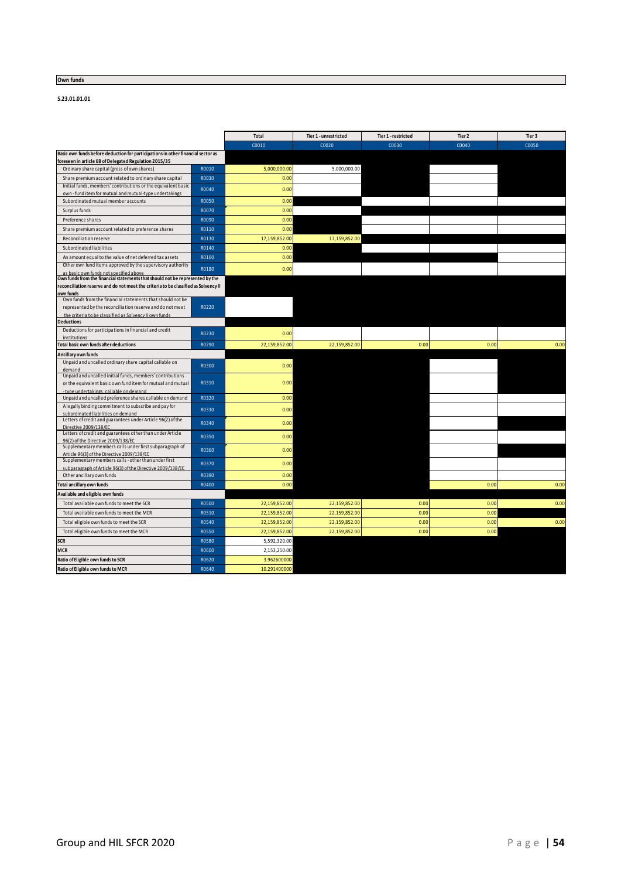## Own funds

**S.23.01.01.01**

| | | Total | Tier 1 - unrestricted | Tier 1 - restricted | Tier 2 | Tier 3 |
|---|---|---|---|---|---|---|
| | | C0010 | C0020 | C0030 | C0040 | C0050 |
| **Basic own funds before deduction for participations in other financial sector as foreseen in article 68 of Delegated Regulation 2015/35** | | | | | | |
| Ordinary share capital (gross of own shares) | R0010 | 5,000,000.00 | 5,000,000.00 | | | |
| Share premium account related to ordinary share capital | R0030 | 0.00 | | | | |
| Initial funds, members' contributions or the equivalent basic own - fund item for mutual and mutual-type undertakings | R0040 | 0.00 | | | | |
| Subordinated mutual member accounts | R0050 | 0.00 | | | | |
| Surplus funds | R0070 | 0.00 | | | | |
| Preference shares | R0090 | 0.00 | | | | |
| Share premium account related to preference shares | R0110 | 0.00 | | | | |
| Reconciliation reserve | R0130 | 17,159,852.00 | 17,159,852.00 | | | |
| Subordinated liabilities | R0140 | 0.00 | | | | |
| An amount equal to the value of net deferred tax assets | R0160 | 0.00 | | | | |
| Other own fund items approved by the supervisory authority as basic own funds not specified above | R0180 | 0.00 | | | | |
| **Own funds from the financial statements that should not be represented by the reconciliation reserve and do not meet the criteria to be classified as Solvency II own funds** | | | | | | |
| Own funds from the financial statements that should not be represented by the reconciliation reserve and do not meet the criteria to be classified as Solvency II own funds | R0220 | | | | | |
| **Deductions** | | | | | | |
| Deductions for participations in financial and credit institutions | R0230 | 0.00 | | | | |
| **Total basic own funds after deductions** | R0290 | 22,159,852.00 | 22,159,852.00 | 0.00 | 0.00 | 0.00 |
| **Ancillary own funds** | | | | | | |
| Unpaid and uncalled ordinary share capital callable on demand | R0300 | 0.00 | | | | |
| Unpaid and uncalled initial funds, members' contributions or the equivalent basic own fund item for mutual and mutual - type undertakings, callable on demand | R0310 | 0.00 | | | | |
| Unpaid and uncalled preference shares callable on demand | R0320 | 0.00 | | | | |
| A legally binding commitment to subscribe and pay for subordinated liabilities on demand | R0330 | 0.00 | | | | |
| Letters of credit and guarantees under Article 96(2) of the Directive 2009/138/EC | R0340 | 0.00 | | | | |
| Letters of credit and guarantees other than under Article 96(2) of the Directive 2009/138/EC | R0350 | 0.00 | | | | |
| Supplementary members calls under first subparagraph of Article 96(3) of the Directive 2009/138/EC | R0360 | 0.00 | | | | |
| Supplementary members calls - other than under first subparagraph of Article 96(3) of the Directive 2009/138/EC | R0370 | 0.00 | | | | |
| Other ancillary own funds | R0390 | 0.00 | | | | |
| **Total ancillary own funds** | R0400 | 0.00 | | | 0.00 | 0.00 |
| **Available and eligible own funds** | | | | | | |
| Total available own funds to meet the SCR | R0500 | 22,159,852.00 | 22,159,852.00 | 0.00 | 0.00 | 0.00 |
| Total available own funds to meet the MCR | R0510 | 22,159,852.00 | 22,159,852.00 | 0.00 | 0.00 | |
| Total eligible own funds to meet the SCR | R0540 | 22,159,852.00 | 22,159,852.00 | 0.00 | 0.00 | 0.00 |
| Total eligible own funds to meet the MCR | R0550 | 22,159,852.00 | 22,159,852.00 | 0.00 | 0.00 | |
| **SCR** | R0580 | 5,592,320.00 | | | | |
| **MCR** | R0600 | 2,153,250.00 | | | | |
| **Ratio of Eligible own funds to SCR** | R0620 | 3.962600000 | | | | |
| **Ratio of Eligible own funds to MCR** | R0640 | 10.291400000 | | | | |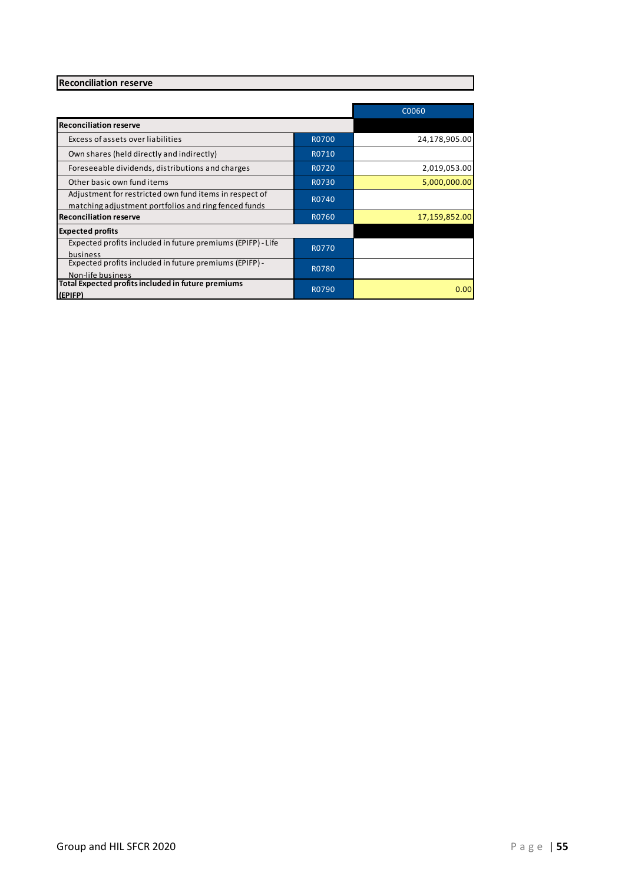## Reconciliation reserve

| | | C0060 |
|---|---|---|
| **Reconciliation reserve** | | |
| Excess of assets over liabilities | R0700 | 24,178,905.00 |
| Own shares (held directly and indirectly) | R0710 | |
| Foreseeable dividends, distributions and charges | R0720 | 2,019,053.00 |
| Other basic own fund items | R0730 | 5,000,000.00 |
| Adjustment for restricted own fund items in respect of matching adjustment portfolios and ring fenced funds | R0740 | |
| **Reconciliation reserve** | R0760 | 17,159,852.00 |
| **Expected profits** | | |
| Expected profits included in future premiums (EPIFP) - Life business | R0770 | |
| Expected profits included in future premiums (EPIFP) - Non-life business | R0780 | |
| **Total Expected profits included in future premiums (EPIFP)** | R0790 | 0.00 |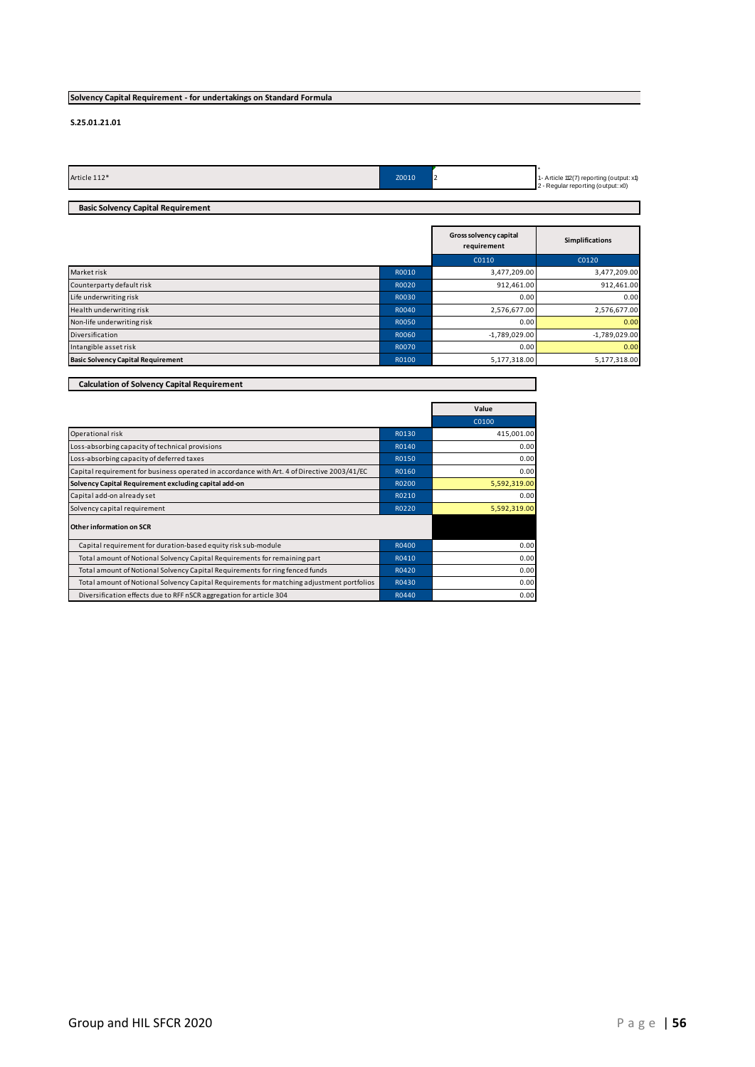## Solvency Capital Requirement - for undertakings on Standard Formula

**S.25.01.21.01**

| | | | |
|---|---|---|---|
| Article 112* | Z0010 | 2 | * 1- Article 112(7) reporting (output: x1) 2 - Regular reporting (output: x0) |

### Basic Solvency Capital Requirement

| | | Gross solvency capital requirement | Simplifications |
|---|---|---|---|
| | | C0110 | C0120 |
| Market risk | R0010 | 3,477,209.00 | 3,477,209.00 |
| Counterparty default risk | R0020 | 912,461.00 | 912,461.00 |
| Life underwriting risk | R0030 | 0.00 | 0.00 |
| Health underwriting risk | R0040 | 2,576,677.00 | 2,576,677.00 |
| Non-life underwriting risk | R0050 | 0.00 | 0.00 |
| Diversification | R0060 | -1,789,029.00 | -1,789,029.00 |
| Intangible asset risk | R0070 | 0.00 | 0.00 |
| **Basic Solvency Capital Requirement** | R0100 | 5,177,318.00 | 5,177,318.00 |

### Calculation of Solvency Capital Requirement

| | | Value |
|---|---|---|
| | | C0100 |
| Operational risk | R0130 | 415,001.00 |
| Loss-absorbing capacity of technical provisions | R0140 | 0.00 |
| Loss-absorbing capacity of deferred taxes | R0150 | 0.00 |
| Capital requirement for business operated in accordance with Art. 4 of Directive 2003/41/EC | R0160 | 0.00 |
| **Solvency Capital Requirement excluding capital add-on** | R0200 | 5,592,319.00 |
| Capital add-on already set | R0210 | 0.00 |
| Solvency capital requirement | R0220 | 5,592,319.00 |
| **Other information on SCR** | | |
| Capital requirement for duration-based equity risk sub-module | R0400 | 0.00 |
| Total amount of Notional Solvency Capital Requirements for remaining part | R0410 | 0.00 |
| Total amount of Notional Solvency Capital Requirements for ring fenced funds | R0420 | 0.00 |
| Total amount of Notional Solvency Capital Requirements for matching adjustment portfolios | R0430 | 0.00 |
| Diversification effects due to RFF nSCR aggregation for article 304 | R0440 | 0.00 |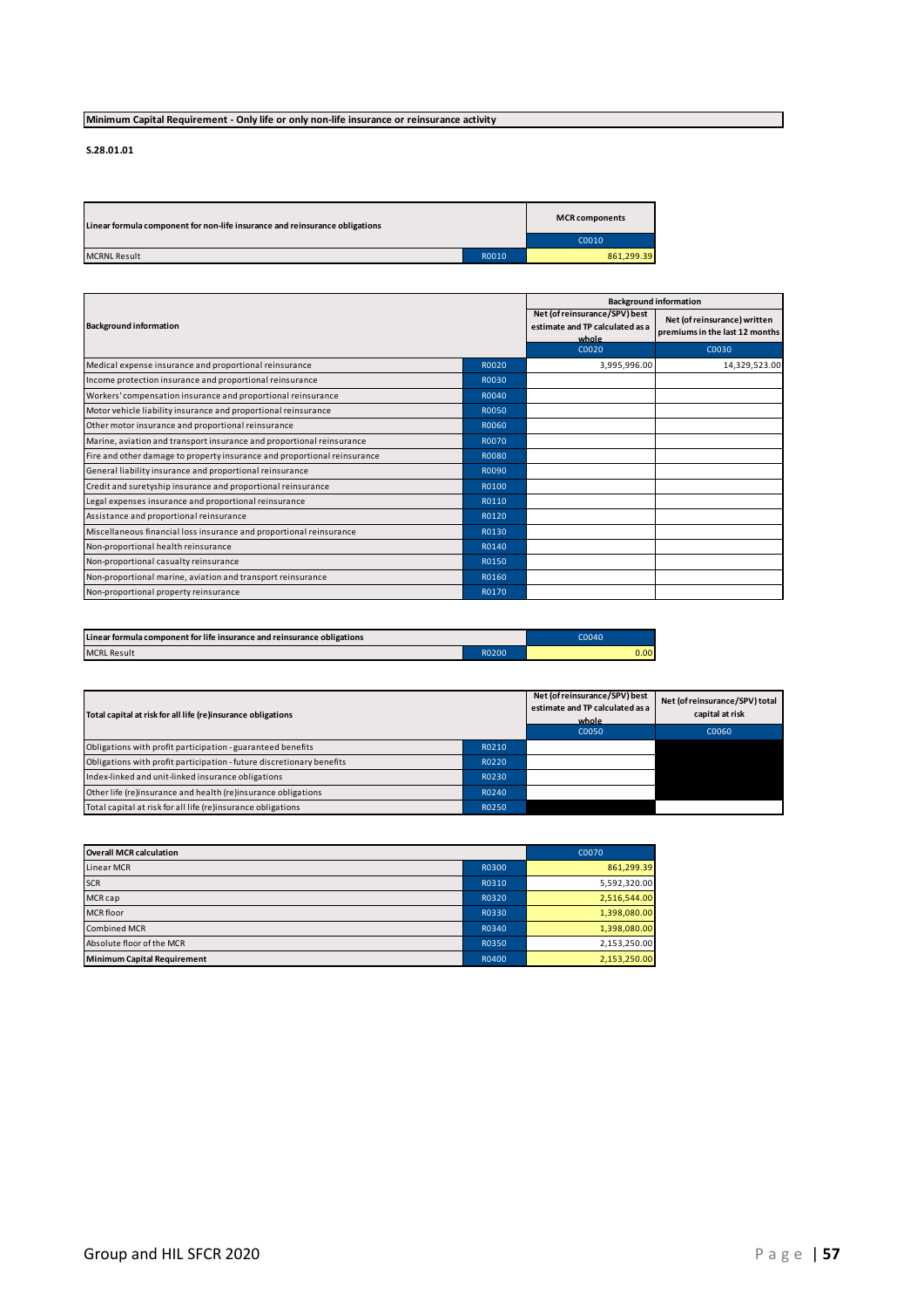**Minimum Capital Requirement - Only life or only non-life insurance or reinsurance activity**

**S.28.01.01**

| Linear formula component for non-life insurance and reinsurance obligations | | MCR components |
|---|---|---|
| | | C0010 |
| MCRNL Result | R0010 | 861,299.39 |

| Background information | | Background information | |
|---|---|---|---|
| | | Net (of reinsurance/SPV) best estimate and TP calculated as a whole | Net (of reinsurance) written premiums in the last 12 months |
| | | C0020 | C0030 |
| Medical expense insurance and proportional reinsurance | R0020 | 3,995,996.00 | 14,329,523.00 |
| Income protection insurance and proportional reinsurance | R0030 | | |
| Workers' compensation insurance and proportional reinsurance | R0040 | | |
| Motor vehicle liability insurance and proportional reinsurance | R0050 | | |
| Other motor insurance and proportional reinsurance | R0060 | | |
| Marine, aviation and transport insurance and proportional reinsurance | R0070 | | |
| Fire and other damage to property insurance and proportional reinsurance | R0080 | | |
| General liability insurance and proportional reinsurance | R0090 | | |
| Credit and suretyship insurance and proportional reinsurance | R0100 | | |
| Legal expenses insurance and proportional reinsurance | R0110 | | |
| Assistance and proportional reinsurance | R0120 | | |
| Miscellaneous financial loss insurance and proportional reinsurance | R0130 | | |
| Non-proportional health reinsurance | R0140 | | |
| Non-proportional casualty reinsurance | R0150 | | |
| Non-proportional marine, aviation and transport reinsurance | R0160 | | |
| Non-proportional property reinsurance | R0170 | | |

| Linear formula component for life insurance and reinsurance obligations | | C0040 |
|---|---|---|
| MCRL Result | R0200 | 0.00 |

| Total capital at risk for all life (re)insurance obligations | | Net (of reinsurance/SPV) best estimate and TP calculated as a whole | Net (of reinsurance/SPV) total capital at risk |
|---|---|---|---|
| | | C0050 | C0060 |
| Obligations with profit participation - guaranteed benefits | R0210 | | |
| Obligations with profit participation - future discretionary benefits | R0220 | | |
| Index-linked and unit-linked insurance obligations | R0230 | | |
| Other life (re)insurance and health (re)insurance obligations | R0240 | | |
| Total capital at risk for all life (re)insurance obligations | R0250 | | |

| Overall MCR calculation | | C0070 |
|---|---|---|
| Linear MCR | R0300 | 861,299.39 |
| SCR | R0310 | 5,592,320.00 |
| MCR cap | R0320 | 2,516,544.00 |
| MCR floor | R0330 | 1,398,080.00 |
| Combined MCR | R0340 | 1,398,080.00 |
| Absolute floor of the MCR | R0350 | 2,153,250.00 |
| **Minimum Capital Requirement** | R0400 | 2,153,250.00 |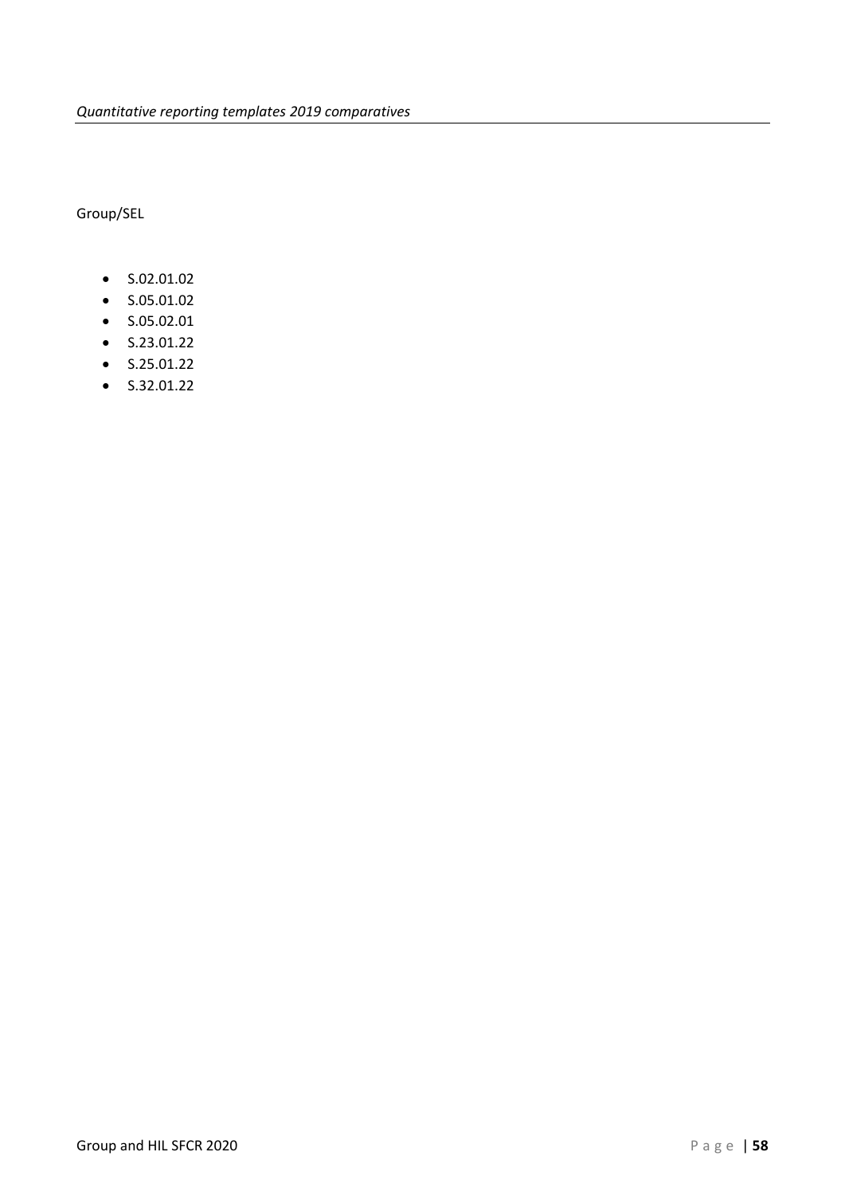*Quantitative reporting templates 2019 comparatives*

Group/SEL

- S.02.01.02
- S.05.01.02
- S.05.02.01
- S.23.01.22
- S.25.01.22
- S.32.01.22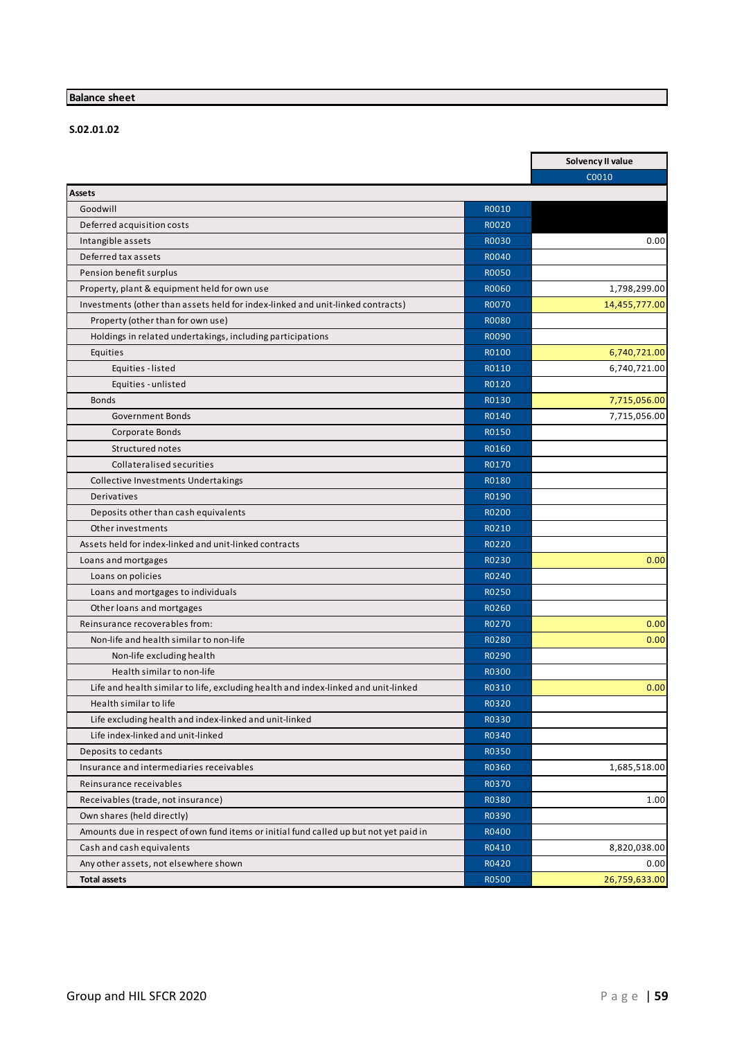## Balance sheet

### S.02.01.02

| | | Solvency II value |
|---|---|---|
| | | C0010 |
| **Assets** | | |
| Goodwill | R0010 | |
| Deferred acquisition costs | R0020 | |
| Intangible assets | R0030 | 0.00 |
| Deferred tax assets | R0040 | |
| Pension benefit surplus | R0050 | |
| Property, plant & equipment held for own use | R0060 | 1,798,299.00 |
| Investments (other than assets held for index-linked and unit-linked contracts) | R0070 | 14,455,777.00 |
| Property (other than for own use) | R0080 | |
| Holdings in related undertakings, including participations | R0090 | |
| Equities | R0100 | 6,740,721.00 |
| Equities - listed | R0110 | 6,740,721.00 |
| Equities - unlisted | R0120 | |
| Bonds | R0130 | 7,715,056.00 |
| Government Bonds | R0140 | 7,715,056.00 |
| Corporate Bonds | R0150 | |
| Structured notes | R0160 | |
| Collateralised securities | R0170 | |
| Collective Investments Undertakings | R0180 | |
| Derivatives | R0190 | |
| Deposits other than cash equivalents | R0200 | |
| Other investments | R0210 | |
| Assets held for index-linked and unit-linked contracts | R0220 | |
| Loans and mortgages | R0230 | 0.00 |
| Loans on policies | R0240 | |
| Loans and mortgages to individuals | R0250 | |
| Other loans and mortgages | R0260 | |
| Reinsurance recoverables from: | R0270 | 0.00 |
| Non-life and health similar to non-life | R0280 | 0.00 |
| Non-life excluding health | R0290 | |
| Health similar to non-life | R0300 | |
| Life and health similar to life, excluding health and index-linked and unit-linked | R0310 | 0.00 |
| Health similar to life | R0320 | |
| Life excluding health and index-linked and unit-linked | R0330 | |
| Life index-linked and unit-linked | R0340 | |
| Deposits to cedants | R0350 | |
| Insurance and intermediaries receivables | R0360 | 1,685,518.00 |
| Reinsurance receivables | R0370 | |
| Receivables (trade, not insurance) | R0380 | 1.00 |
| Own shares (held directly) | R0390 | |
| Amounts due in respect of own fund items or initial fund called up but not yet paid in | R0400 | |
| Cash and cash equivalents | R0410 | 8,820,038.00 |
| Any other assets, not elsewhere shown | R0420 | 0.00 |
| **Total assets** | R0500 | 26,759,633.00 |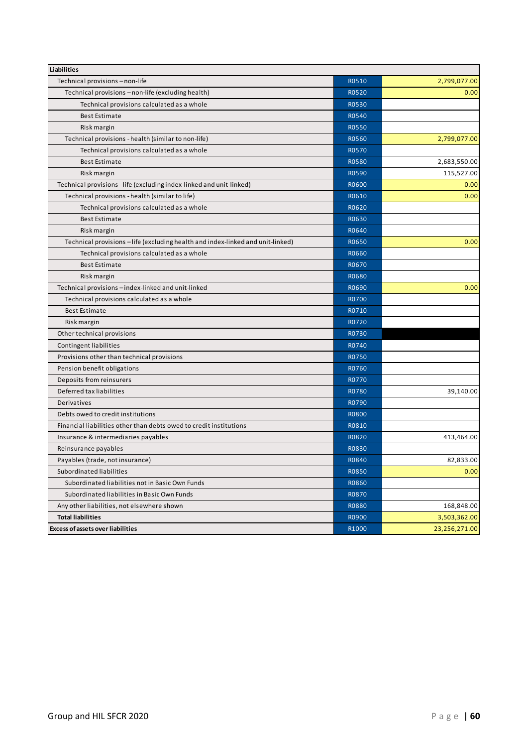| Liabilities | | |
|---|---|---|
| Technical provisions – non-life | R0510 | 2,799,077.00 |
| Technical provisions – non-life (excluding health) | R0520 | 0.00 |
| Technical provisions calculated as a whole | R0530 | |
| Best Estimate | R0540 | |
| Risk margin | R0550 | |
| Technical provisions - health (similar to non-life) | R0560 | 2,799,077.00 |
| Technical provisions calculated as a whole | R0570 | |
| Best Estimate | R0580 | 2,683,550.00 |
| Risk margin | R0590 | 115,527.00 |
| Technical provisions - life (excluding index-linked and unit-linked) | R0600 | 0.00 |
| Technical provisions - health (similar to life) | R0610 | 0.00 |
| Technical provisions calculated as a whole | R0620 | |
| Best Estimate | R0630 | |
| Risk margin | R0640 | |
| Technical provisions – life (excluding health and index-linked and unit-linked) | R0650 | 0.00 |
| Technical provisions calculated as a whole | R0660 | |
| Best Estimate | R0670 | |
| Risk margin | R0680 | |
| Technical provisions – index-linked and unit-linked | R0690 | 0.00 |
| Technical provisions calculated as a whole | R0700 | |
| Best Estimate | R0710 | |
| Risk margin | R0720 | |
| Other technical provisions | R0730 | |
| Contingent liabilities | R0740 | |
| Provisions other than technical provisions | R0750 | |
| Pension benefit obligations | R0760 | |
| Deposits from reinsurers | R0770 | |
| Deferred tax liabilities | R0780 | 39,140.00 |
| Derivatives | R0790 | |
| Debts owed to credit institutions | R0800 | |
| Financial liabilities other than debts owed to credit institutions | R0810 | |
| Insurance & intermediaries payables | R0820 | 413,464.00 |
| Reinsurance payables | R0830 | |
| Payables (trade, not insurance) | R0840 | 82,833.00 |
| Subordinated liabilities | R0850 | 0.00 |
| Subordinated liabilities not in Basic Own Funds | R0860 | |
| Subordinated liabilities in Basic Own Funds | R0870 | |
| Any other liabilities, not elsewhere shown | R0880 | 168,848.00 |
| **Total liabilities** | R0900 | 3,503,362.00 |
| **Excess of assets over liabilities** | R1000 | 23,256,271.00 |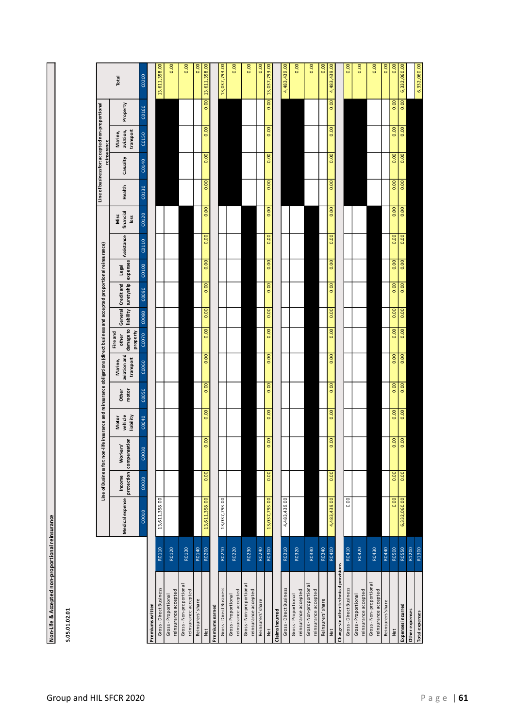**Non-Life & Accepted non-proportional reinsurance**

**S.05.01.02.01**

| | | Line of Business for: non-life insurance and reinsurance obligations (direct business and accepted proportional reinsurance) | | | | | | | | | | | | Line of business for: accepted non-proportional reinsurance | | | | Total |
|---|---|---|---|---|---|---|---|---|---|---|---|---|---|---|---|---|---|---|
| | | Medical expense | Income protection | Workers' compensation | Motor vehicle liability | Other motor | Marine, aviation and transport | Fire and other damage to property | General liability | Credit and suretyship | Legal expenses | Assistance | Misc financial loss | Health | Casualty | Marine, aviation, transport | Property | |
| | | C0010 | C0020 | C0030 | C0040 | C0050 | C0060 | C0070 | C0080 | C0090 | C0100 | C0110 | C0120 | C0130 | C0140 | C0150 | C0160 | C0200 |
| **Premiums written** | | | | | | | | | | | | | | | | | | |
| Gross - Direct Business | R0110 | 13,611,358.00 | | | | | | | | | | | | | | | | 13,611,358.00 |
| Gross - Proportional reinsurance accepted | R0120 | | | | | | | | | | | | | | | | | 0.00 |
| Gross - Non-proportional reinsurance accepted | R0130 | | | | | | | | | | | | | | | | | 0.00 |
| Reinsurers' share | R0140 | | | | | | | | | | | | | | | | | 0.00 |
| Net | R0200 | 13,611,358.00 | 0.00 | 0.00 | 0.00 | 0.00 | 0.00 | 0.00 | 0.00 | 0.00 | 0.00 | 0.00 | 0.00 | 0.00 | 0.00 | 0.00 | 0.00 | 13,611,358.00 |
| **Premiums earned** | | | | | | | | | | | | | | | | | | |
| Gross - Direct Business | R0210 | 13,037,793.00 | | | | | | | | | | | | | | | | 13,037,793.00 |
| Gross - Proportional reinsurance accepted | R0220 | | | | | | | | | | | | | | | | | 0.00 |
| Gross - Non-proportional reinsurance accepted | R0230 | | | | | | | | | | | | | | | | | 0.00 |
| Reinsurers' share | R0240 | | | | | | | | | | | | | | | | | 0.00 |
| Net | R0300 | 13,037,793.00 | 0.00 | 0.00 | 0.00 | 0.00 | 0.00 | 0.00 | 0.00 | 0.00 | 0.00 | 0.00 | 0.00 | 0.00 | 0.00 | 0.00 | 0.00 | 13,037,793.00 |
| **Claims incurred** | | | | | | | | | | | | | | | | | | |
| Gross - Direct Business | R0310 | 4,483,439.00 | | | | | | | | | | | | | | | | 4,483,439.00 |
| Gross - Proportional reinsurance accepted | R0320 | | | | | | | | | | | | | | | | | 0.00 |
| Gross - Non-proportional reinsurance accepted | R0330 | | | | | | | | | | | | | | | | | 0.00 |
| Reinsurers' share | R0340 | | | | | | | | | | | | | | | | | 0.00 |
| Net | R0400 | 4,483,439.00 | 0.00 | 0.00 | 0.00 | 0.00 | 0.00 | 0.00 | 0.00 | 0.00 | 0.00 | 0.00 | 0.00 | 0.00 | 0.00 | 0.00 | 0.00 | 4,483,439.00 |
| **Changes in other technical provisions** | | | | | | | | | | | | | | | | | | |
| Gross - Direct Business | R0410 | 0.00 | | | | | | | | | | | | | | | | 0.00 |
| Gross - Proportional reinsurance accepted | R0420 | | | | | | | | | | | | | | | | | 0.00 |
| Gross - Non-proportional reinsurance accepted | R0430 | | | | | | | | | | | | | | | | | 0.00 |
| Reinsurers' share | R0440 | | | | | | | | | | | | | | | | | 0.00 |
| Net | R0500 | 0.00 | 0.00 | 0.00 | 0.00 | 0.00 | 0.00 | 0.00 | 0.00 | 0.00 | 0.00 | 0.00 | 0.00 | 0.00 | 0.00 | 0.00 | 0.00 | 0.00 |
| **Expenses incurred** | R0550 | 6,332,060.00 | 0.00 | 0.00 | 0.00 | 0.00 | 0.00 | 0.00 | 0.00 | 0.00 | 0.00 | 0.00 | 0.00 | 0.00 | 0.00 | 0.00 | 0.00 | 6,332,060.00 |
| **Other expenses** | R1200 | | | | | | | | | | | | | | | | | |
| **Total expenses** | R1300 | | | | | | | | | | | | | | | | | 6,332,060.00 |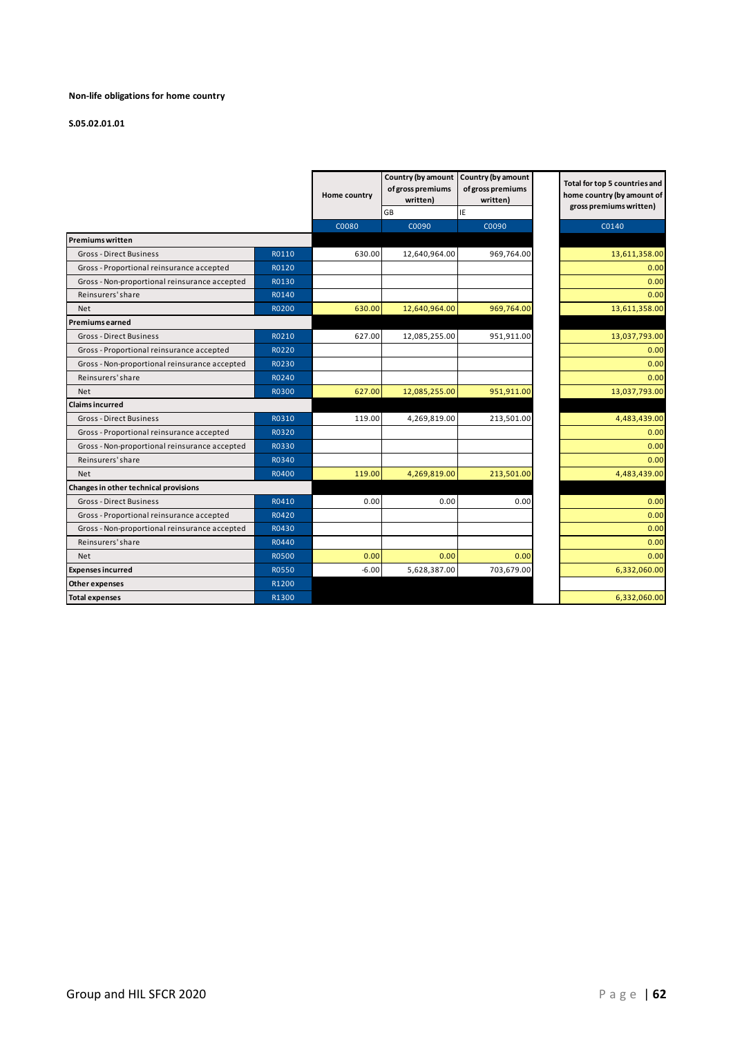**Non-life obligations for home country**

**S.05.02.01.01**

| | | Home country | Country (by amount of gross premiums written) | Country (by amount of gross premiums written) | Total for top 5 countries and home country (by amount of gross premiums written) |
|---|---|---|---|---|---|
| | | | GB | IE | |
| | | C0080 | C0090 | C0090 | C0140 |
| **Premiums written** | | | | | |
| Gross - Direct Business | R0110 | 630.00 | 12,640,964.00 | 969,764.00 | 13,611,358.00 |
| Gross - Proportional reinsurance accepted | R0120 | | | | 0.00 |
| Gross - Non-proportional reinsurance accepted | R0130 | | | | 0.00 |
| Reinsurers' share | R0140 | | | | 0.00 |
| Net | R0200 | 630.00 | 12,640,964.00 | 969,764.00 | 13,611,358.00 |
| **Premiums earned** | | | | | |
| Gross - Direct Business | R0210 | 627.00 | 12,085,255.00 | 951,911.00 | 13,037,793.00 |
| Gross - Proportional reinsurance accepted | R0220 | | | | 0.00 |
| Gross - Non-proportional reinsurance accepted | R0230 | | | | 0.00 |
| Reinsurers' share | R0240 | | | | 0.00 |
| Net | R0300 | 627.00 | 12,085,255.00 | 951,911.00 | 13,037,793.00 |
| **Claims incurred** | | | | | |
| Gross - Direct Business | R0310 | 119.00 | 4,269,819.00 | 213,501.00 | 4,483,439.00 |
| Gross - Proportional reinsurance accepted | R0320 | | | | 0.00 |
| Gross - Non-proportional reinsurance accepted | R0330 | | | | 0.00 |
| Reinsurers' share | R0340 | | | | 0.00 |
| Net | R0400 | 119.00 | 4,269,819.00 | 213,501.00 | 4,483,439.00 |
| **Changes in other technical provisions** | | | | | |
| Gross - Direct Business | R0410 | 0.00 | 0.00 | 0.00 | 0.00 |
| Gross - Proportional reinsurance accepted | R0420 | | | | 0.00 |
| Gross - Non-proportional reinsurance accepted | R0430 | | | | 0.00 |
| Reinsurers' share | R0440 | | | | 0.00 |
| Net | R0500 | 0.00 | 0.00 | 0.00 | 0.00 |
| **Expenses incurred** | R0550 | -6.00 | 5,628,387.00 | 703,679.00 | 6,332,060.00 |
| **Other expenses** | R1200 | | | | |
| **Total expenses** | R1300 | | | | 6,332,060.00 |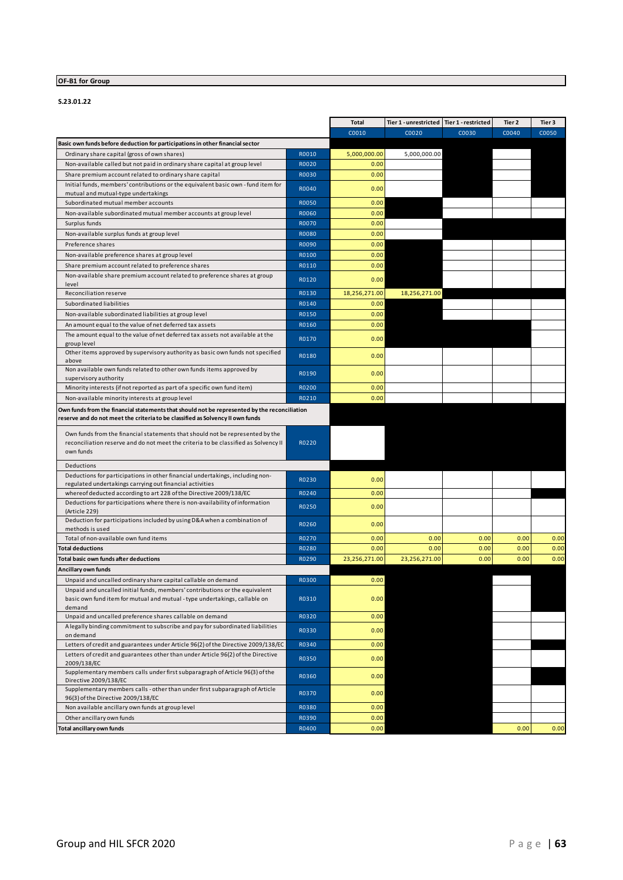**OF-B1 for Group**

**S.23.01.22**

| | | Total | Tier 1 - unrestricted | Tier 1 - restricted | Tier 2 | Tier 3 |
|---|---|---|---|---|---|---|
| | | C0010 | C0020 | C0030 | C0040 | C0050 |
| **Basic own funds before deduction for participations in other financial sector** | | | | | | |
| Ordinary share capital (gross of own shares) | R0010 | 5,000,000.00 | 5,000,000.00 | | | |
| Non-available called but not paid in ordinary share capital at group level | R0020 | 0.00 | | | | |
| Share premium account related to ordinary share capital | R0030 | 0.00 | | | | |
| Initial funds, members' contributions or the equivalent basic own - fund item for mutual and mutual-type undertakings | R0040 | 0.00 | | | | |
| Subordinated mutual member accounts | R0050 | 0.00 | | | | |
| Non-available subordinated mutual member accounts at group level | R0060 | 0.00 | | | | |
| Surplus funds | R0070 | 0.00 | | | | |
| Non-available surplus funds at group level | R0080 | 0.00 | | | | |
| Preference shares | R0090 | 0.00 | | | | |
| Non-available preference shares at group level | R0100 | 0.00 | | | | |
| Share premium account related to preference shares | R0110 | 0.00 | | | | |
| Non-available share premium account related to preference shares at group level | R0120 | 0.00 | | | | |
| Reconciliation reserve | R0130 | 18,256,271.00 | 18,256,271.00 | | | |
| Subordinated liabilities | R0140 | 0.00 | | | | |
| Non-available subordinated liabilities at group level | R0150 | 0.00 | | | | |
| An amount equal to the value of net deferred tax assets | R0160 | 0.00 | | | | |
| The amount equal to the value of net deferred tax assets not available at the group level | R0170 | 0.00 | | | | |
| Other items approved by supervisory authority as basic own funds not specified above | R0180 | 0.00 | | | | |
| Non available own funds related to other own funds items approved by supervisory authority | R0190 | 0.00 | | | | |
| Minority interests (if not reported as part of a specific own fund item) | R0200 | 0.00 | | | | |
| Non-available minority interests at group level | R0210 | 0.00 | | | | |
| **Own funds from the financial statements that should not be represented by the reconciliation reserve and do not meet the criteria to be classified as Solvency II own funds** | | | | | | |
| Own funds from the financial statements that should not be represented by the reconciliation reserve and do not meet the criteria to be classified as Solvency II own funds | R0220 | | | | | |
| Deductions | | | | | | |
| Deductions for participations in other financial undertakings, including non-regulated undertakings carrying out financial activities | R0230 | 0.00 | | | | |
| whereof deducted according to art 228 of the Directive 2009/138/EC | R0240 | 0.00 | | | | |
| Deductions for participations where there is non-availability of information (Article 229) | R0250 | 0.00 | | | | |
| Deduction for participations included by using D&A when a combination of methods is used | R0260 | 0.00 | | | | |
| Total of non-available own fund items | R0270 | 0.00 | 0.00 | 0.00 | 0.00 | 0.00 |
| **Total deductions** | R0280 | 0.00 | 0.00 | 0.00 | 0.00 | 0.00 |
| **Total basic own funds after deductions** | R0290 | 23,256,271.00 | 23,256,271.00 | 0.00 | 0.00 | 0.00 |
| **Ancillary own funds** | | | | | | |
| Unpaid and uncalled ordinary share capital callable on demand | R0300 | 0.00 | | | | |
| Unpaid and uncalled initial funds, members' contributions or the equivalent basic own fund item for mutual and mutual - type undertakings, callable on demand | R0310 | 0.00 | | | | |
| Unpaid and uncalled preference shares callable on demand | R0320 | 0.00 | | | | |
| A legally binding commitment to subscribe and pay for subordinated liabilities on demand | R0330 | 0.00 | | | | |
| Letters of credit and guarantees under Article 96(2) of the Directive 2009/138/EC | R0340 | 0.00 | | | | |
| Letters of credit and guarantees other than under Article 96(2) of the Directive 2009/138/EC | R0350 | 0.00 | | | | |
| Supplementary members calls under first subparagraph of Article 96(3) of the Directive 2009/138/EC | R0360 | 0.00 | | | | |
| Supplementary members calls - other than under first subparagraph of Article 96(3) of the Directive 2009/138/EC | R0370 | 0.00 | | | | |
| Non available ancillary own funds at group level | R0380 | 0.00 | | | | |
| Other ancillary own funds | R0390 | 0.00 | | | | |
| **Total ancillary own funds** | R0400 | 0.00 | | | 0.00 | 0.00 |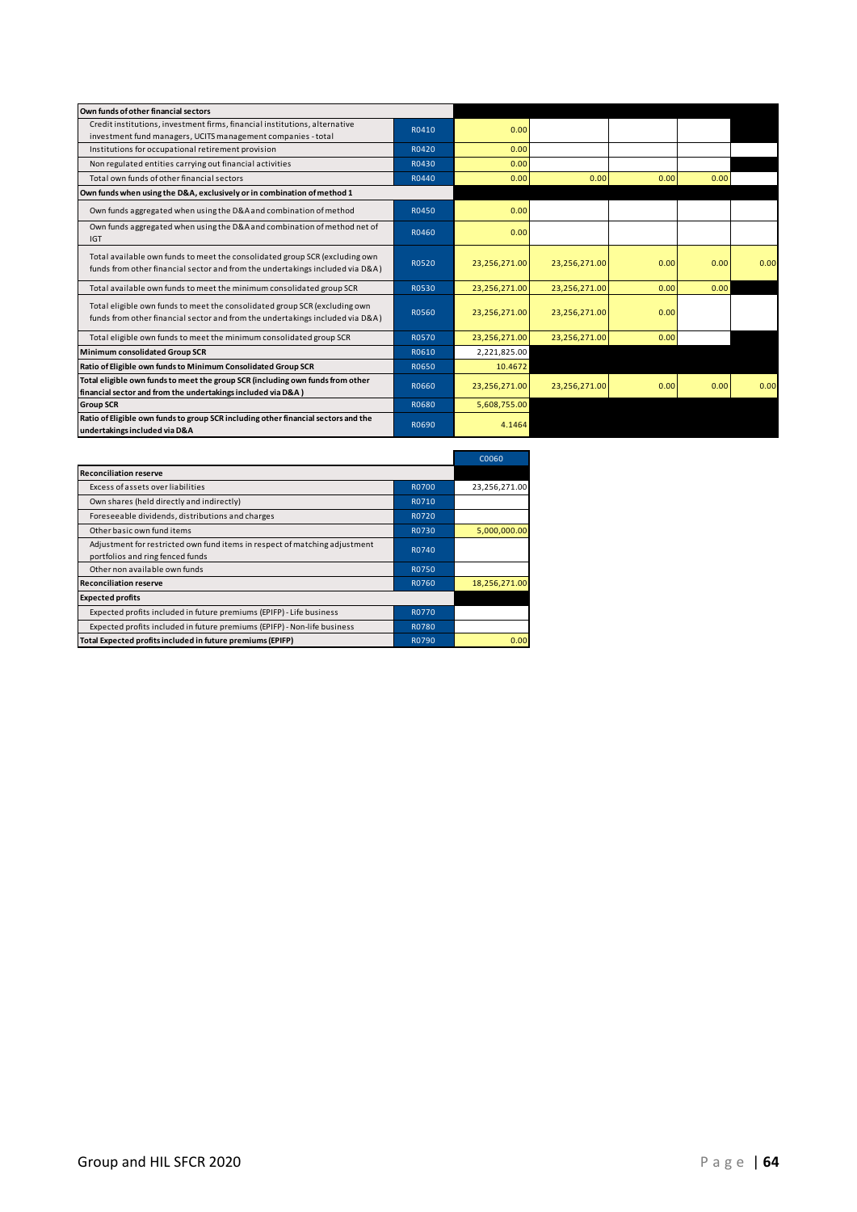| | | | | | | |
|---|---|---|---|---|---|---|
| **Own funds of other financial sectors** | | | | | | |
| Credit institutions, investment firms, financial institutions, alternative investment fund managers, UCITS management companies - total | R0410 | 0.00 | | | | |
| Institutions for occupational retirement provision | R0420 | 0.00 | | | | |
| Non regulated entities carrying out financial activities | R0430 | 0.00 | | | | |
| Total own funds of other financial sectors | R0440 | 0.00 | 0.00 | 0.00 | 0.00 | |
| **Own funds when using the D&A, exclusively or in combination of method 1** | | | | | | |
| Own funds aggregated when using the D&A and combination of method | R0450 | 0.00 | | | | |
| Own funds aggregated when using the D&A and combination of method net of IGT | R0460 | 0.00 | | | | |
| Total available own funds to meet the consolidated group SCR (excluding own funds from other financial sector and from the undertakings included via D&A) | R0520 | 23,256,271.00 | 23,256,271.00 | 0.00 | 0.00 | 0.00 |
| Total available own funds to meet the minimum consolidated group SCR | R0530 | 23,256,271.00 | 23,256,271.00 | 0.00 | 0.00 | |
| Total eligible own funds to meet the consolidated group SCR (excluding own funds from other financial sector and from the undertakings included via D&A) | R0560 | 23,256,271.00 | 23,256,271.00 | 0.00 | | |
| Total eligible own funds to meet the minimum consolidated group SCR | R0570 | 23,256,271.00 | 23,256,271.00 | 0.00 | | |
| **Minimum consolidated Group SCR** | R0610 | 2,221,825.00 | | | | |
| **Ratio of Eligible own funds to Minimum Consolidated Group SCR** | R0650 | 10.4672 | | | | |
| **Total eligible own funds to meet the group SCR (including own funds from other financial sector and from the undertakings included via D&A)** | R0660 | 23,256,271.00 | 23,256,271.00 | 0.00 | 0.00 | 0.00 |
| **Group SCR** | R0680 | 5,608,755.00 | | | | |
| **Ratio of Eligible own funds to group SCR including other financial sectors and the undertakings included via D&A** | R0690 | 4.1464 | | | | |

| | | C0060 |
|---|---|---|
| **Reconciliation reserve** | | |
| Excess of assets over liabilities | R0700 | 23,256,271.00 |
| Own shares (held directly and indirectly) | R0710 | |
| Foreseeable dividends, distributions and charges | R0720 | |
| Other basic own fund items | R0730 | 5,000,000.00 |
| Adjustment for restricted own fund items in respect of matching adjustment portfolios and ring fenced funds | R0740 | |
| Other non available own funds | R0750 | |
| **Reconciliation reserve** | R0760 | 18,256,271.00 |
| **Expected profits** | | |
| Expected profits included in future premiums (EPIFP) - Life business | R0770 | |
| Expected profits included in future premiums (EPIFP) - Non-life business | R0780 | |
| **Total Expected profits included in future premiums (EPIFP)** | R0790 | 0.00 |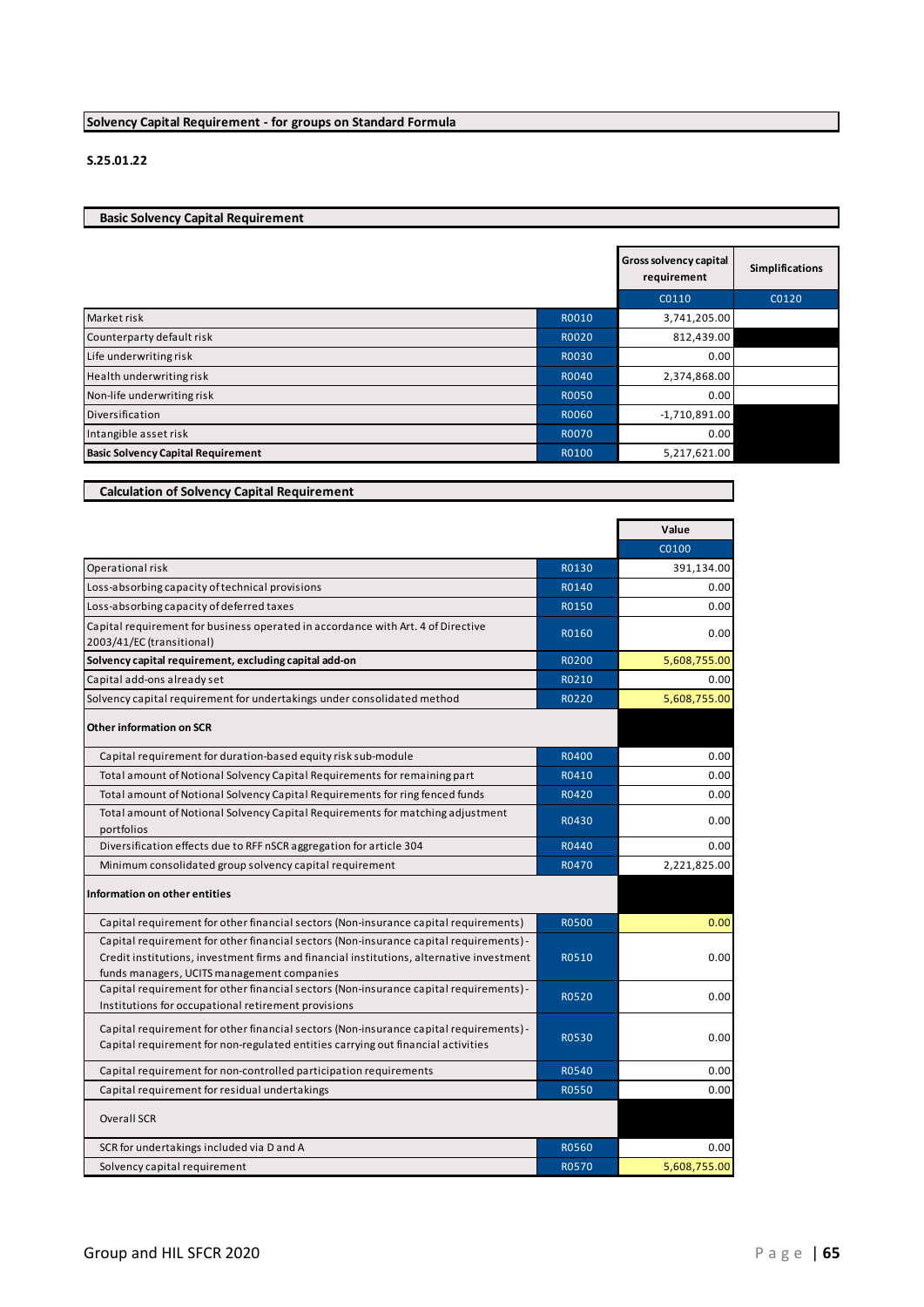## Solvency Capital Requirement - for groups on Standard Formula

**S.25.01.22**

### Basic Solvency Capital Requirement

| | | Gross solvency capital requirement | Simplifications |
|---|---|---|---|
| | | C0110 | C0120 |
| Market risk | R0010 | 3,741,205.00 | |
| Counterparty default risk | R0020 | 812,439.00 | |
| Life underwriting risk | R0030 | 0.00 | |
| Health underwriting risk | R0040 | 2,374,868.00 | |
| Non-life underwriting risk | R0050 | 0.00 | |
| Diversification | R0060 | -1,710,891.00 | |
| Intangible asset risk | R0070 | 0.00 | |
| **Basic Solvency Capital Requirement** | R0100 | 5,217,621.00 | |

### Calculation of Solvency Capital Requirement

| | | Value |
|---|---|---|
| | | C0100 |
| Operational risk | R0130 | 391,134.00 |
| Loss-absorbing capacity of technical provisions | R0140 | 0.00 |
| Loss-absorbing capacity of deferred taxes | R0150 | 0.00 |
| Capital requirement for business operated in accordance with Art. 4 of Directive 2003/41/EC (transitional) | R0160 | 0.00 |
| **Solvency capital requirement, excluding capital add-on** | R0200 | 5,608,755.00 |
| Capital add-ons already set | R0210 | 0.00 |
| Solvency capital requirement for undertakings under consolidated method | R0220 | 5,608,755.00 |
| **Other information on SCR** | | |
| Capital requirement for duration-based equity risk sub-module | R0400 | 0.00 |
| Total amount of Notional Solvency Capital Requirements for remaining part | R0410 | 0.00 |
| Total amount of Notional Solvency Capital Requirements for ring fenced funds | R0420 | 0.00 |
| Total amount of Notional Solvency Capital Requirements for matching adjustment portfolios | R0430 | 0.00 |
| Diversification effects due to RFF nSCR aggregation for article 304 | R0440 | 0.00 |
| Minimum consolidated group solvency capital requirement | R0470 | 2,221,825.00 |
| **Information on other entities** | | |
| Capital requirement for other financial sectors (Non-insurance capital requirements) | R0500 | 0.00 |
| Capital requirement for other financial sectors (Non-insurance capital requirements) - Credit institutions, investment firms and financial institutions, alternative investment funds managers, UCITS management companies | R0510 | 0.00 |
| Capital requirement for other financial sectors (Non-insurance capital requirements) - Institutions for occupational retirement provisions | R0520 | 0.00 |
| Capital requirement for other financial sectors (Non-insurance capital requirements) - Capital requirement for non-regulated entities carrying out financial activities | R0530 | 0.00 |
| Capital requirement for non-controlled participation requirements | R0540 | 0.00 |
| Capital requirement for residual undertakings | R0550 | 0.00 |
| Overall SCR | | |
| SCR for undertakings included via D and A | R0560 | 0.00 |
| Solvency capital requirement | R0570 | 5,608,755.00 |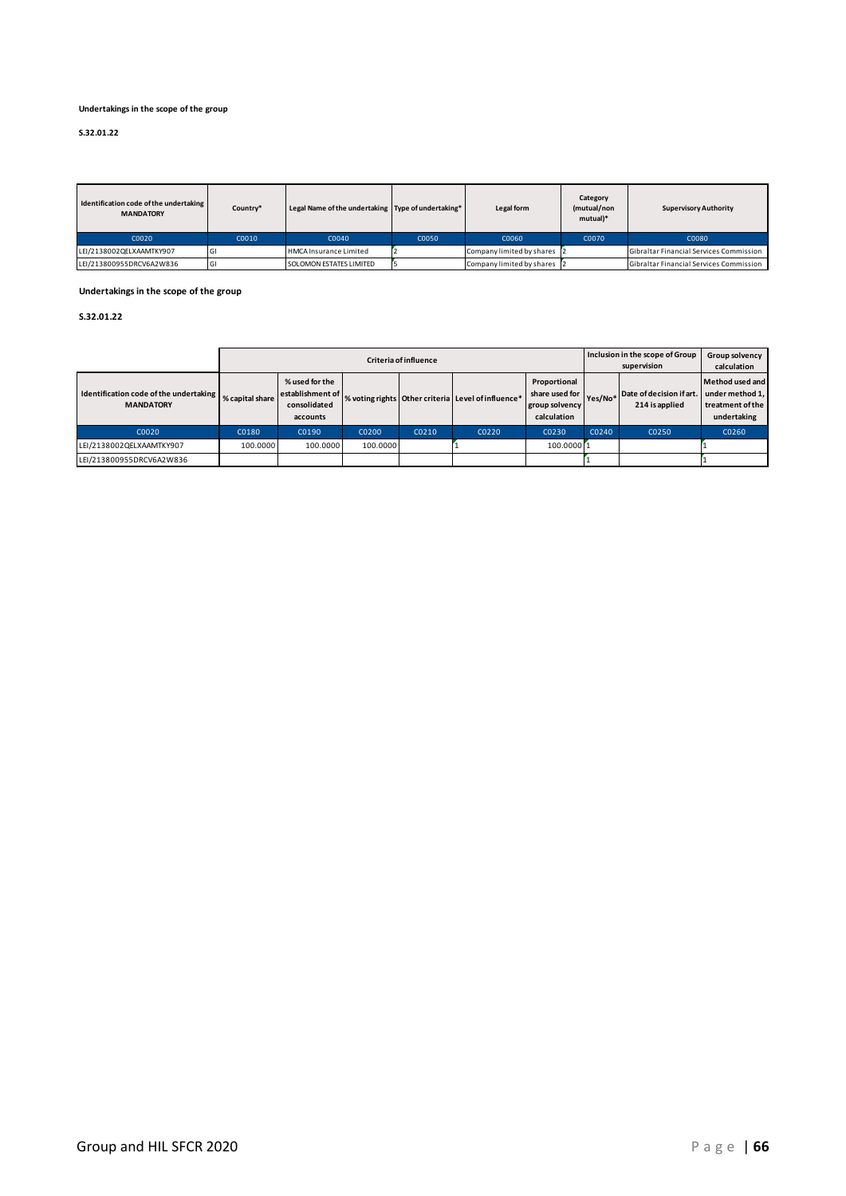**Undertakings in the scope of the group**

**S.32.01.22**

| Identification code of the undertaking MANDATORY | Country* | Legal Name of the undertaking | Type of undertaking* | Legal form | Category (mutual/non mutual)* | Supervisory Authority |
|---|---|---|---|---|---|---|
| C0020 | C0010 | C0040 | C0050 | C0060 | C0070 | C0080 |
| LEI/2138002QELXAAMTKY907 | GI | HMCA Insurance Limited | 2 | Company limited by shares | 2 | Gibraltar Financial Services Commission |
| LEI/213800955DRCV6A2W836 | GI | SOLOMON ESTATES LIMITED | 5 | Company limited by shares | 2 | Gibraltar Financial Services Commission |

**Undertakings in the scope of the group**

**S.32.01.22**

| | Criteria of influence | | | | | | Inclusion in the scope of Group supervision | | Group solvency calculation |
|---|---|---|---|---|---|---|---|---|---|
| Identification code of the undertaking MANDATORY | % capital share | % used for the establishment of consolidated accounts | % voting rights | Other criteria | Level of influence* | Proportional share used for group solvency calculation | Yes/No* | Date of decision if art. 214 is applied | Method used and under method 1, treatment of the undertaking |
| C0020 | C0180 | C0190 | C0200 | C0210 | C0220 | C0230 | C0240 | C0250 | C0260 |
| LEI/2138002QELXAAMTKY907 | 100.0000 | 100.0000 | 100.0000 | | 1 | 100.0000 | 1 | | 1 |
| LEI/213800955DRCV6A2W836 | | | | | | | 1 | | 1 |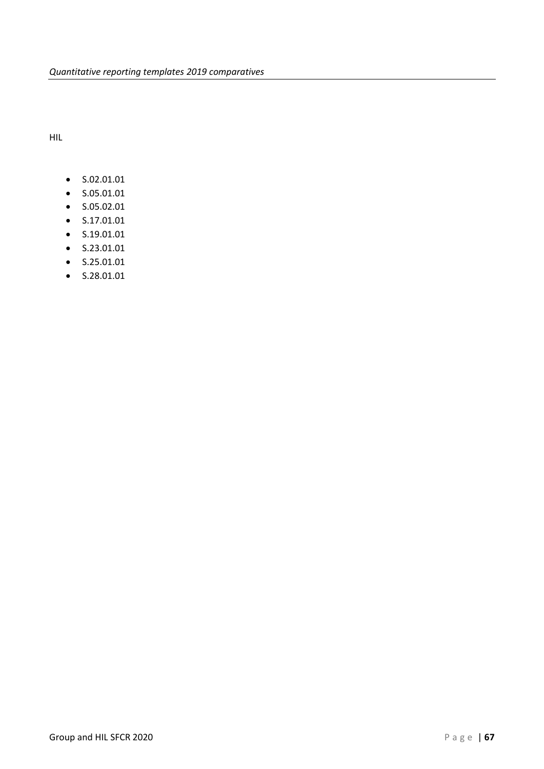*Quantitative reporting templates 2019 comparatives*

HIL

- S.02.01.01
- S.05.01.01
- S.05.02.01
- S.17.01.01
- S.19.01.01
- S.23.01.01
- S.25.01.01
- S.28.01.01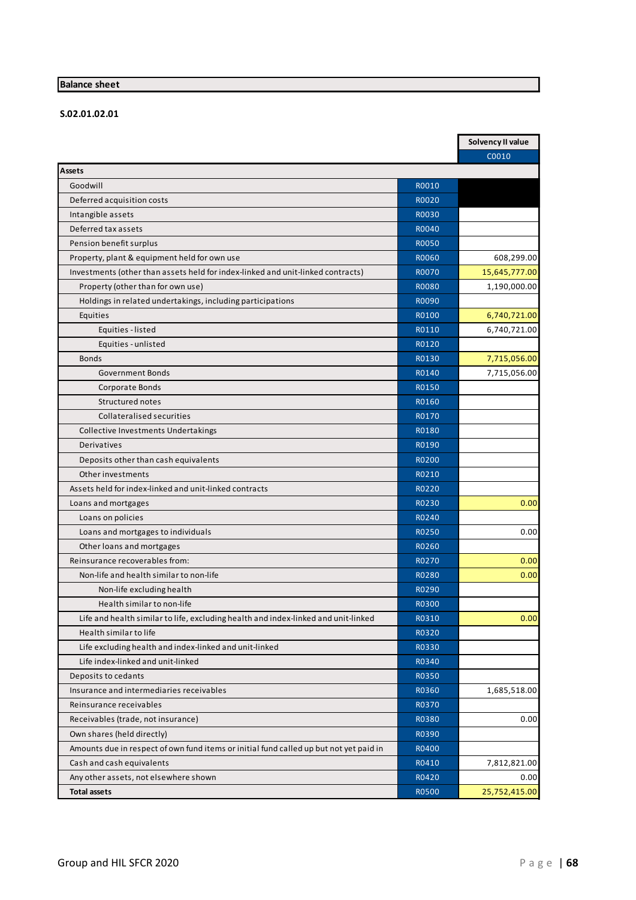## Balance sheet

### S.02.01.02.01

| | | Solvency II value |
|---|---|---|
| | | C0010 |
| **Assets** | | |
| Goodwill | R0010 | |
| Deferred acquisition costs | R0020 | |
| Intangible assets | R0030 | |
| Deferred tax assets | R0040 | |
| Pension benefit surplus | R0050 | |
| Property, plant & equipment held for own use | R0060 | 608,299.00 |
| Investments (other than assets held for index-linked and unit-linked contracts) | R0070 | 15,645,777.00 |
| Property (other than for own use) | R0080 | 1,190,000.00 |
| Holdings in related undertakings, including participations | R0090 | |
| Equities | R0100 | 6,740,721.00 |
| Equities - listed | R0110 | 6,740,721.00 |
| Equities - unlisted | R0120 | |
| Bonds | R0130 | 7,715,056.00 |
| Government Bonds | R0140 | 7,715,056.00 |
| Corporate Bonds | R0150 | |
| Structured notes | R0160 | |
| Collateralised securities | R0170 | |
| Collective Investments Undertakings | R0180 | |
| Derivatives | R0190 | |
| Deposits other than cash equivalents | R0200 | |
| Other investments | R0210 | |
| Assets held for index-linked and unit-linked contracts | R0220 | |
| Loans and mortgages | R0230 | 0.00 |
| Loans on policies | R0240 | |
| Loans and mortgages to individuals | R0250 | 0.00 |
| Other loans and mortgages | R0260 | |
| Reinsurance recoverables from: | R0270 | 0.00 |
| Non-life and health similar to non-life | R0280 | 0.00 |
| Non-life excluding health | R0290 | |
| Health similar to non-life | R0300 | |
| Life and health similar to life, excluding health and index-linked and unit-linked | R0310 | 0.00 |
| Health similar to life | R0320 | |
| Life excluding health and index-linked and unit-linked | R0330 | |
| Life index-linked and unit-linked | R0340 | |
| Deposits to cedants | R0350 | |
| Insurance and intermediaries receivables | R0360 | 1,685,518.00 |
| Reinsurance receivables | R0370 | |
| Receivables (trade, not insurance) | R0380 | 0.00 |
| Own shares (held directly) | R0390 | |
| Amounts due in respect of own fund items or initial fund called up but not yet paid in | R0400 | |
| Cash and cash equivalents | R0410 | 7,812,821.00 |
| Any other assets, not elsewhere shown | R0420 | 0.00 |
| **Total assets** | R0500 | 25,752,415.00 |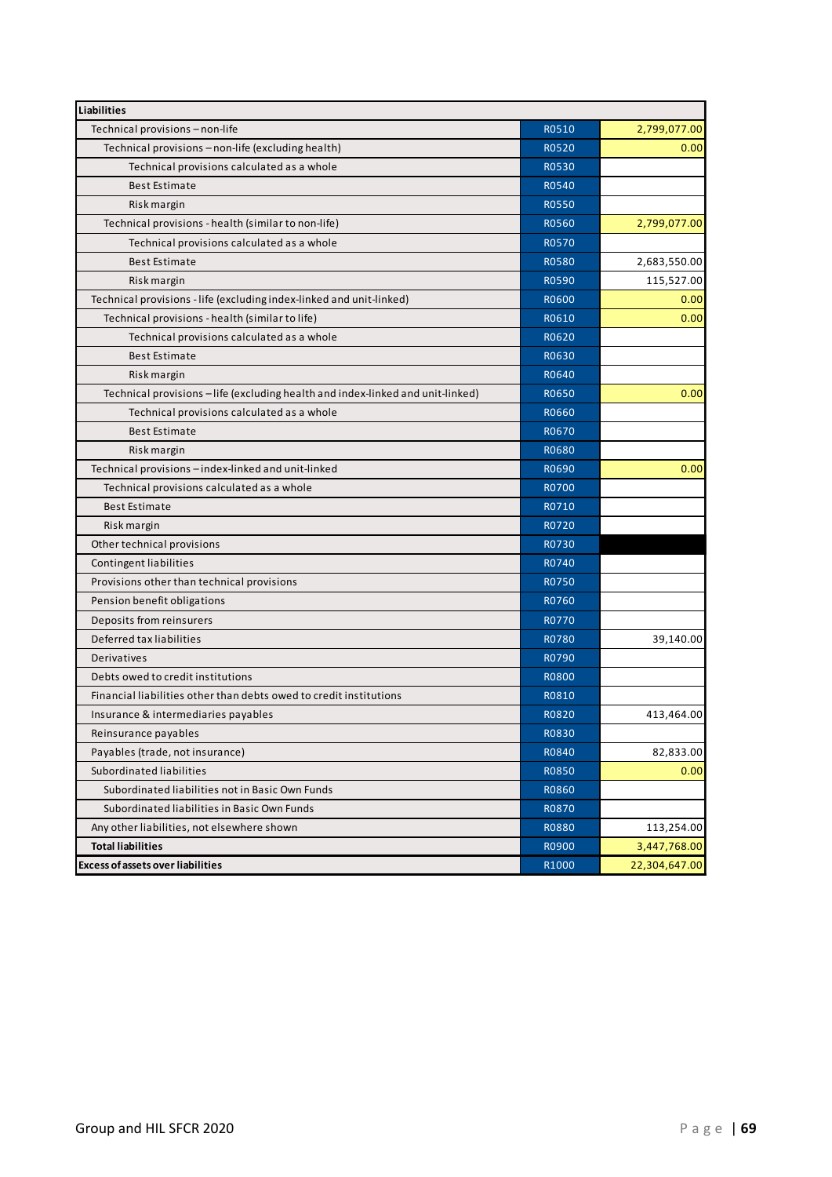| **Liabilities** | | |
|---|---|---|
| Technical provisions – non-life | R0510 | 2,799,077.00 |
| Technical provisions – non-life (excluding health) | R0520 | 0.00 |
| Technical provisions calculated as a whole | R0530 | |
| Best Estimate | R0540 | |
| Risk margin | R0550 | |
| Technical provisions - health (similar to non-life) | R0560 | 2,799,077.00 |
| Technical provisions calculated as a whole | R0570 | |
| Best Estimate | R0580 | 2,683,550.00 |
| Risk margin | R0590 | 115,527.00 |
| Technical provisions - life (excluding index-linked and unit-linked) | R0600 | 0.00 |
| Technical provisions - health (similar to life) | R0610 | 0.00 |
| Technical provisions calculated as a whole | R0620 | |
| Best Estimate | R0630 | |
| Risk margin | R0640 | |
| Technical provisions – life (excluding health and index-linked and unit-linked) | R0650 | 0.00 |
| Technical provisions calculated as a whole | R0660 | |
| Best Estimate | R0670 | |
| Risk margin | R0680 | |
| Technical provisions – index-linked and unit-linked | R0690 | 0.00 |
| Technical provisions calculated as a whole | R0700 | |
| Best Estimate | R0710 | |
| Risk margin | R0720 | |
| Other technical provisions | R0730 | |
| Contingent liabilities | R0740 | |
| Provisions other than technical provisions | R0750 | |
| Pension benefit obligations | R0760 | |
| Deposits from reinsurers | R0770 | |
| Deferred tax liabilities | R0780 | 39,140.00 |
| Derivatives | R0790 | |
| Debts owed to credit institutions | R0800 | |
| Financial liabilities other than debts owed to credit institutions | R0810 | |
| Insurance & intermediaries payables | R0820 | 413,464.00 |
| Reinsurance payables | R0830 | |
| Payables (trade, not insurance) | R0840 | 82,833.00 |
| Subordinated liabilities | R0850 | 0.00 |
| Subordinated liabilities not in Basic Own Funds | R0860 | |
| Subordinated liabilities in Basic Own Funds | R0870 | |
| Any other liabilities, not elsewhere shown | R0880 | 113,254.00 |
| **Total liabilities** | R0900 | 3,447,768.00 |
| **Excess of assets over liabilities** | R1000 | 22,304,647.00 |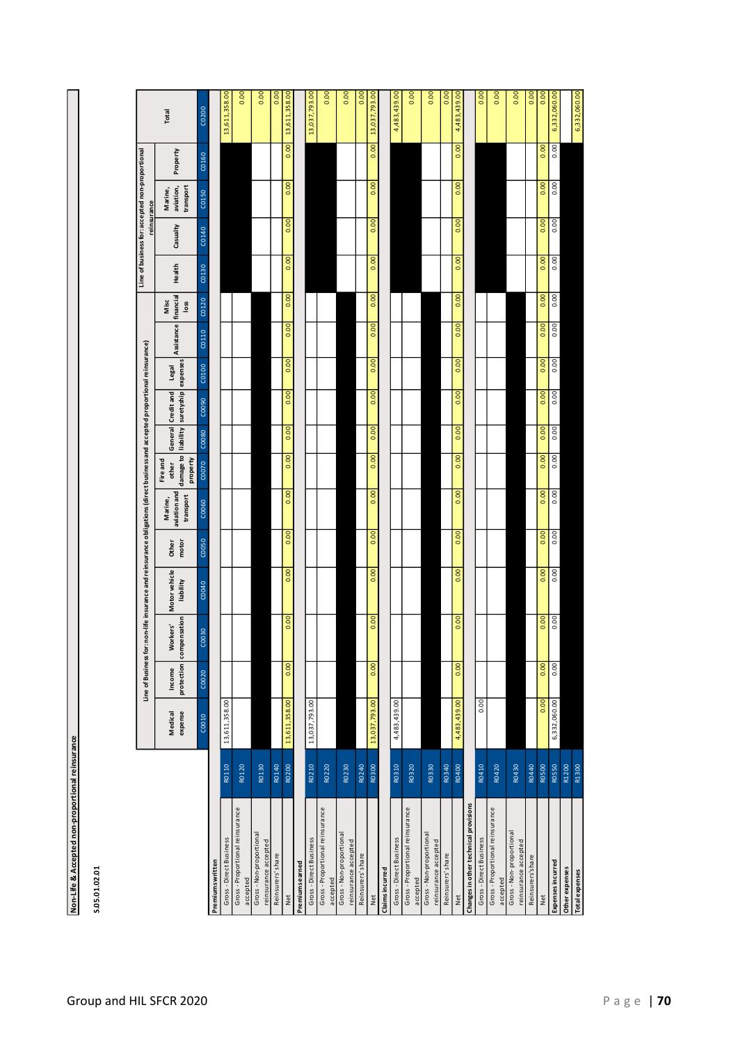**Non-Life & Accepted non-proportional reinsurance**

**S.05.01.02.01**

| | | Line of Business for: non-life insurance and reinsurance obligations (direct business and accepted proportional reinsurance) | | | | | | | | | | | | Line of business for: accepted non-proportional reinsurance | | | | Total |
|---|---|---|---|---|---|---|---|---|---|---|---|---|---|---|---|---|---|---|
| | | Medical expense | Income protection | Workers' compensation | Motor vehicle liability | Other motor | Marine, aviation and transport | Fire and other damage to property | General liability | Credit and suretyship | Legal expenses | Assistance | Misc financial loss | Health | Casualty | Marine, aviation, transport | Property | |
| | | C0010 | C0020 | C0030 | C0040 | C0050 | C0060 | C0070 | C0080 | C0090 | C0100 | C0110 | C0120 | C0130 | C0140 | C0150 | C0160 | C0200 |
| **Premiums written** | | | | | | | | | | | | | | | | | | |
| Gross - Direct Business | R0110 | 13,611,358.00 | | | | | | | | | | | | | | | | 13,611,358.00 |
| Gross - Proportional reinsurance accepted | R0120 | | | | | | | | | | | | | | | | | 0.00 |
| Gross - Non-proportional reinsurance accepted | R0130 | | | | | | | | | | | | | | | | | 0.00 |
| Reinsurers' share | R0140 | | | | | | | | | | | | | | | | | 0.00 |
| Net | R0200 | 13,611,358.00 | 0.00 | 0.00 | 0.00 | 0.00 | 0.00 | 0.00 | 0.00 | 0.00 | 0.00 | 0.00 | 0.00 | 0.00 | 0.00 | 0.00 | 0.00 | 13,611,358.00 |
| **Premiums earned** | | | | | | | | | | | | | | | | | | |
| Gross - Direct Business | R0210 | 13,037,793.00 | | | | | | | | | | | | | | | | 13,037,793.00 |
| Gross - Proportional reinsurance accepted | R0220 | | | | | | | | | | | | | | | | | 0.00 |
| Gross - Non-proportional reinsurance accepted | R0230 | | | | | | | | | | | | | | | | | 0.00 |
| Reinsurers' share | R0240 | | | | | | | | | | | | | | | | | 0.00 |
| Net | R0300 | 13,037,793.00 | 0.00 | 0.00 | 0.00 | 0.00 | 0.00 | 0.00 | 0.00 | 0.00 | 0.00 | 0.00 | 0.00 | 0.00 | 0.00 | 0.00 | 0.00 | 13,037,793.00 |
| **Claims incurred** | | | | | | | | | | | | | | | | | | |
| Gross - Direct Business | R0310 | 4,483,439.00 | | | | | | | | | | | | | | | | 4,483,439.00 |
| Gross - Proportional reinsurance accepted | R0320 | | | | | | | | | | | | | | | | | 0.00 |
| Gross - Non-proportional reinsurance accepted | R0330 | | | | | | | | | | | | | | | | | 0.00 |
| Reinsurers' share | R0340 | | | | | | | | | | | | | | | | | 0.00 |
| Net | R0400 | 4,483,439.00 | 0.00 | 0.00 | 0.00 | 0.00 | 0.00 | 0.00 | 0.00 | 0.00 | 0.00 | 0.00 | 0.00 | 0.00 | 0.00 | 0.00 | 0.00 | 4,483,439.00 |
| **Changes in other technical provisions** | | | | | | | | | | | | | | | | | | |
| Gross - Direct Business | R0410 | 0.00 | | | | | | | | | | | | | | | | 0.00 |
| Gross - Proportional reinsurance accepted | R0420 | | | | | | | | | | | | | | | | | 0.00 |
| Gross - Non-proportional reinsurance accepted | R0430 | | | | | | | | | | | | | | | | | 0.00 |
| Reinsurers's share | R0440 | | | | | | | | | | | | | | | | | 0.00 |
| Net | R0500 | 0.00 | 0.00 | 0.00 | 0.00 | 0.00 | 0.00 | 0.00 | 0.00 | 0.00 | 0.00 | 0.00 | 0.00 | 0.00 | 0.00 | 0.00 | 0.00 | 0.00 |
| **Expenses incurred** | R0550 | 6,332,060.00 | 0.00 | 0.00 | 0.00 | 0.00 | 0.00 | 0.00 | 0.00 | 0.00 | 0.00 | 0.00 | 0.00 | 0.00 | 0.00 | 0.00 | 0.00 | 6,332,060.00 |
| **Other expenses** | R1200 | | | | | | | | | | | | | | | | | |
| **Total expenses** | R1300 | | | | | | | | | | | | | | | | | 6,332,060.00 |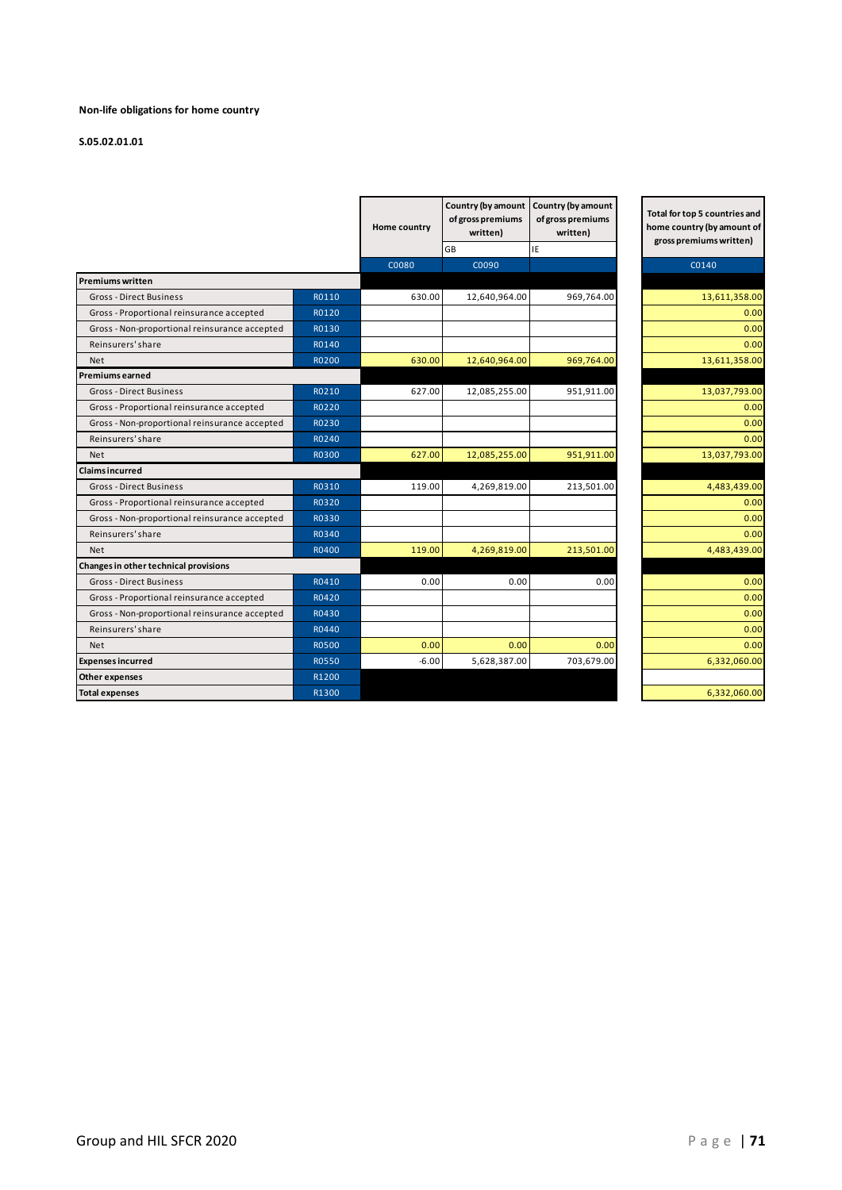**Non-life obligations for home country**

**S.05.02.01.01**

| | | Home country | Country (by amount of gross premiums written) | Country (by amount of gross premiums written) | Total for top 5 countries and home country (by amount of gross premiums written) |
|---|---|---|---|---|---|
| | | | GB | IE | |
| | | C0080 | C0090 | | C0140 |
| **Premiums written** | | | | | |
| Gross - Direct Business | R0110 | 630.00 | 12,640,964.00 | 969,764.00 | 13,611,358.00 |
| Gross - Proportional reinsurance accepted | R0120 | | | | 0.00 |
| Gross - Non-proportional reinsurance accepted | R0130 | | | | 0.00 |
| Reinsurers' share | R0140 | | | | 0.00 |
| Net | R0200 | 630.00 | 12,640,964.00 | 969,764.00 | 13,611,358.00 |
| **Premiums earned** | | | | | |
| Gross - Direct Business | R0210 | 627.00 | 12,085,255.00 | 951,911.00 | 13,037,793.00 |
| Gross - Proportional reinsurance accepted | R0220 | | | | 0.00 |
| Gross - Non-proportional reinsurance accepted | R0230 | | | | 0.00 |
| Reinsurers' share | R0240 | | | | 0.00 |
| Net | R0300 | 627.00 | 12,085,255.00 | 951,911.00 | 13,037,793.00 |
| **Claims incurred** | | | | | |
| Gross - Direct Business | R0310 | 119.00 | 4,269,819.00 | 213,501.00 | 4,483,439.00 |
| Gross - Proportional reinsurance accepted | R0320 | | | | 0.00 |
| Gross - Non-proportional reinsurance accepted | R0330 | | | | 0.00 |
| Reinsurers' share | R0340 | | | | 0.00 |
| Net | R0400 | 119.00 | 4,269,819.00 | 213,501.00 | 4,483,439.00 |
| **Changes in other technical provisions** | | | | | |
| Gross - Direct Business | R0410 | 0.00 | 0.00 | 0.00 | 0.00 |
| Gross - Proportional reinsurance accepted | R0420 | | | | 0.00 |
| Gross - Non-proportional reinsurance accepted | R0430 | | | | 0.00 |
| Reinsurers' share | R0440 | | | | 0.00 |
| Net | R0500 | 0.00 | 0.00 | 0.00 | 0.00 |
| **Expenses incurred** | R0550 | -6.00 | 5,628,387.00 | 703,679.00 | 6,332,060.00 |
| **Other expenses** | R1200 | | | | |
| **Total expenses** | R1300 | | | | 6,332,060.00 |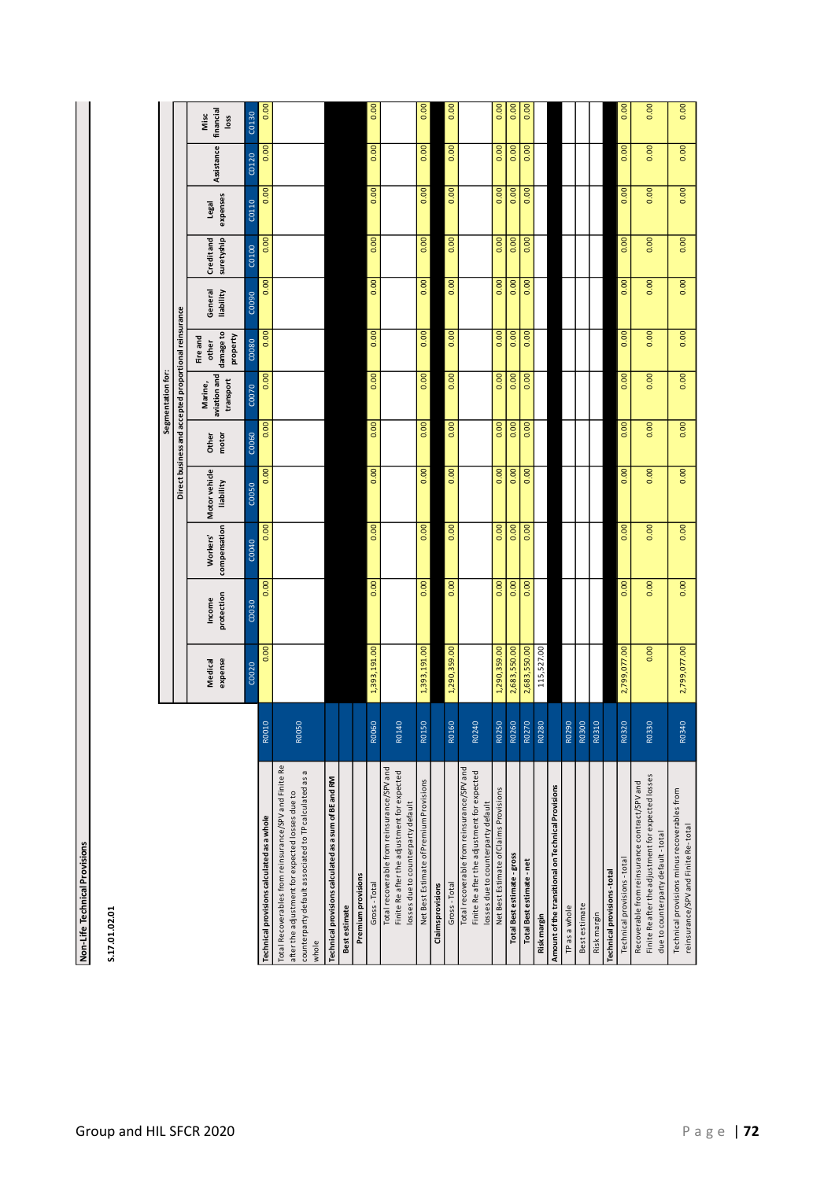**Non-Life Technical Provisions**

**S.17.01.02.01**

| | | Segmentation for: | | | | | | | | | | | |
|---|---|---|---|---|---|---|---|---|---|---|---|---|---|
| | | Direct business and accepted proportional reinsurance | | | | | | | | | | | |
| | | Medical expense | Income protection | Workers' compensation | Motor vehicle liability | Other motor | Marine, aviation and transport | Fire and other damage to property | General liability | Credit and suretyship | Legal expenses | Assistance | Misc financial loss |
| | | C0020 | C0030 | C0040 | C0050 | C0060 | C0070 | C0080 | C0090 | C0100 | C0110 | C0120 | C0130 |
| **Technical provisions calculated as a whole** | R0010 | 0.00 | 0.00 | 0.00 | 0.00 | 0.00 | 0.00 | 0.00 | 0.00 | 0.00 | 0.00 | 0.00 | 0.00 |
| Total Recoverables from reinsurance/SPV and Finite Re after the adjustment for expected losses due to counterparty default associated to TP calculated as a whole | R0050 | | | | | | | | | | | | |
| **Technical provisions calculated as a sum of BE and RM** | | | | | | | | | | | | | |
| **Best estimate** | | | | | | | | | | | | | |
| **Premium provisions** | | | | | | | | | | | | | |
| Gross - Total | R0060 | 1,393,191.00 | 0.00 | 0.00 | 0.00 | 0.00 | 0.00 | 0.00 | 0.00 | 0.00 | 0.00 | 0.00 | 0.00 |
| Total recoverable from reinsurance/SPV and Finite Re after the adjustment for expected losses due to counterparty default | R0140 | | | | | | | | | | | | |
| Net Best Estimate of Premium Provisions | R0150 | 1,393,191.00 | 0.00 | 0.00 | 0.00 | 0.00 | 0.00 | 0.00 | 0.00 | 0.00 | 0.00 | 0.00 | 0.00 |
| **Claims provisions** | | | | | | | | | | | | | |
| Gross - Total | R0160 | 1,290,359.00 | 0.00 | 0.00 | 0.00 | 0.00 | 0.00 | 0.00 | 0.00 | 0.00 | 0.00 | 0.00 | 0.00 |
| Total recoverable from reinsurance/SPV and Finite Re after the adjustment for expected losses due to counterparty default | R0240 | | | | | | | | | | | | |
| Net Best Estimate of Claims Provisions | R0250 | 1,290,359.00 | 0.00 | 0.00 | 0.00 | 0.00 | 0.00 | 0.00 | 0.00 | 0.00 | 0.00 | 0.00 | 0.00 |
| **Total Best estimate - gross** | R0260 | 2,683,550.00 | 0.00 | 0.00 | 0.00 | 0.00 | 0.00 | 0.00 | 0.00 | 0.00 | 0.00 | 0.00 | 0.00 |
| **Total Best estimate - net** | R0270 | 2,683,550.00 | 0.00 | 0.00 | 0.00 | 0.00 | 0.00 | 0.00 | 0.00 | 0.00 | 0.00 | 0.00 | 0.00 |
| **Risk margin** | R0280 | 115,527.00 | | | | | | | | | | | |
| **Amount of the transitional on Technical Provisions** | | | | | | | | | | | | | |
| TP as a whole | R0290 | | | | | | | | | | | | |
| Best estimate | R0300 | | | | | | | | | | | | |
| Risk margin | R0310 | | | | | | | | | | | | |
| **Technical provisions - total** | | | | | | | | | | | | | |
| Technical provisions - total | R0320 | 2,799,077.00 | 0.00 | 0.00 | 0.00 | 0.00 | 0.00 | 0.00 | 0.00 | 0.00 | 0.00 | 0.00 | 0.00 |
| Recoverable from reinsurance contract/SPV and Finite Re after the adjustment for expected losses due to counterparty default - total | R0330 | 0.00 | 0.00 | 0.00 | 0.00 | 0.00 | 0.00 | 0.00 | 0.00 | 0.00 | 0.00 | 0.00 | 0.00 |
| Technical provisions minus recoverables from reinsurance/SPV and Finite Re - total | R0340 | 2,799,077.00 | 0.00 | 0.00 | 0.00 | 0.00 | 0.00 | 0.00 | 0.00 | 0.00 | 0.00 | 0.00 | 0.00 |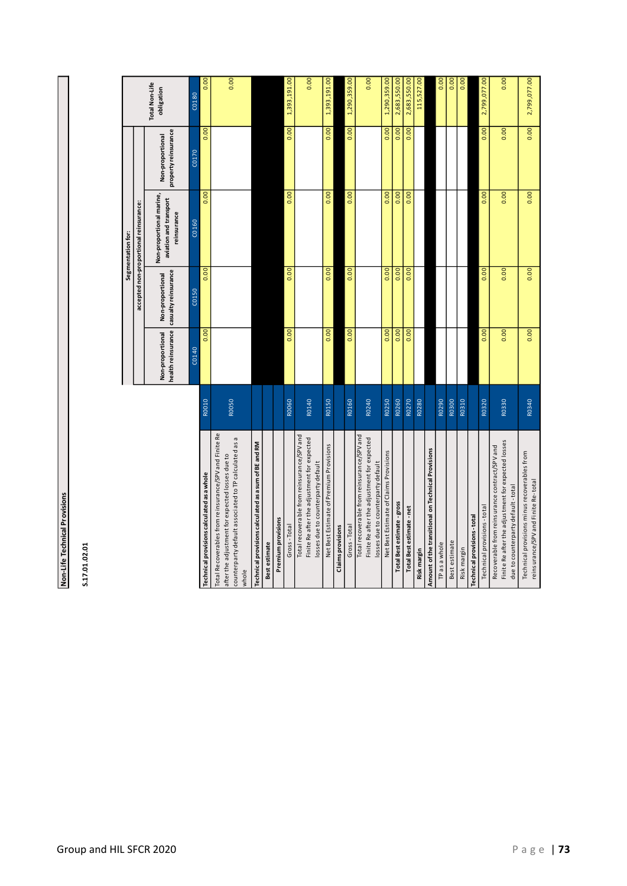**Non-Life Technical Provisions**

**S.17.01.02.01**

| | | Segmentation for: accepted non-proportional reinsurance: Non-proportional health reinsurance | Non-proportional casualty reinsurance | Non-proportional marine, aviation and transport reinsurance | Non-proportional property reinsurance | Total Non-Life obligation |
|---|---|---|---|---|---|---|
| | | C0140 | C0150 | C0160 | C0170 | C0180 |
| **Technical provisions calculated as a whole** | R0010 | 0.00 | 0.00 | 0.00 | 0.00 | 0.00 |
| Total Recoverables from reinsurance/SPV and Finite Re after the adjustment for expected losses due to counterparty default associated to TP calculated as a whole | R0050 | | | | | 0.00 |
| **Technical provisions calculated as a sum of BE and RM** | | | | | | |
| **Best estimate** | | | | | | |
| **Premium provisions** | | | | | | |
| Gross - Total | R0060 | 0.00 | 0.00 | 0.00 | 0.00 | 1,393,191.00 |
| Total recoverable from reinsurance/SPV and Finite Re after the adjustment for expected losses due to counterparty default | R0140 | | | | | 0.00 |
| Net Best Estimate of Premium Provisions | R0150 | 0.00 | 0.00 | 0.00 | 0.00 | 1,393,191.00 |
| **Claims provisions** | | | | | | |
| Gross - Total | R0160 | 0.00 | 0.00 | 0.00 | 0.00 | 1,290,359.00 |
| Total recoverable from reinsurance/SPV and Finite Re after the adjustment for expected losses due to counterparty default | R0240 | | | | | 0.00 |
| Net Best Estimate of Claims Provisions | R0250 | 0.00 | 0.00 | 0.00 | 0.00 | 1,290,359.00 |
| **Total Best estimate - gross** | R0260 | 0.00 | 0.00 | 0.00 | 0.00 | 2,683,550.00 |
| **Total Best estimate - net** | R0270 | 0.00 | 0.00 | 0.00 | 0.00 | 2,683,550.00 |
| **Risk margin** | R0280 | | | | | 115,527.00 |
| **Amount of the transitional on Technical Provisions** | | | | | | |
| TP as a whole | R0290 | | | | | 0.00 |
| Best estimate | R0300 | | | | | 0.00 |
| Risk margin | R0310 | | | | | 0.00 |
| **Technical provisions - total** | | | | | | |
| Technical provisions - total | R0320 | 0.00 | 0.00 | 0.00 | 0.00 | 2,799,077.00 |
| Recoverable from reinsurance contract/SPV and Finite Re after the adjustment for expected losses due to counterparty default - total | R0330 | 0.00 | 0.00 | 0.00 | 0.00 | 0.00 |
| Technical provisions minus recoverables from reinsurance/SPV and Finite Re - total | R0340 | 0.00 | 0.00 | 0.00 | 0.00 | 2,799,077.00 |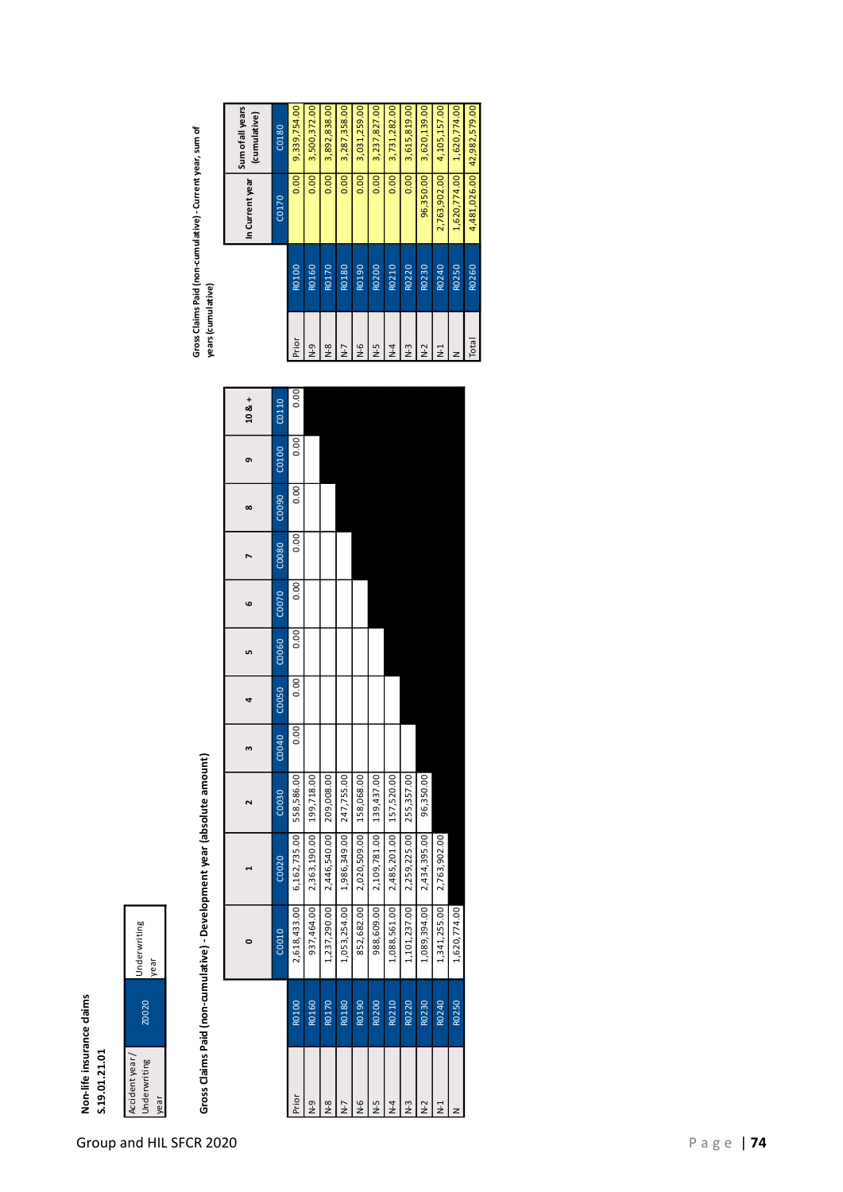## Non-life insurance claims
### S.19.01.21.01

| Accident year / Underwriting year | Z0020 | Underwriting year |
|---|---|---|

**Gross Claims Paid (non-cumulative) - Development year (absolute amount)**

| | | 0 | 1 | 2 | 3 | 4 | 5 | 6 | 7 | 8 | 9 | 10 & + |
|---|---|---|---|---|---|---|---|---|---|---|---|---|
| | | C0010 | C0020 | C0030 | C0040 | C0050 | C0060 | C0070 | C0080 | C0090 | C0100 | C0110 |
| Prior | R0100 | 2,618,433.00 | 6,162,735.00 | 558,586.00 | 0.00 | 0.00 | 0.00 | 0.00 | 0.00 | 0.00 | 0.00 | 0.00 |
| N-9 | R0160 | 937,464.00 | 2,363,190.00 | 199,718.00 | | | | | | | | |
| N-8 | R0170 | 1,237,290.00 | 2,446,540.00 | 209,008.00 | | | | | | | | |
| N-7 | R0180 | 1,053,254.00 | 1,986,349.00 | 247,755.00 | | | | | | | | |
| N-6 | R0190 | 852,682.00 | 2,020,509.00 | 158,068.00 | | | | | | | | |
| N-5 | R0200 | 988,609.00 | 2,109,781.00 | 139,437.00 | | | | | | | | |
| N-4 | R0210 | 1,088,561.00 | 2,485,201.00 | 157,520.00 | | | | | | | | |
| N-3 | R0220 | 1,101,237.00 | 2,259,225.00 | 255,357.00 | | | | | | | | |
| N-2 | R0230 | 1,089,394.00 | 2,434,395.00 | 96,350.00 | | | | | | | | |
| N-1 | R0240 | 1,341,255.00 | 2,763,902.00 | | | | | | | | | |
| N | R0250 | 1,620,774.00 | | | | | | | | | | |

**Gross Claims Paid (non-cumulative) - Current year, sum of years (cumulative)**

| | | In Current year | Sum of all years (cumulative) |
|---|---|---|---|
| | | C0170 | C0180 |
| Prior | R0100 | 0.00 | 9,339,754.00 |
| N-9 | R0160 | 0.00 | 3,500,372.00 |
| N-8 | R0170 | 0.00 | 3,892,838.00 |
| N-7 | R0180 | 0.00 | 3,287,358.00 |
| N-6 | R0190 | 0.00 | 3,031,259.00 |
| N-5 | R0200 | 0.00 | 3,237,827.00 |
| N-4 | R0210 | 0.00 | 3,731,282.00 |
| N-3 | R0220 | 0.00 | 3,615,819.00 |
| N-2 | R0230 | 96,350.00 | 3,620,139.00 |
| N-1 | R0240 | 2,763,902.00 | 4,105,157.00 |
| N | R0250 | 1,620,774.00 | 1,620,774.00 |
| Total | R0260 | 4,481,026.00 | 42,982,579.00 |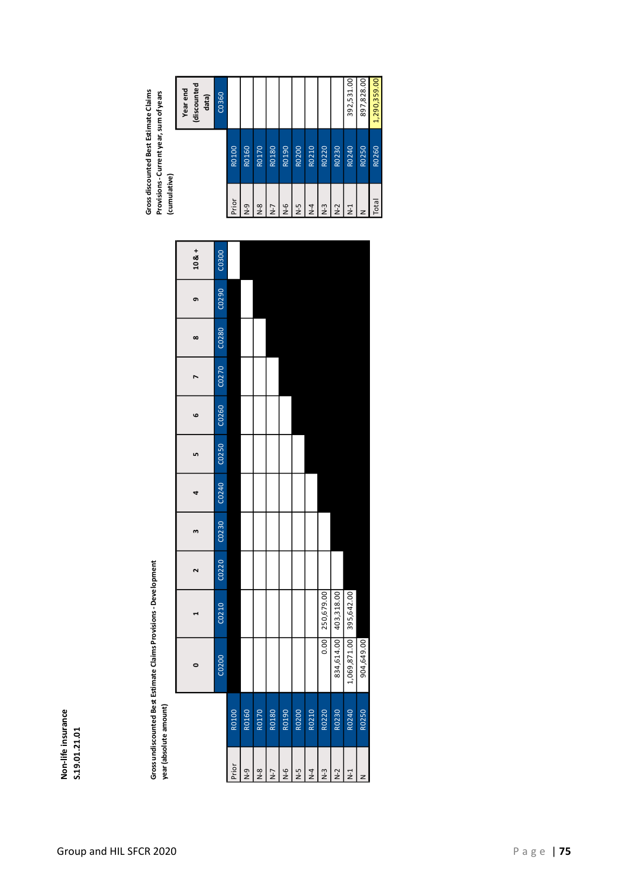**Non-life insurance**
**S.19.01.21.01**

**Gross undiscounted Best Estimate Claims Provisions - Development year (absolute amount)**

| | | 0 | 1 | 2 | 3 | 4 | 5 | 6 | 7 | 8 | 9 | 10 & + |
|---|---|---|---|---|---|---|---|---|---|---|---|---|
| | | C0200 | C0210 | C0220 | C0230 | C0240 | C0250 | C0260 | C0270 | C0280 | C0290 | C0300 |
| Prior | R0100 | | | | | | | | | | | |
| N-9 | R0160 | | | | | | | | | | | |
| N-8 | R0170 | | | | | | | | | | | |
| N-7 | R0180 | | | | | | | | | | | |
| N-6 | R0190 | | | | | | | | | | | |
| N-5 | R0200 | | | | | | | | | | | |
| N-4 | R0210 | | | | | | | | | | | |
| N-3 | R0220 | 0.00 | 250,679.00 | | | | | | | | | |
| N-2 | R0230 | 834,614.00 | 403,318.00 | | | | | | | | | |
| N-1 | R0240 | 1,069,871.00 | 395,642.00 | | | | | | | | | |
| N | R0250 | 904,649.00 | | | | | | | | | | |

**Gross discounted Best Estimate Claims Provisions - Current year, sum of years (cumulative)**

| | | Year end (discounted data) |
|---|---|---|
| | | C0360 |
| Prior | R0100 | |
| N-9 | R0160 | |
| N-8 | R0170 | |
| N-7 | R0180 | |
| N-6 | R0190 | |
| N-5 | R0200 | |
| N-4 | R0210 | |
| N-3 | R0220 | |
| N-2 | R0230 | |
| N-1 | R0240 | 392,531.00 |
| N | R0250 | 897,828.00 |
| Total | R0260 | 1,290,359.00 |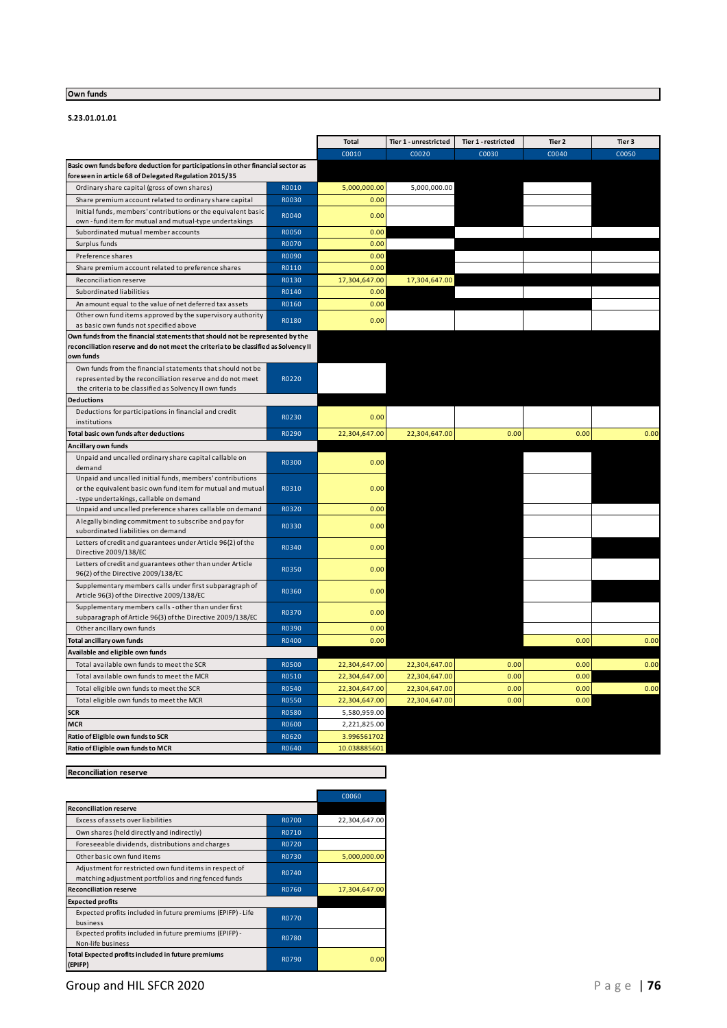## Own funds

**S.23.01.01.01**

| | | Total | Tier 1 - unrestricted | Tier 1 - restricted | Tier 2 | Tier 3 |
|---|---|---|---|---|---|---|
| | | C0010 | C0020 | C0030 | C0040 | C0050 |
| **Basic own funds before deduction for participations in other financial sector as foreseen in article 68 of Delegated Regulation 2015/35** | | | | | | |
| Ordinary share capital (gross of own shares) | R0010 | 5,000,000.00 | 5,000,000.00 | | | |
| Share premium account related to ordinary share capital | R0030 | 0.00 | | | | |
| Initial funds, members' contributions or the equivalent basic own - fund item for mutual and mutual-type undertakings | R0040 | 0.00 | | | | |
| Subordinated mutual member accounts | R0050 | 0.00 | | | | |
| Surplus funds | R0070 | 0.00 | | | | |
| Preference shares | R0090 | 0.00 | | | | |
| Share premium account related to preference shares | R0110 | 0.00 | | | | |
| Reconciliation reserve | R0130 | 17,304,647.00 | 17,304,647.00 | | | |
| Subordinated liabilities | R0140 | 0.00 | | | | |
| An amount equal to the value of net deferred tax assets | R0160 | 0.00 | | | | |
| Other own fund items approved by the supervisory authority as basic own funds not specified above | R0180 | 0.00 | | | | |
| **Own funds from the financial statements that should not be represented by the reconciliation reserve and do not meet the criteria to be classified as Solvency II own funds** | | | | | | |
| Own funds from the financial statements that should not be represented by the reconciliation reserve and do not meet the criteria to be classified as Solvency II own funds | R0220 | | | | | |
| **Deductions** | | | | | | |
| Deductions for participations in financial and credit institutions | R0230 | 0.00 | | | | |
| **Total basic own funds after deductions** | R0290 | 22,304,647.00 | 22,304,647.00 | 0.00 | 0.00 | 0.00 |
| **Ancillary own funds** | | | | | | |
| Unpaid and uncalled ordinary share capital callable on demand | R0300 | 0.00 | | | | |
| Unpaid and uncalled initial funds, members' contributions or the equivalent basic own fund item for mutual and mutual - type undertakings, callable on demand | R0310 | 0.00 | | | | |
| Unpaid and uncalled preference shares callable on demand | R0320 | 0.00 | | | | |
| A legally binding commitment to subscribe and pay for subordinated liabilities on demand | R0330 | 0.00 | | | | |
| Letters of credit and guarantees under Article 96(2) of the Directive 2009/138/EC | R0340 | 0.00 | | | | |
| Letters of credit and guarantees other than under Article 96(2) of the Directive 2009/138/EC | R0350 | 0.00 | | | | |
| Supplementary members calls under first subparagraph of Article 96(3) of the Directive 2009/138/EC | R0360 | 0.00 | | | | |
| Supplementary members calls - other than under first subparagraph of Article 96(3) of the Directive 2009/138/EC | R0370 | 0.00 | | | | |
| Other ancillary own funds | R0390 | 0.00 | | | | |
| **Total ancillary own funds** | R0400 | 0.00 | | | 0.00 | 0.00 |
| **Available and eligible own funds** | | | | | | |
| Total available own funds to meet the SCR | R0500 | 22,304,647.00 | 22,304,647.00 | 0.00 | 0.00 | 0.00 |
| Total available own funds to meet the MCR | R0510 | 22,304,647.00 | 22,304,647.00 | 0.00 | 0.00 | |
| Total eligible own funds to meet the SCR | R0540 | 22,304,647.00 | 22,304,647.00 | 0.00 | 0.00 | 0.00 |
| Total eligible own funds to meet the MCR | R0550 | 22,304,647.00 | 22,304,647.00 | 0.00 | 0.00 | |
| **SCR** | R0580 | 5,580,959.00 | | | | |
| **MCR** | R0600 | 2,221,825.00 | | | | |
| **Ratio of Eligible own funds to SCR** | R0620 | 3.996561702 | | | | |
| **Ratio of Eligible own funds to MCR** | R0640 | 10.038885601 | | | | |

## Reconciliation reserve

| | | C0060 |
|---|---|---|
| **Reconciliation reserve** | | |
| Excess of assets over liabilities | R0700 | 22,304,647.00 |
| Own shares (held directly and indirectly) | R0710 | |
| Foreseeable dividends, distributions and charges | R0720 | |
| Other basic own fund items | R0730 | 5,000,000.00 |
| Adjustment for restricted own fund items in respect of matching adjustment portfolios and ring fenced funds | R0740 | |
| **Reconciliation reserve** | R0760 | 17,304,647.00 |
| **Expected profits** | | |
| Expected profits included in future premiums (EPIFP) - Life business | R0770 | |
| Expected profits included in future premiums (EPIFP) - Non-life business | R0780 | |
| **Total Expected profits included in future premiums (EPIFP)** | R0790 | 0.00 |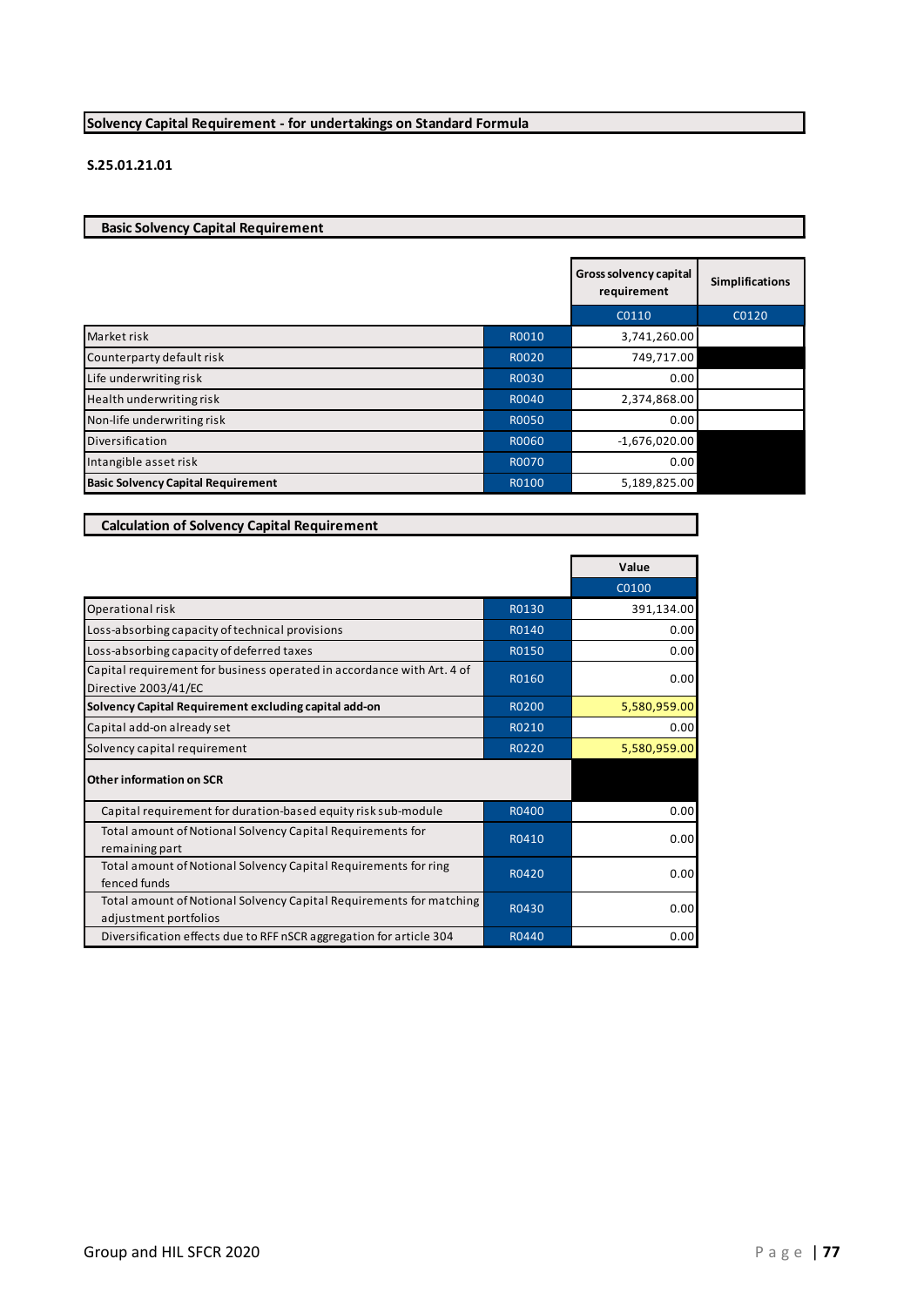## Solvency Capital Requirement - for undertakings on Standard Formula

**S.25.01.21.01**

### Basic Solvency Capital Requirement

| | | Gross solvency capital requirement | Simplifications |
|---|---|---|---|
| | | C0110 | C0120 |
| Market risk | R0010 | 3,741,260.00 | |
| Counterparty default risk | R0020 | 749,717.00 | |
| Life underwriting risk | R0030 | 0.00 | |
| Health underwriting risk | R0040 | 2,374,868.00 | |
| Non-life underwriting risk | R0050 | 0.00 | |
| Diversification | R0060 | -1,676,020.00 | |
| Intangible asset risk | R0070 | 0.00 | |
| **Basic Solvency Capital Requirement** | R0100 | 5,189,825.00 | |

### Calculation of Solvency Capital Requirement

| | | Value |
|---|---|---|
| | | C0100 |
| Operational risk | R0130 | 391,134.00 |
| Loss-absorbing capacity of technical provisions | R0140 | 0.00 |
| Loss-absorbing capacity of deferred taxes | R0150 | 0.00 |
| Capital requirement for business operated in accordance with Art. 4 of Directive 2003/41/EC | R0160 | 0.00 |
| **Solvency Capital Requirement excluding capital add-on** | R0200 | 5,580,959.00 |
| Capital add-on already set | R0210 | 0.00 |
| Solvency capital requirement | R0220 | 5,580,959.00 |
| **Other information on SCR** | | |
| Capital requirement for duration-based equity risk sub-module | R0400 | 0.00 |
| Total amount of Notional Solvency Capital Requirements for remaining part | R0410 | 0.00 |
| Total amount of Notional Solvency Capital Requirements for ring fenced funds | R0420 | 0.00 |
| Total amount of Notional Solvency Capital Requirements for matching adjustment portfolios | R0430 | 0.00 |
| Diversification effects due to RFF nSCR aggregation for article 304 | R0440 | 0.00 |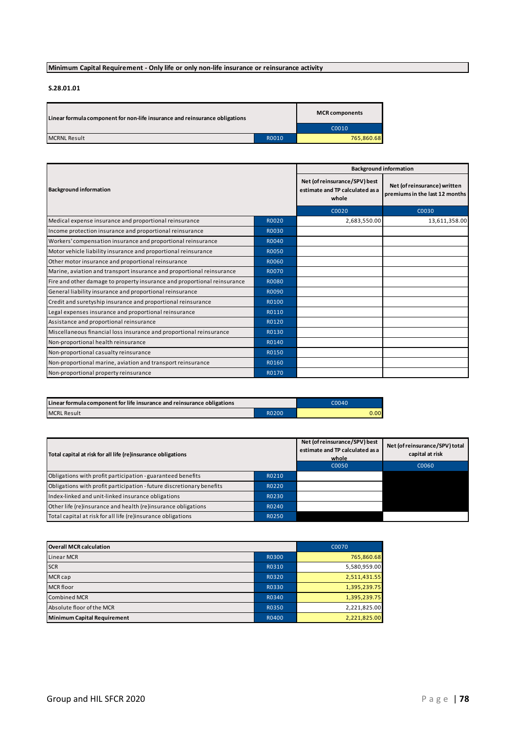**Minimum Capital Requirement - Only life or only non-life insurance or reinsurance activity**

**S.28.01.01**

| Linear formula component for non-life insurance and reinsurance obligations | | MCR components |
|---|---|---|
| | | C0010 |
| MCRNL Result | R0010 | 765,860.68 |

| Background information | | Background information | |
|---|---|---|---|
| | | Net (of reinsurance/SPV) best estimate and TP calculated as a whole | Net (of reinsurance) written premiums in the last 12 months |
| | | C0020 | C0030 |
| Medical expense insurance and proportional reinsurance | R0020 | 2,683,550.00 | 13,611,358.00 |
| Income protection insurance and proportional reinsurance | R0030 | | |
| Workers' compensation insurance and proportional reinsurance | R0040 | | |
| Motor vehicle liability insurance and proportional reinsurance | R0050 | | |
| Other motor insurance and proportional reinsurance | R0060 | | |
| Marine, aviation and transport insurance and proportional reinsurance | R0070 | | |
| Fire and other damage to property insurance and proportional reinsurance | R0080 | | |
| General liability insurance and proportional reinsurance | R0090 | | |
| Credit and suretyship insurance and proportional reinsurance | R0100 | | |
| Legal expenses insurance and proportional reinsurance | R0110 | | |
| Assistance and proportional reinsurance | R0120 | | |
| Miscellaneous financial loss insurance and proportional reinsurance | R0130 | | |
| Non-proportional health reinsurance | R0140 | | |
| Non-proportional casualty reinsurance | R0150 | | |
| Non-proportional marine, aviation and transport reinsurance | R0160 | | |
| Non-proportional property reinsurance | R0170 | | |

| Linear formula component for life insurance and reinsurance obligations | | C0040 |
|---|---|---|
| MCRL Result | R0200 | 0.00 |

| Total capital at risk for all life (re)insurance obligations | | Net (of reinsurance/SPV) best estimate and TP calculated as a whole | Net (of reinsurance/SPV) total capital at risk |
|---|---|---|---|
| | | C0050 | C0060 |
| Obligations with profit participation - guaranteed benefits | R0210 | | |
| Obligations with profit participation - future discretionary benefits | R0220 | | |
| Index-linked and unit-linked insurance obligations | R0230 | | |
| Other life (re)insurance and health (re)insurance obligations | R0240 | | |
| Total capital at risk for all life (re)insurance obligations | R0250 | | |

| Overall MCR calculation | | C0070 |
|---|---|---|
| Linear MCR | R0300 | 765,860.68 |
| SCR | R0310 | 5,580,959.00 |
| MCR cap | R0320 | 2,511,431.55 |
| MCR floor | R0330 | 1,395,239.75 |
| Combined MCR | R0340 | 1,395,239.75 |
| Absolute floor of the MCR | R0350 | 2,221,825.00 |
| **Minimum Capital Requirement** | R0400 | 2,221,825.00 |